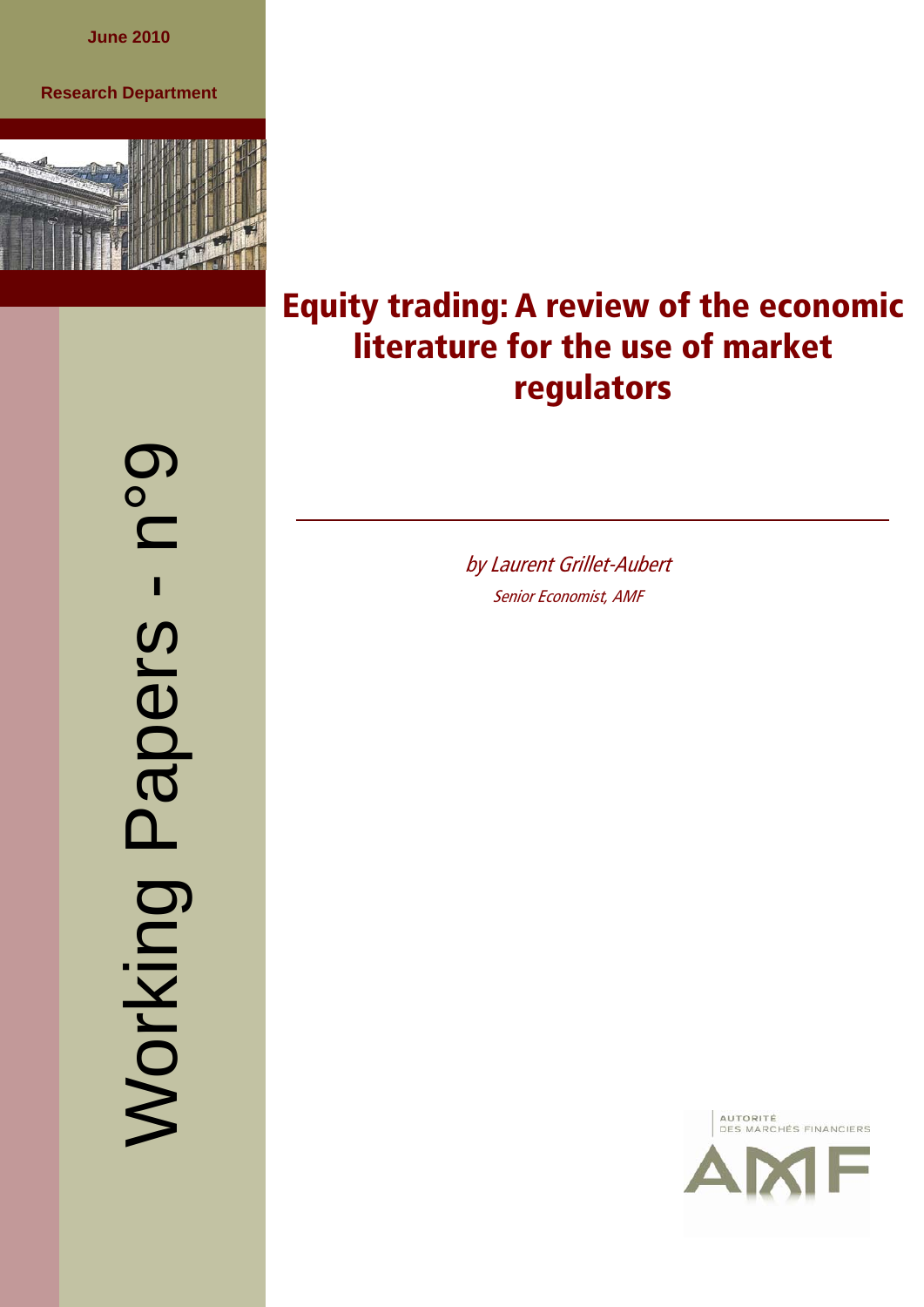June 2010

Research Department

Working Papers - n°9

# Equity trading: A review of the economic literature for the use of market regulators

*by Laurent Grillet-Aubert*

*Senior Economist, AMF*

AUTORITÉ DES MARCHÉS FINANCIERS

AMF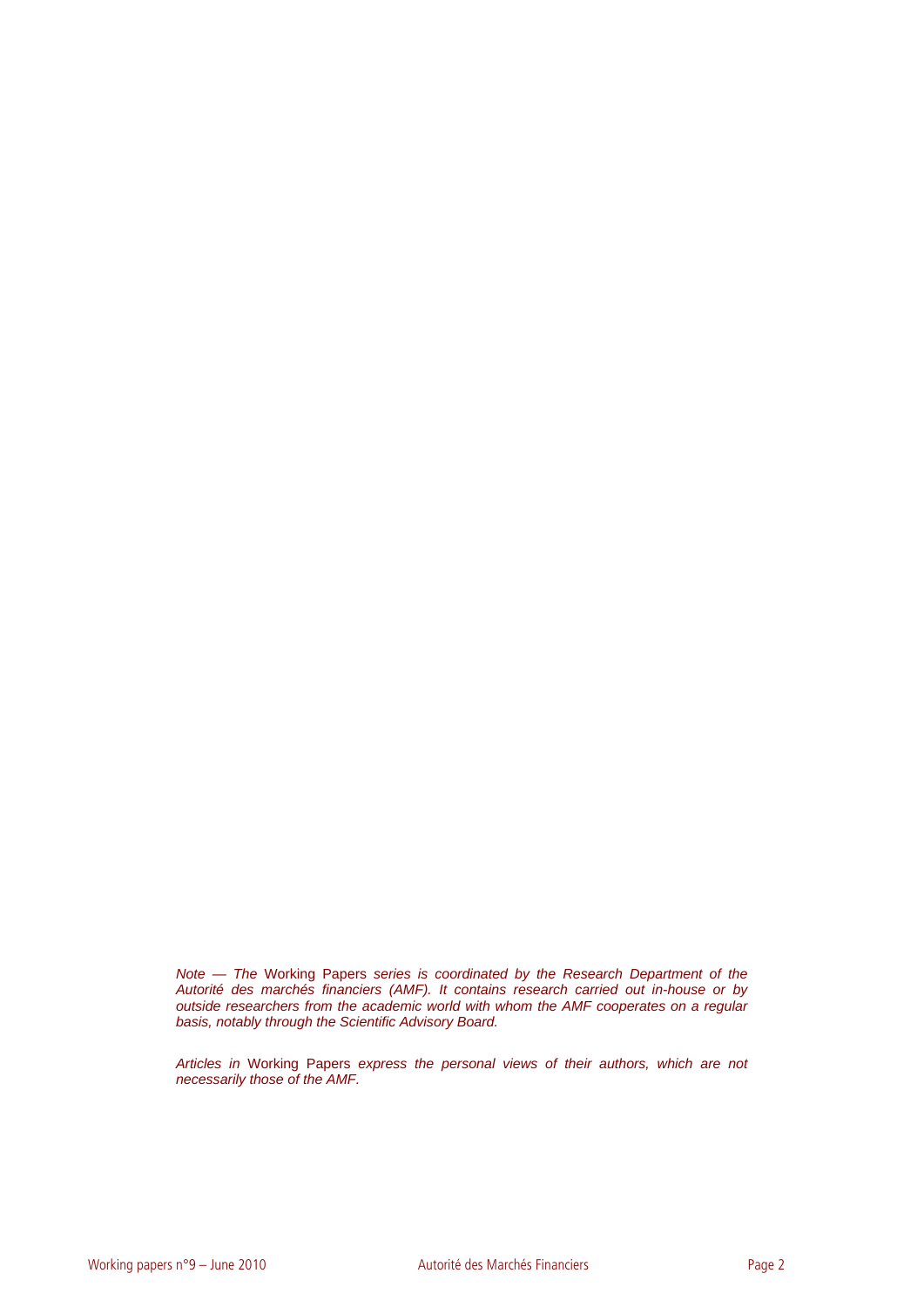*Note — The* Working Papers *series is coordinated by the Research Department of the Autorité des marchés financiers (AMF). It contains research carried out in-house or by outside researchers from the academic world with whom the AMF cooperates on a regular basis, notably through the Scientific Advisory Board.*

*Articles in* Working Papers *express the personal views of their authors, which are not necessarily those of the AMF.*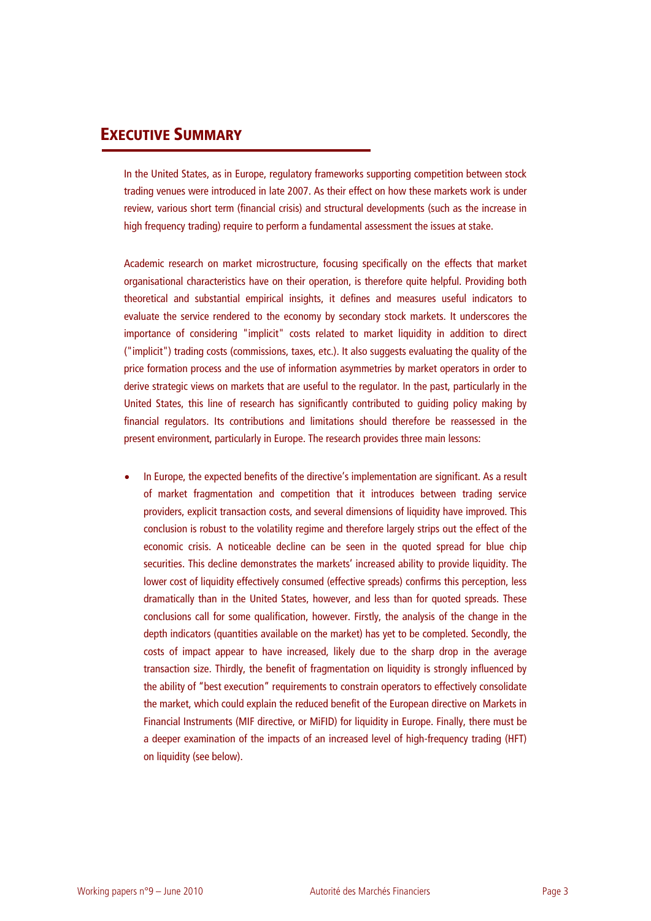# Executive Summary

In the United States, as in Europe, regulatory frameworks supporting competition between stock trading venues were introduced in late 2007. As their effect on how these markets work is under review, various short term (financial crisis) and structural developments (such as the increase in high frequency trading) require to perform a fundamental assessment the issues at stake.

Academic research on market microstructure, focusing specifically on the effects that market organisational characteristics have on their operation, is therefore quite helpful. Providing both theoretical and substantial empirical insights, it defines and measures useful indicators to evaluate the service rendered to the economy by secondary stock markets. It underscores the importance of considering "implicit" costs related to market liquidity in addition to direct ("implicit") trading costs (commissions, taxes, etc.). It also suggests evaluating the quality of the price formation process and the use of information asymmetries by market operators in order to derive strategic views on markets that are useful to the regulator. In the past, particularly in the United States, this line of research has significantly contributed to guiding policy making by financial regulators. Its contributions and limitations should therefore be reassessed in the present environment, particularly in Europe. The research provides three main lessons:

- In Europe, the expected benefits of the directive's implementation are significant. As a result of market fragmentation and competition that it introduces between trading service providers, explicit transaction costs, and several dimensions of liquidity have improved. This conclusion is robust to the volatility regime and therefore largely strips out the effect of the economic crisis. A noticeable decline can be seen in the quoted spread for blue chip securities. This decline demonstrates the markets' increased ability to provide liquidity. The lower cost of liquidity effectively consumed (effective spreads) confirms this perception, less dramatically than in the United States, however, and less than for quoted spreads. These conclusions call for some qualification, however. Firstly, the analysis of the change in the depth indicators (quantities available on the market) has yet to be completed. Secondly, the costs of impact appear to have increased, likely due to the sharp drop in the average transaction size. Thirdly, the benefit of fragmentation on liquidity is strongly influenced by the ability of "best execution" requirements to constrain operators to effectively consolidate the market, which could explain the reduced benefit of the European directive on Markets in Financial Instruments (MIF directive, or MiFID) for liquidity in Europe. Finally, there must be a deeper examination of the impacts of an increased level of high-frequency trading (HFT) on liquidity (see below).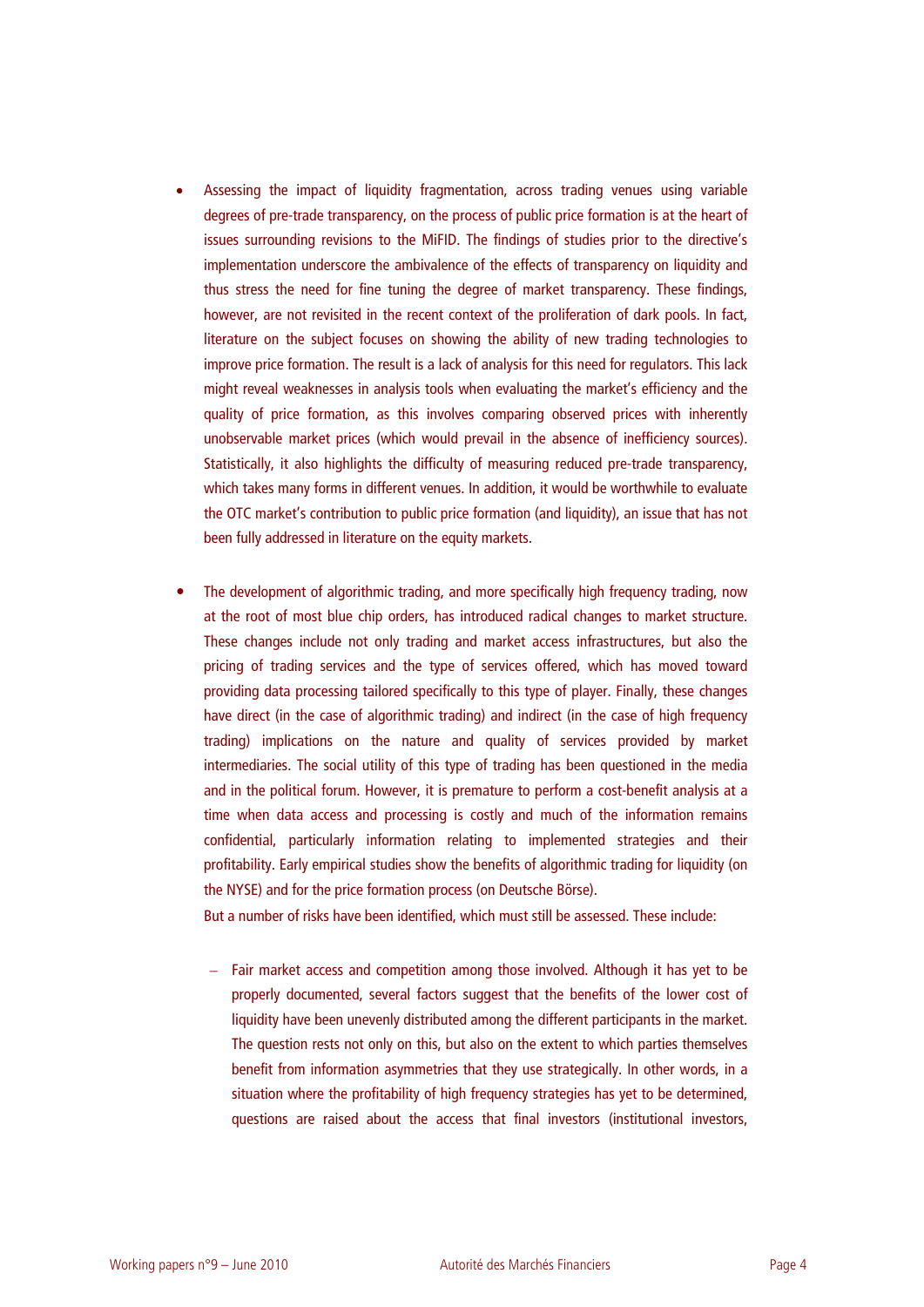- Assessing the impact of liquidity fragmentation, across trading venues using variable degrees of pre-trade transparency, on the process of public price formation is at the heart of issues surrounding revisions to the MiFID. The findings of studies prior to the directive's implementation underscore the ambivalence of the effects of transparency on liquidity and thus stress the need for fine tuning the degree of market transparency. These findings, however, are not revisited in the recent context of the proliferation of dark pools. In fact, literature on the subject focuses on showing the ability of new trading technologies to improve price formation. The result is a lack of analysis for this need for regulators. This lack might reveal weaknesses in analysis tools when evaluating the market's efficiency and the quality of price formation, as this involves comparing observed prices with inherently unobservable market prices (which would prevail in the absence of inefficiency sources). Statistically, it also highlights the difficulty of measuring reduced pre-trade transparency, which takes many forms in different venues. In addition, it would be worthwhile to evaluate the OTC market's contribution to public price formation (and liquidity), an issue that has not been fully addressed in literature on the equity markets.

- The development of algorithmic trading, and more specifically high frequency trading, now at the root of most blue chip orders, has introduced radical changes to market structure. These changes include not only trading and market access infrastructures, but also the pricing of trading services and the type of services offered, which has moved toward providing data processing tailored specifically to this type of player. Finally, these changes have direct (in the case of algorithmic trading) and indirect (in the case of high frequency trading) implications on the nature and quality of services provided by market intermediaries. The social utility of this type of trading has been questioned in the media and in the political forum. However, it is premature to perform a cost-benefit analysis at a time when data access and processing is costly and much of the information remains confidential, particularly information relating to implemented strategies and their profitability. Early empirical studies show the benefits of algorithmic trading for liquidity (on the NYSE) and for the price formation process (on Deutsche Börse).

  But a number of risks have been identified, which must still be assessed. These include:

  - Fair market access and competition among those involved. Although it has yet to be properly documented, several factors suggest that the benefits of the lower cost of liquidity have been unevenly distributed among the different participants in the market. The question rests not only on this, but also on the extent to which parties themselves benefit from information asymmetries that they use strategically. In other words, in a situation where the profitability of high frequency strategies has yet to be determined, questions are raised about the access that final investors (institutional investors,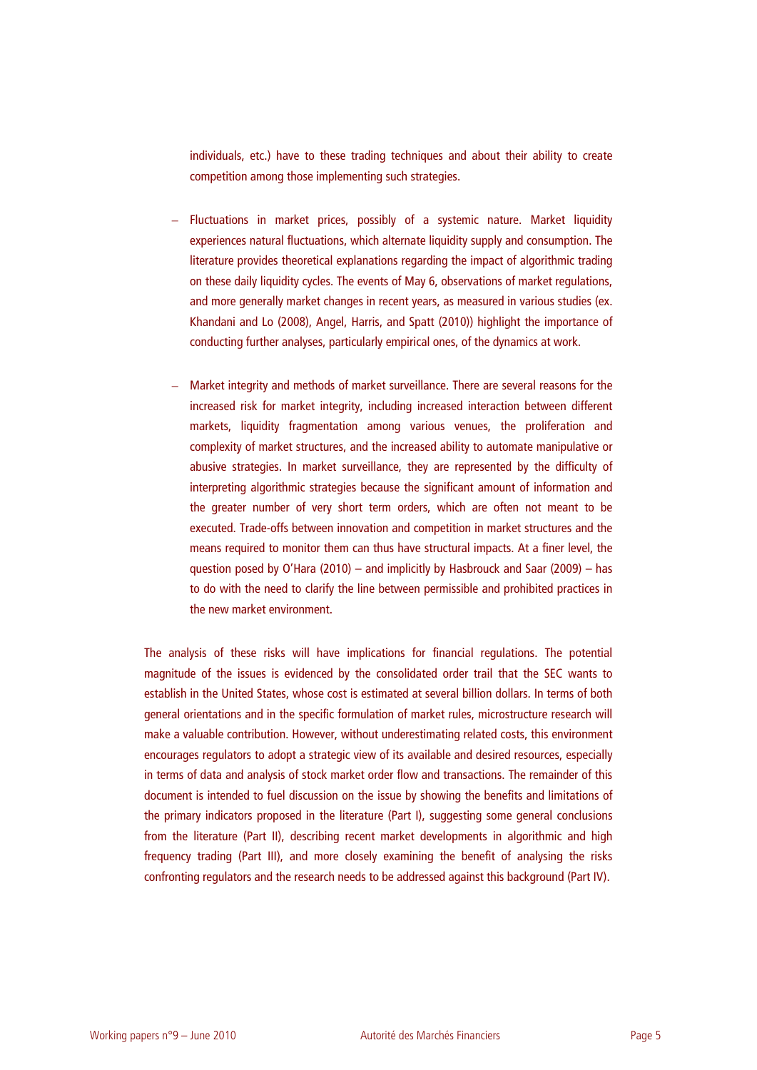individuals, etc.) have to these trading techniques and about their ability to create competition among those implementing such strategies.

- Fluctuations in market prices, possibly of a systemic nature. Market liquidity experiences natural fluctuations, which alternate liquidity supply and consumption. The literature provides theoretical explanations regarding the impact of algorithmic trading on these daily liquidity cycles. The events of May 6, observations of market regulations, and more generally market changes in recent years, as measured in various studies (ex. Khandani and Lo (2008), Angel, Harris, and Spatt (2010)) highlight the importance of conducting further analyses, particularly empirical ones, of the dynamics at work.

- Market integrity and methods of market surveillance. There are several reasons for the increased risk for market integrity, including increased interaction between different markets, liquidity fragmentation among various venues, the proliferation and complexity of market structures, and the increased ability to automate manipulative or abusive strategies. In market surveillance, they are represented by the difficulty of interpreting algorithmic strategies because the significant amount of information and the greater number of very short term orders, which are often not meant to be executed. Trade-offs between innovation and competition in market structures and the means required to monitor them can thus have structural impacts. At a finer level, the question posed by O'Hara (2010) – and implicitly by Hasbrouck and Saar (2009) – has to do with the need to clarify the line between permissible and prohibited practices in the new market environment.

The analysis of these risks will have implications for financial regulations. The potential magnitude of the issues is evidenced by the consolidated order trail that the SEC wants to establish in the United States, whose cost is estimated at several billion dollars. In terms of both general orientations and in the specific formulation of market rules, microstructure research will make a valuable contribution. However, without underestimating related costs, this environment encourages regulators to adopt a strategic view of its available and desired resources, especially in terms of data and analysis of stock market order flow and transactions. The remainder of this document is intended to fuel discussion on the issue by showing the benefits and limitations of the primary indicators proposed in the literature (Part I), suggesting some general conclusions from the literature (Part II), describing recent market developments in algorithmic and high frequency trading (Part III), and more closely examining the benefit of analysing the risks confronting regulators and the research needs to be addressed against this background (Part IV).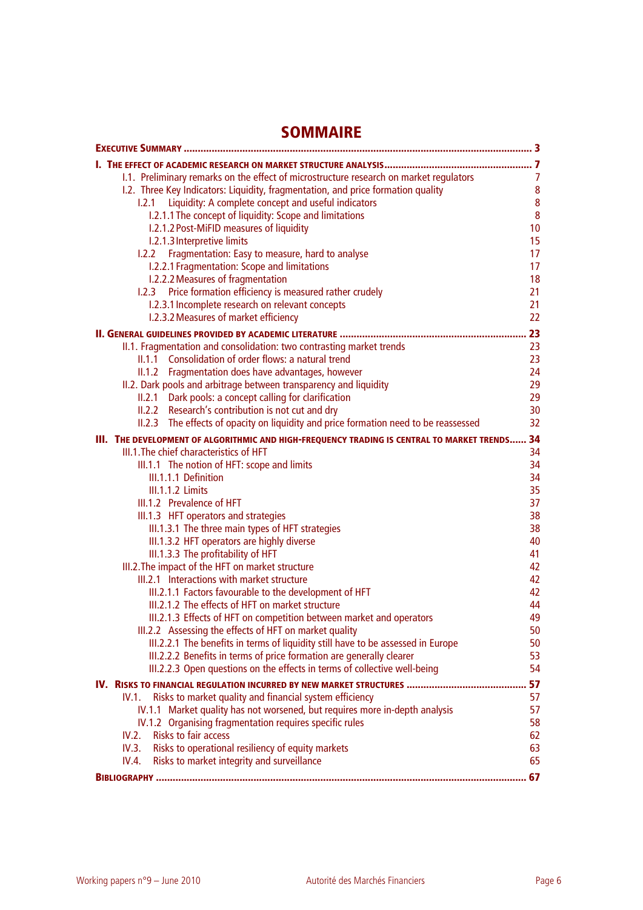# SOMMAIRE

**EXECUTIVE SUMMARY** .......... 3

**I. THE EFFECT OF ACADEMIC RESEARCH ON MARKET STRUCTURE ANALYSIS** .......... 7

- I.1. Preliminary remarks on the effect of microstructure research on market regulators — 7
- I.2. Three Key Indicators: Liquidity, fragmentation, and price formation quality — 8
  - I.2.1 Liquidity: A complete concept and useful indicators — 8
    - I.2.1.1 The concept of liquidity: Scope and limitations — 8
    - I.2.1.2 Post-MiFID measures of liquidity — 10
    - I.2.1.3 Interpretive limits — 15
  - I.2.2 Fragmentation: Easy to measure, hard to analyse — 17
    - I.2.2.1 Fragmentation: Scope and limitations — 17
    - I.2.2.2 Measures of fragmentation — 18
  - I.2.3 Price formation efficiency is measured rather crudely — 21
    - I.2.3.1 Incomplete research on relevant concepts — 21
    - I.2.3.2 Measures of market efficiency — 22

**II. GENERAL GUIDELINES PROVIDED BY ACADEMIC LITERATURE** .......... 23

- II.1. Fragmentation and consolidation: two contrasting market trends — 23
  - II.1.1 Consolidation of order flows: a natural trend — 23
  - II.1.2 Fragmentation does have advantages, however — 24
- II.2. Dark pools and arbitrage between transparency and liquidity — 29
  - II.2.1 Dark pools: a concept calling for clarification — 29
  - II.2.2 Research's contribution is not cut and dry — 30
  - II.2.3 The effects of opacity on liquidity and price formation need to be reassessed — 32

**III. THE DEVELOPMENT OF ALGORITHMIC AND HIGH-FREQUENCY TRADING IS CENTRAL TO MARKET TRENDS** .......... 34

- III.1. The chief characteristics of HFT — 34
  - III.1.1 The notion of HFT: scope and limits — 34
    - III.1.1.1 Definition — 34
    - III.1.1.2 Limits — 35
  - III.1.2 Prevalence of HFT — 37
  - III.1.3 HFT operators and strategies — 38
    - III.1.3.1 The three main types of HFT strategies — 38
    - III.1.3.2 HFT operators are highly diverse — 40
    - III.1.3.3 The profitability of HFT — 41
- III.2. The impact of the HFT on market structure — 42
  - III.2.1 Interactions with market structure — 42
    - III.2.1.1 Factors favourable to the development of HFT — 42
    - III.2.1.2 The effects of HFT on market structure — 44
    - III.2.1.3 Effects of HFT on competition between market and operators — 49
  - III.2.2 Assessing the effects of HFT on market quality — 50
    - III.2.2.1 The benefits in terms of liquidity still have to be assessed in Europe — 50
    - III.2.2.2 Benefits in terms of price formation are generally clearer — 53
    - III.2.2.3 Open questions on the effects in terms of collective well-being — 54

**IV. RISKS TO FINANCIAL REGULATION INCURRED BY NEW MARKET STRUCTURES** .......... 57

- IV.1. Risks to market quality and financial system efficiency — 57
  - IV.1.1 Market quality has not worsened, but requires more in-depth analysis — 57
  - IV.1.2 Organising fragmentation requires specific rules — 58
- IV.2. Risks to fair access — 62
- IV.3. Risks to operational resiliency of equity markets — 63
- IV.4. Risks to market integrity and surveillance — 65

**BIBLIOGRAPHY** .......... 67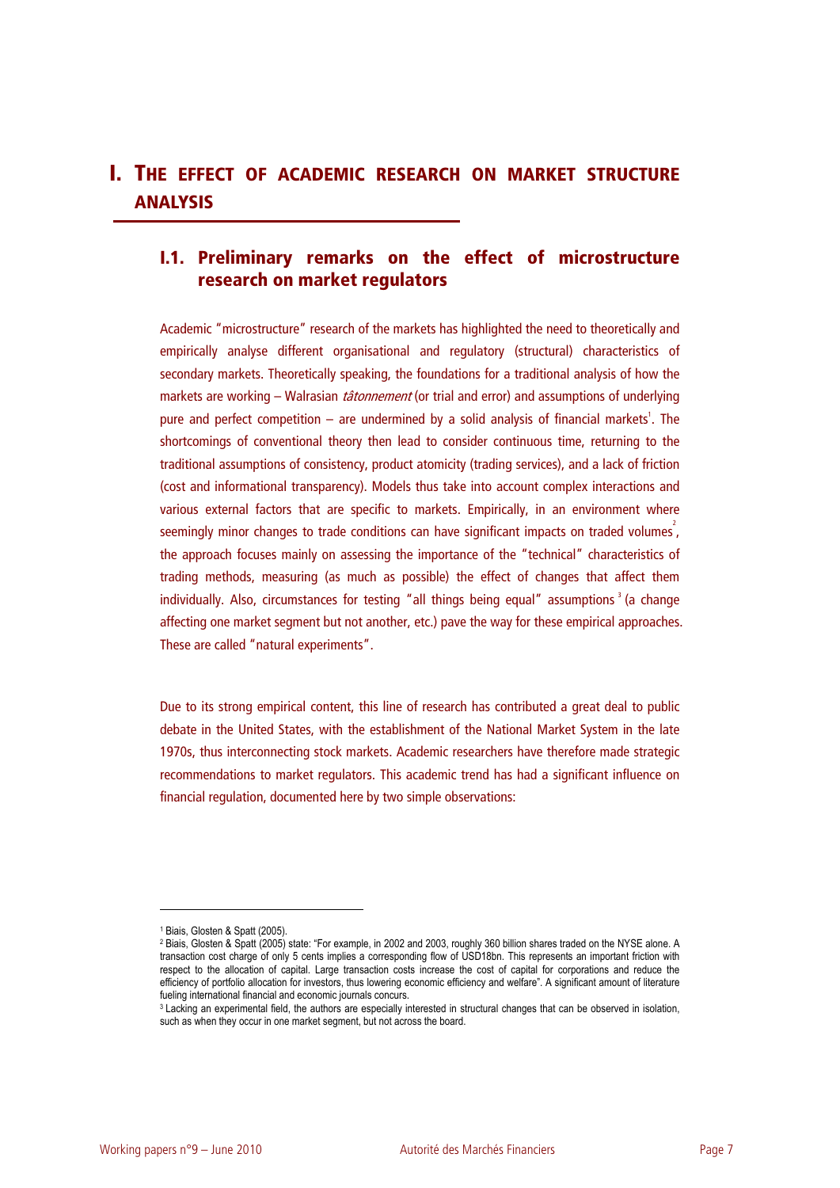# I. The effect of academic research on market structure analysis

## I.1. Preliminary remarks on the effect of microstructure research on market regulators

Academic "microstructure" research of the markets has highlighted the need to theoretically and empirically analyse different organisational and regulatory (structural) characteristics of secondary markets. Theoretically speaking, the foundations for a traditional analysis of how the markets are working – Walrasian *tâtonnement* (or trial and error) and assumptions of underlying pure and perfect competition – are undermined by a solid analysis of financial markets[1]. The shortcomings of conventional theory then lead to consider continuous time, returning to the traditional assumptions of consistency, product atomicity (trading services), and a lack of friction (cost and informational transparency). Models thus take into account complex interactions and various external factors that are specific to markets. Empirically, in an environment where seemingly minor changes to trade conditions can have significant impacts on traded volumes[2], the approach focuses mainly on assessing the importance of the "technical" characteristics of trading methods, measuring (as much as possible) the effect of changes that affect them individually. Also, circumstances for testing "all things being equal" assumptions[3] (a change affecting one market segment but not another, etc.) pave the way for these empirical approaches. These are called "natural experiments".

Due to its strong empirical content, this line of research has contributed a great deal to public debate in the United States, with the establishment of the National Market System in the late 1970s, thus interconnecting stock markets. Academic researchers have therefore made strategic recommendations to market regulators. This academic trend has had a significant influence on financial regulation, documented here by two simple observations:

---

[1] Biais, Glosten & Spatt (2005).

[2] Biais, Glosten & Spatt (2005) state: "For example, in 2002 and 2003, roughly 360 billion shares traded on the NYSE alone. A transaction cost charge of only 5 cents implies a corresponding flow of USD18bn. This represents an important friction with respect to the allocation of capital. Large transaction costs increase the cost of capital for corporations and reduce the efficiency of portfolio allocation for investors, thus lowering economic efficiency and welfare". A significant amount of literature fueling international financial and economic journals concurs.

[3] Lacking an experimental field, the authors are especially interested in structural changes that can be observed in isolation, such as when they occur in one market segment, but not across the board.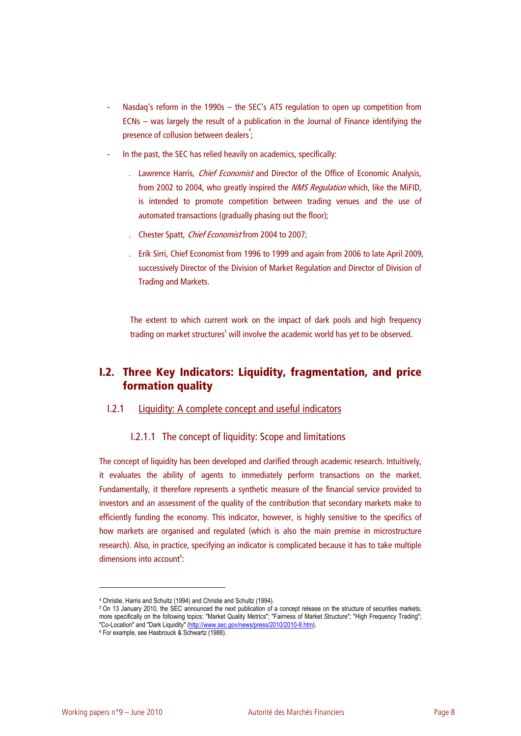- Nasdaq's reform in the 1990s – the SEC's ATS regulation to open up competition from ECNs – was largely the result of a publication in the Journal of Finance identifying the presence of collusion between dealers[4];
- In the past, the SEC has relied heavily on academics, specifically:
  - Lawrence Harris, *Chief Economist* and Director of the Office of Economic Analysis, from 2002 to 2004, who greatly inspired the *NMS Regulation* which, like the MiFID, is intended to promote competition between trading venues and the use of automated transactions (gradually phasing out the floor);
  - Chester Spatt, *Chief Economist* from 2004 to 2007;
  - Erik Sirri, Chief Economist from 1996 to 1999 and again from 2006 to late April 2009, successively Director of the Division of Market Regulation and Director of Division of Trading and Markets.

The extent to which current work on the impact of dark pools and high frequency trading on market structures[5] will involve the academic world has yet to be observed.

## I.2. Three Key Indicators: Liquidity, fragmentation, and price formation quality

### I.2.1 Liquidity: A complete concept and useful indicators

#### I.2.1.1 The concept of liquidity: Scope and limitations

The concept of liquidity has been developed and clarified through academic research. Intuitively, it evaluates the ability of agents to immediately perform transactions on the market. Fundamentally, it therefore represents a synthetic measure of the financial service provided to investors and an assessment of the quality of the contribution that secondary markets make to efficiently funding the economy. This indicator, however, is highly sensitive to the specifics of how markets are organised and regulated (which is also the main premise in microstructure research). Also, in practice, specifying an indicator is complicated because it has to take multiple dimensions into account[6]:

---

[4] Christie, Harris and Schultz (1994) and Christie and Schultz (1994).

[5] On 13 January 2010, the SEC announced the next publication of a concept release on the structure of securities markets, more specifically on the following topics: "Market Quality Metrics"; "Fairness of Market Structure"; "High Frequency Trading"; "Co-Location" and "Dark Liquidity" (http://www.sec.gov/news/press/2010/2010-8.htm).

[6] For example, see Hasbrouck & Schwartz (1988).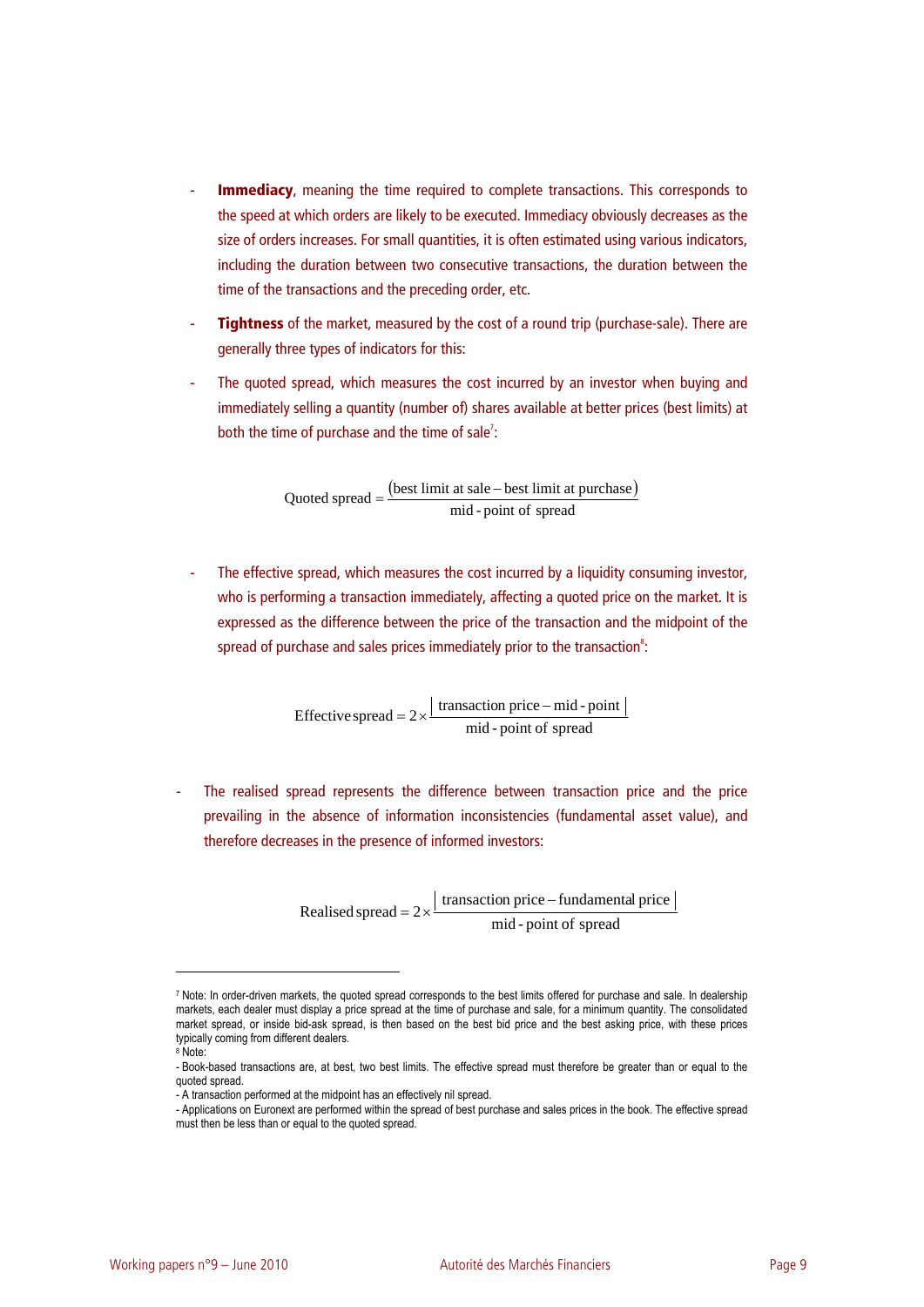- **Immediacy**, meaning the time required to complete transactions. This corresponds to the speed at which orders are likely to be executed. Immediacy obviously decreases as the size of orders increases. For small quantities, it is often estimated using various indicators, including the duration between two consecutive transactions, the duration between the time of the transactions and the preceding order, etc.

- **Tightness** of the market, measured by the cost of a round trip (purchase-sale). There are generally three types of indicators for this:

- The quoted spread, which measures the cost incurred by an investor when buying and immediately selling a quantity (number of) shares available at better prices (best limits) at both the time of purchase and the time of sale[7]:

$$\text{Quoted spread} = \frac{(\text{best limit at sale} - \text{best limit at purchase})}{\text{mid - point of spread}}$$

- The effective spread, which measures the cost incurred by a liquidity consuming investor, who is performing a transaction immediately, affecting a quoted price on the market. It is expressed as the difference between the price of the transaction and the midpoint of the spread of purchase and sales prices immediately prior to the transaction[8]:

$$\text{Effective spread} = 2 \times \frac{|\text{ transaction price} - \text{mid - point }|}{\text{mid - point of spread}}$$

- The realised spread represents the difference between transaction price and the price prevailing in the absence of information inconsistencies (fundamental asset value), and therefore decreases in the presence of informed investors:

$$\text{Realised spread} = 2 \times \frac{|\text{ transaction price} - \text{fundamental price }|}{\text{mid - point of spread}}$$

---

[7] Note: In order-driven markets, the quoted spread corresponds to the best limits offered for purchase and sale. In dealership markets, each dealer must display a price spread at the time of purchase and sale, for a minimum quantity. The consolidated market spread, or inside bid-ask spread, is then based on the best bid price and the best asking price, with these prices typically coming from different dealers.

[8] Note:

- Book-based transactions are, at best, two best limits. The effective spread must therefore be greater than or equal to the quoted spread.
- A transaction performed at the midpoint has an effectively nil spread.
- Applications on Euronext are performed within the spread of best purchase and sales prices in the book. The effective spread must then be less than or equal to the quoted spread.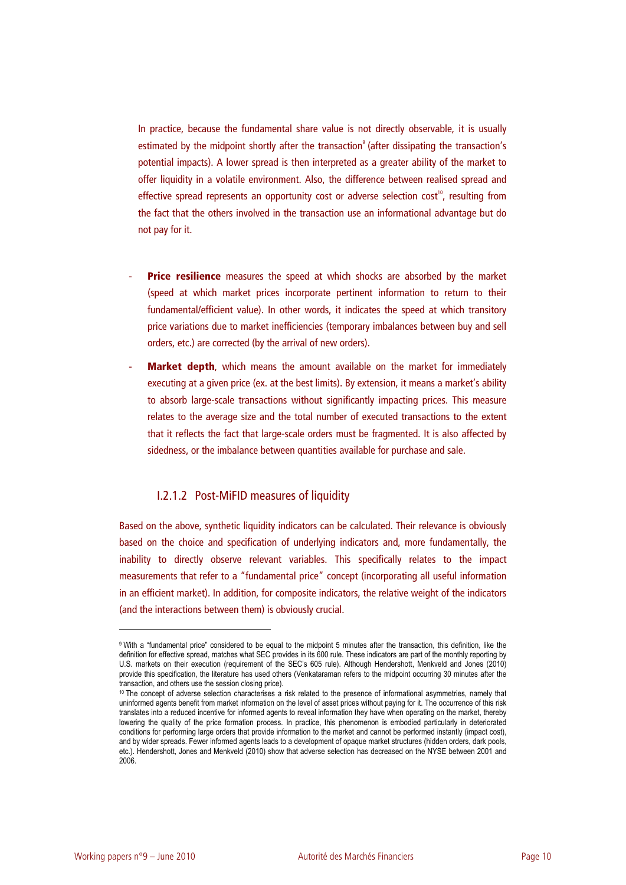In practice, because the fundamental share value is not directly observable, it is usually estimated by the midpoint shortly after the transaction[9] (after dissipating the transaction's potential impacts). A lower spread is then interpreted as a greater ability of the market to offer liquidity in a volatile environment. Also, the difference between realised spread and effective spread represents an opportunity cost or adverse selection cost[10], resulting from the fact that the others involved in the transaction use an informational advantage but do not pay for it.

- **Price resilience** measures the speed at which shocks are absorbed by the market (speed at which market prices incorporate pertinent information to return to their fundamental/efficient value). In other words, it indicates the speed at which transitory price variations due to market inefficiencies (temporary imbalances between buy and sell orders, etc.) are corrected (by the arrival of new orders).
- **Market depth**, which means the amount available on the market for immediately executing at a given price (ex. at the best limits). By extension, it means a market's ability to absorb large-scale transactions without significantly impacting prices. This measure relates to the average size and the total number of executed transactions to the extent that it reflects the fact that large-scale orders must be fragmented. It is also affected by sidedness, or the imbalance between quantities available for purchase and sale.

#### I.2.1.2 Post-MiFID measures of liquidity

Based on the above, synthetic liquidity indicators can be calculated. Their relevance is obviously based on the choice and specification of underlying indicators and, more fundamentally, the inability to directly observe relevant variables. This specifically relates to the impact measurements that refer to a "fundamental price" concept (incorporating all useful information in an efficient market). In addition, for composite indicators, the relative weight of the indicators (and the interactions between them) is obviously crucial.

---

[9] With a "fundamental price" considered to be equal to the midpoint 5 minutes after the transaction, this definition, like the definition for effective spread, matches what SEC provides in its 600 rule. These indicators are part of the monthly reporting by U.S. markets on their execution (requirement of the SEC's 605 rule). Although Hendershott, Menkveld and Jones (2010) provide this specification, the literature has used others (Venkataraman refers to the midpoint occurring 30 minutes after the transaction, and others use the session closing price).

[10] The concept of adverse selection characterises a risk related to the presence of informational asymmetries, namely that uninformed agents benefit from market information on the level of asset prices without paying for it. The occurrence of this risk translates into a reduced incentive for informed agents to reveal information they have when operating on the market, thereby lowering the quality of the price formation process. In practice, this phenomenon is embodied particularly in deteriorated conditions for performing large orders that provide information to the market and cannot be performed instantly (impact cost), and by wider spreads. Fewer informed agents leads to a development of opaque market structures (hidden orders, dark pools, etc.). Hendershott, Jones and Menkveld (2010) show that adverse selection has decreased on the NYSE between 2001 and 2006.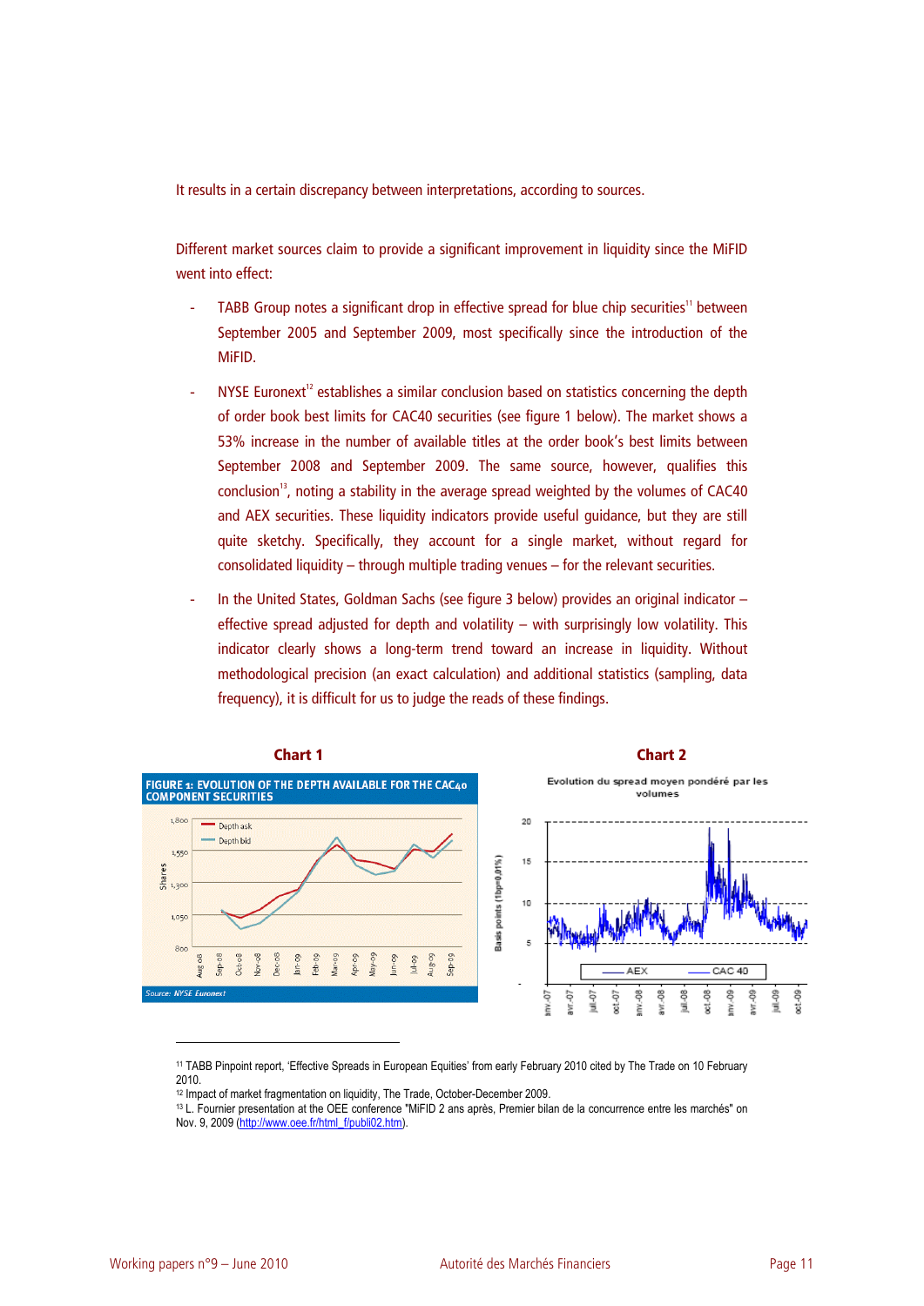It results in a certain discrepancy between interpretations, according to sources.

Different market sources claim to provide a significant improvement in liquidity since the MiFID went into effect:

- TABB Group notes a significant drop in effective spread for blue chip securities[11] between September 2005 and September 2009, most specifically since the introduction of the MiFID.
- NYSE Euronext[12] establishes a similar conclusion based on statistics concerning the depth of order book best limits for CAC40 securities (see figure 1 below). The market shows a 53% increase in the number of available titles at the order book's best limits between September 2008 and September 2009. The same source, however, qualifies this conclusion[13], noting a stability in the average spread weighted by the volumes of CAC40 and AEX securities. These liquidity indicators provide useful guidance, but they are still quite sketchy. Specifically, they account for a single market, without regard for consolidated liquidity – through multiple trading venues – for the relevant securities.
- In the United States, Goldman Sachs (see figure 3 below) provides an original indicator – effective spread adjusted for depth and volatility – with surprisingly low volatility. This indicator clearly shows a long-term trend toward an increase in liquidity. Without methodological precision (an exact calculation) and additional statistics (sampling, data frequency), it is difficult for us to judge the reads of these findings.

**Chart 1**

FIGURE 1: EVOLUTION OF THE DEPTH AVAILABLE FOR THE CAC40 COMPONENT SECURITIES

Source: NYSE Euronext

**Chart 2**

Evolution du spread moyen pondéré par les volumes

---

[11] TABB Pinpoint report, 'Effective Spreads in European Equities' from early February 2010 cited by The Trade on 10 February 2010.

[12] Impact of market fragmentation on liquidity, The Trade, October-December 2009.

[13] L. Fournier presentation at the OEE conference "MiFID 2 ans après, Premier bilan de la concurrence entre les marchés" on Nov. 9, 2009 (http://www.oee.fr/html_f/publi02.htm).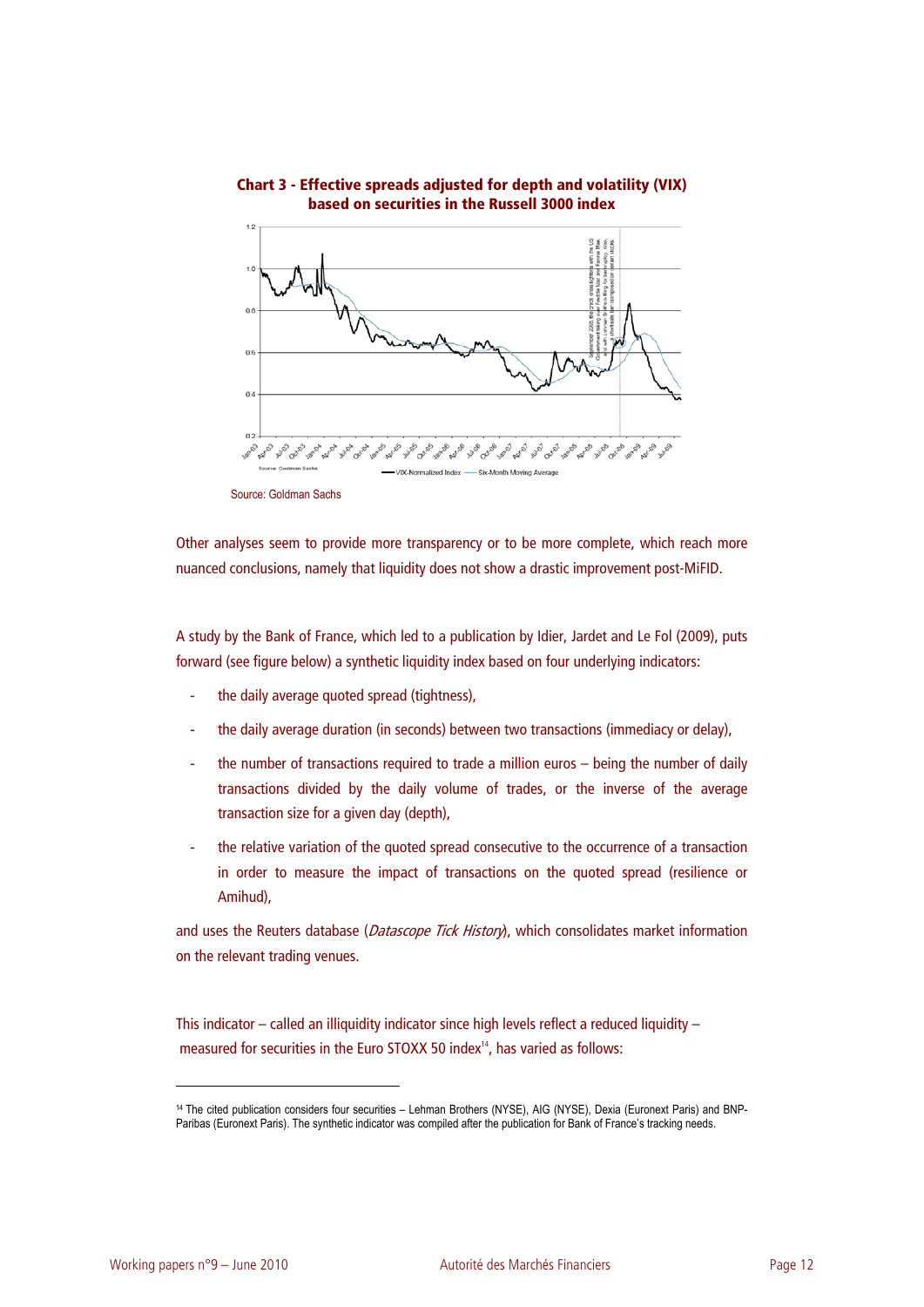**Chart 3 - Effective spreads adjusted for depth and volatility (VIX) based on securities in the Russell 3000 index**

Source: Goldman Sachs

Other analyses seem to provide more transparency or to be more complete, which reach more nuanced conclusions, namely that liquidity does not show a drastic improvement post-MiFID.

A study by the Bank of France, which led to a publication by Idier, Jardet and Le Fol (2009), puts forward (see figure below) a synthetic liquidity index based on four underlying indicators:

- the daily average quoted spread (tightness),
- the daily average duration (in seconds) between two transactions (immediacy or delay),
- the number of transactions required to trade a million euros – being the number of daily transactions divided by the daily volume of trades, or the inverse of the average transaction size for a given day (depth),
- the relative variation of the quoted spread consecutive to the occurrence of a transaction in order to measure the impact of transactions on the quoted spread (resilience or Amihud),

and uses the Reuters database (*Datascope Tick History*), which consolidates market information on the relevant trading venues.

This indicator – called an illiquidity indicator since high levels reflect a reduced liquidity – measured for securities in the Euro STOXX 50 index[14], has varied as follows:

[14] The cited publication considers four securities – Lehman Brothers (NYSE), AIG (NYSE), Dexia (Euronext Paris) and BNP-Paribas (Euronext Paris). The synthetic indicator was compiled after the publication for Bank of France's tracking needs.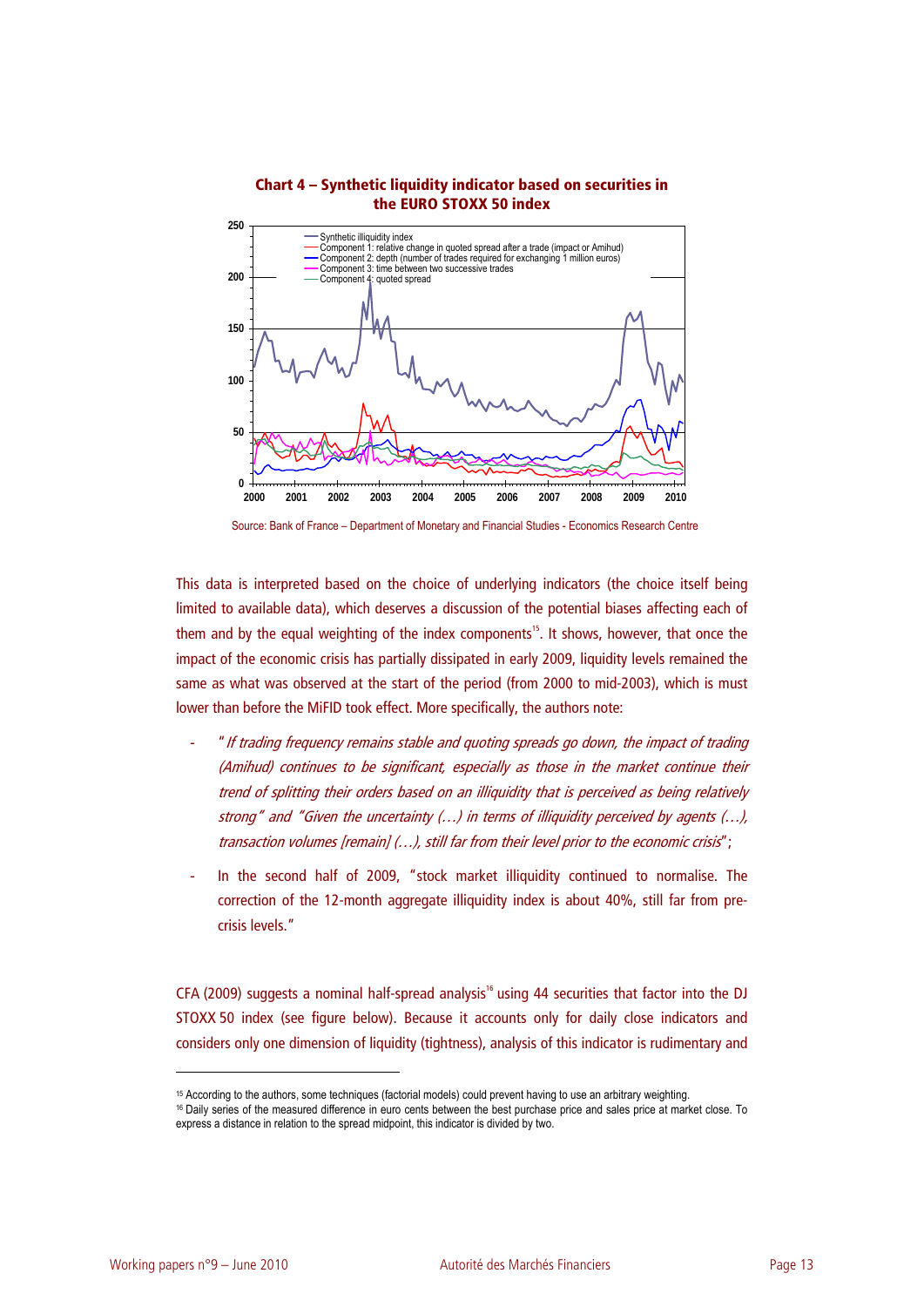**Chart 4 – Synthetic liquidity indicator based on securities in the EURO STOXX 50 index**

Source: Bank of France – Department of Monetary and Financial Studies - Economics Research Centre

This data is interpreted based on the choice of underlying indicators (the choice itself being limited to available data), which deserves a discussion of the potential biases affecting each of them and by the equal weighting of the index components[15]. It shows, however, that once the impact of the economic crisis has partially dissipated in early 2009, liquidity levels remained the same as what was observed at the start of the period (from 2000 to mid-2003), which is must lower than before the MiFID took effect. More specifically, the authors note:

- "*If trading frequency remains stable and quoting spreads go down, the impact of trading (Amihud) continues to be significant, especially as those in the market continue their trend of splitting their orders based on an illiquidity that is perceived as being relatively strong*" and "*Given the uncertainty (…) in terms of illiquidity perceived by agents (…), transaction volumes [remain] (…), still far from their level prior to the economic crisis*";
- In the second half of 2009, "stock market illiquidity continued to normalise. The correction of the 12-month aggregate illiquidity index is about 40%, still far from pre-crisis levels."

CFA (2009) suggests a nominal half-spread analysis[16] using 44 securities that factor into the DJ STOXX 50 index (see figure below). Because it accounts only for daily close indicators and considers only one dimension of liquidity (tightness), analysis of this indicator is rudimentary and

---

[15] According to the authors, some techniques (factorial models) could prevent having to use an arbitrary weighting.

[16] Daily series of the measured difference in euro cents between the best purchase price and sales price at market close. To express a distance in relation to the spread midpoint, this indicator is divided by two.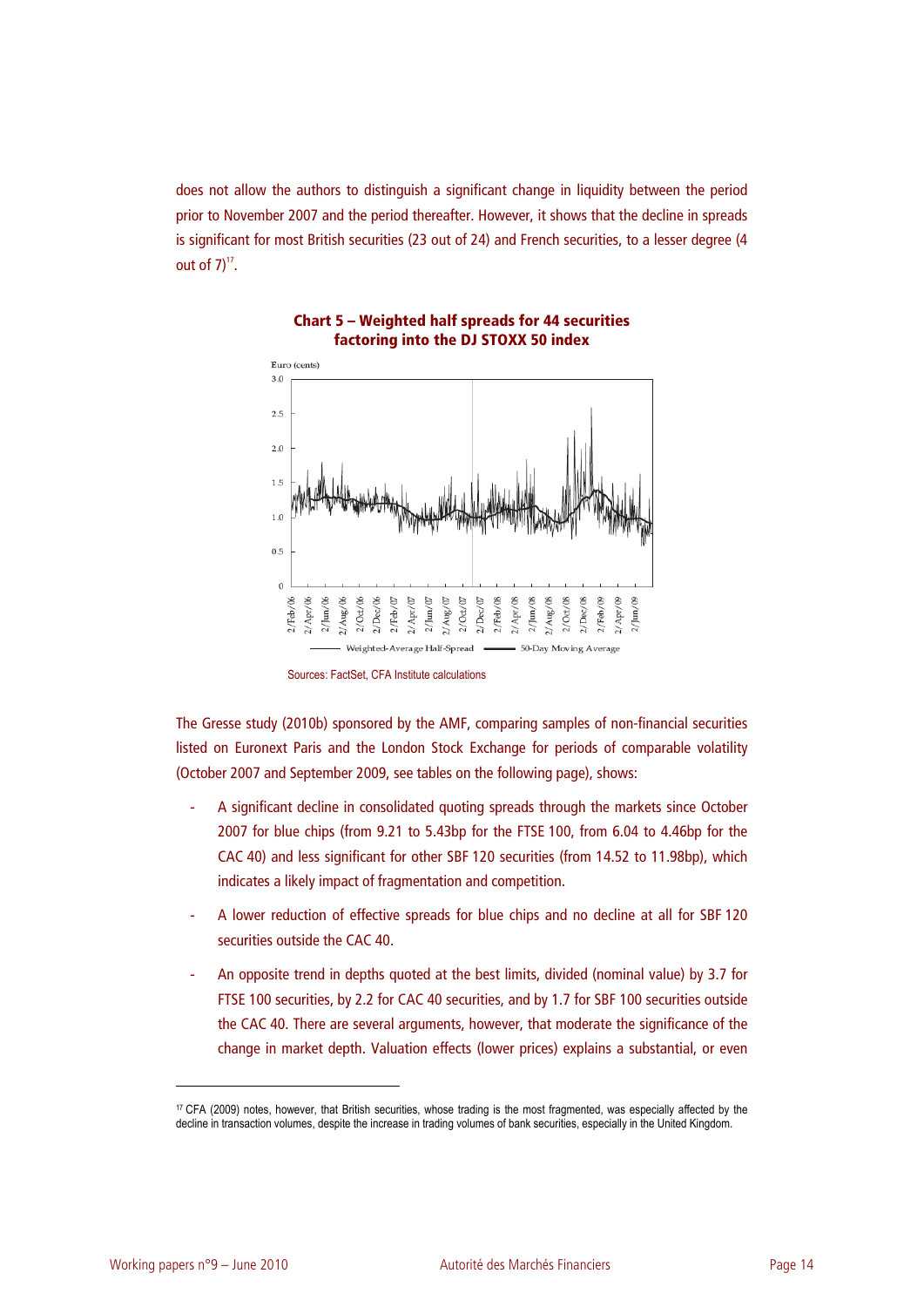does not allow the authors to distinguish a significant change in liquidity between the period prior to November 2007 and the period thereafter. However, it shows that the decline in spreads is significant for most British securities (23 out of 24) and French securities, to a lesser degree (4 out of 7)[17].

**Chart 5 – Weighted half spreads for 44 securities factoring into the DJ STOXX 50 index**

Sources: FactSet, CFA Institute calculations

The Gresse study (2010b) sponsored by the AMF, comparing samples of non-financial securities listed on Euronext Paris and the London Stock Exchange for periods of comparable volatility (October 2007 and September 2009, see tables on the following page), shows:

- A significant decline in consolidated quoting spreads through the markets since October 2007 for blue chips (from 9.21 to 5.43bp for the FTSE 100, from 6.04 to 4.46bp for the CAC 40) and less significant for other SBF 120 securities (from 14.52 to 11.98bp), which indicates a likely impact of fragmentation and competition.
- A lower reduction of effective spreads for blue chips and no decline at all for SBF 120 securities outside the CAC 40.
- An opposite trend in depths quoted at the best limits, divided (nominal value) by 3.7 for FTSE 100 securities, by 2.2 for CAC 40 securities, and by 1.7 for SBF 100 securities outside the CAC 40. There are several arguments, however, that moderate the significance of the change in market depth. Valuation effects (lower prices) explains a substantial, or even

[17] CFA (2009) notes, however, that British securities, whose trading is the most fragmented, was especially affected by the decline in transaction volumes, despite the increase in trading volumes of bank securities, especially in the United Kingdom.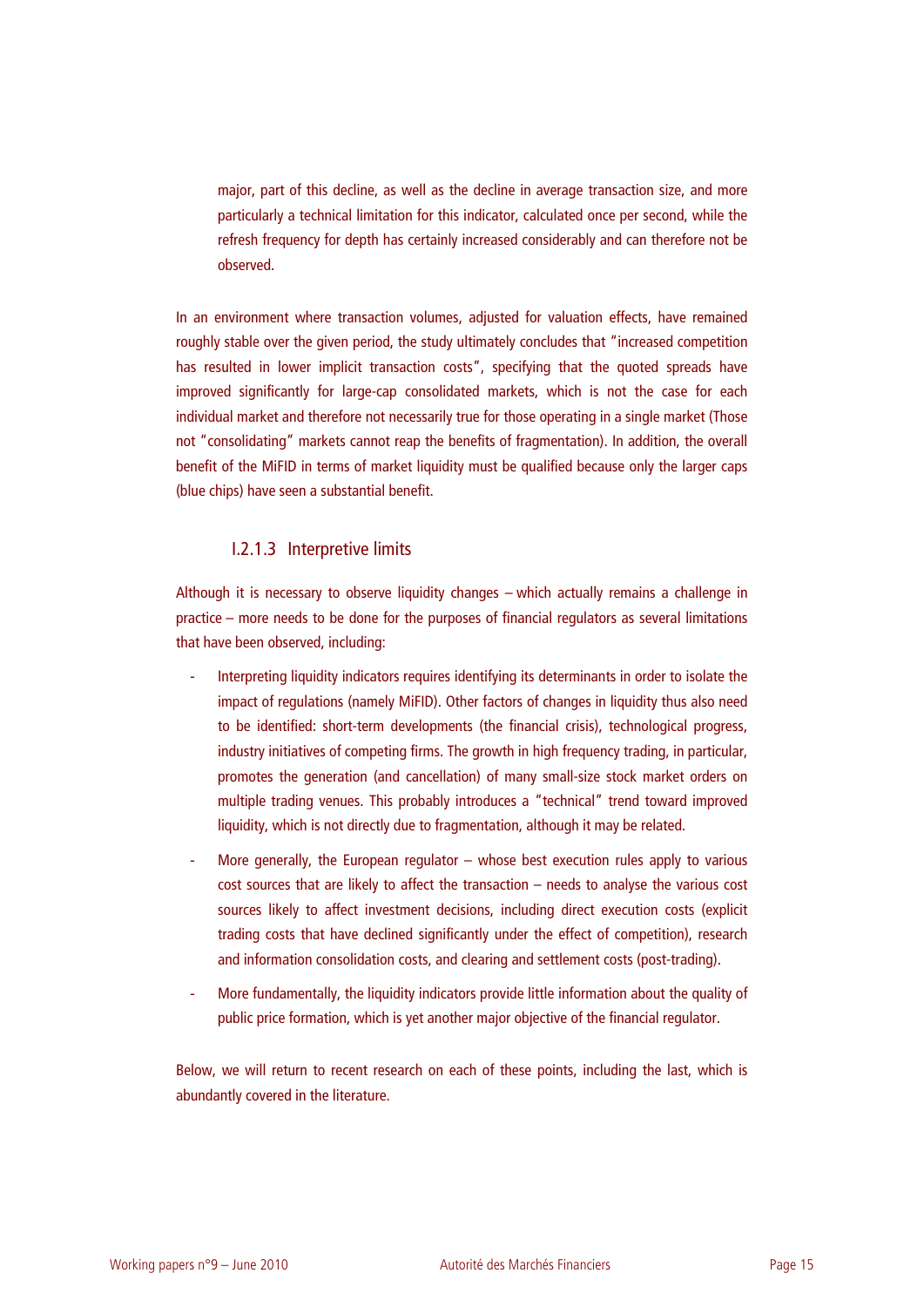major, part of this decline, as well as the decline in average transaction size, and more particularly a technical limitation for this indicator, calculated once per second, while the refresh frequency for depth has certainly increased considerably and can therefore not be observed.

In an environment where transaction volumes, adjusted for valuation effects, have remained roughly stable over the given period, the study ultimately concludes that "increased competition has resulted in lower implicit transaction costs", specifying that the quoted spreads have improved significantly for large-cap consolidated markets, which is not the case for each individual market and therefore not necessarily true for those operating in a single market (Those not "consolidating" markets cannot reap the benefits of fragmentation). In addition, the overall benefit of the MiFID in terms of market liquidity must be qualified because only the larger caps (blue chips) have seen a substantial benefit.

#### I.2.1.3 Interpretive limits

Although it is necessary to observe liquidity changes – which actually remains a challenge in practice – more needs to be done for the purposes of financial regulators as several limitations that have been observed, including:

- Interpreting liquidity indicators requires identifying its determinants in order to isolate the impact of regulations (namely MiFID). Other factors of changes in liquidity thus also need to be identified: short-term developments (the financial crisis), technological progress, industry initiatives of competing firms. The growth in high frequency trading, in particular, promotes the generation (and cancellation) of many small-size stock market orders on multiple trading venues. This probably introduces a "technical" trend toward improved liquidity, which is not directly due to fragmentation, although it may be related.
- More generally, the European regulator – whose best execution rules apply to various cost sources that are likely to affect the transaction – needs to analyse the various cost sources likely to affect investment decisions, including direct execution costs (explicit trading costs that have declined significantly under the effect of competition), research and information consolidation costs, and clearing and settlement costs (post-trading).
- More fundamentally, the liquidity indicators provide little information about the quality of public price formation, which is yet another major objective of the financial regulator.

Below, we will return to recent research on each of these points, including the last, which is abundantly covered in the literature.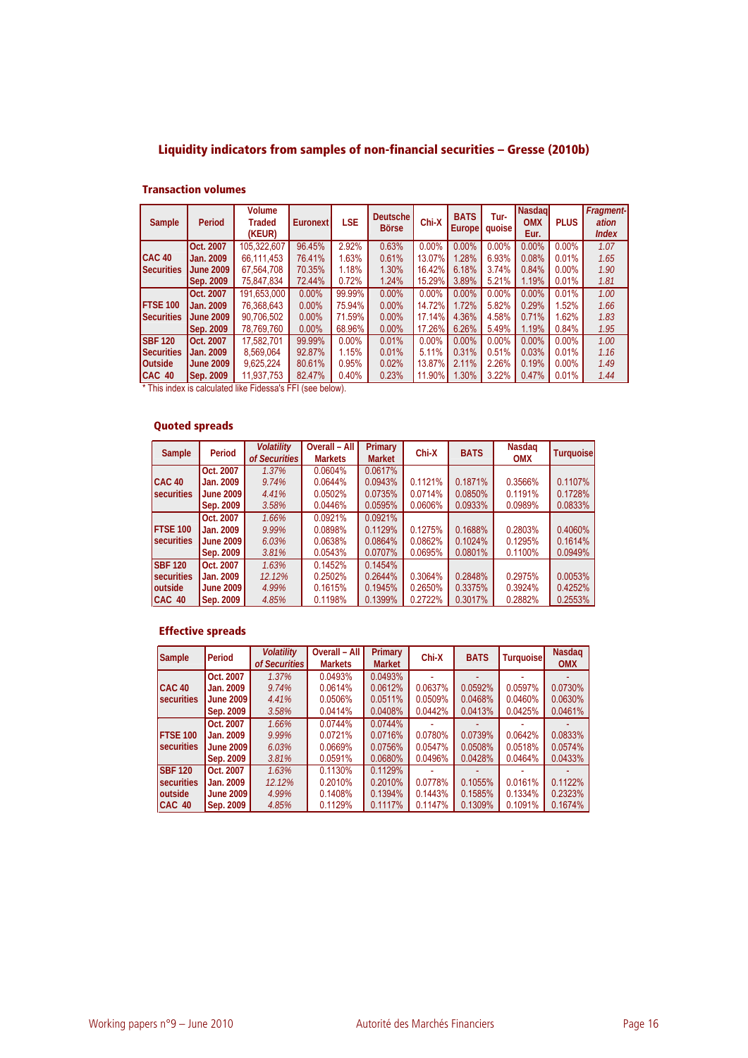## Liquidity indicators from samples of non-financial securities – Gresse (2010b)

### Transaction volumes

| Sample | Period | Volume Traded (KEUR) | Euronext | LSE | Deutsche Börse | Chi-X | BATS Europe | Tur-quoise | Nasdaq OMX Eur. | PLUS | *Fragment-ation Index* |
|---|---|---|---|---|---|---|---|---|---|---|---|
| CAC 40 Securities | Oct. 2007 | 105,322,607 | 96.45% | 2.92% | 0.63% | 0.00% | 0.00% | 0.00% | 0.00% | 0.00% | *1.07* |
| | Jan. 2009 | 66,111,453 | 76.41% | 1.63% | 0.61% | 13.07% | 1.28% | 6.93% | 0.08% | 0.01% | *1.65* |
| | June 2009 | 67,564,708 | 70.35% | 1.18% | 1.30% | 16.42% | 6.18% | 3.74% | 0.84% | 0.00% | *1.90* |
| | Sep. 2009 | 75,847,834 | 72.44% | 0.72% | 1.24% | 15.29% | 3.89% | 5.21% | 1.19% | 0.01% | *1.81* |
| FTSE 100 Securities | Oct. 2007 | 191,653,000 | 0.00% | 99.99% | 0.00% | 0.00% | 0.00% | 0.00% | 0.00% | 0.01% | *1.00* |
| | Jan. 2009 | 76,368,643 | 0.00% | 75.94% | 0.00% | 14.72% | 1.72% | 5.82% | 0.29% | 1.52% | *1.66* |
| | June 2009 | 90,706,502 | 0.00% | 71.59% | 0.00% | 17.14% | 4.36% | 4.58% | 0.71% | 1.62% | *1.83* |
| | Sep. 2009 | 78,769,760 | 0.00% | 68.96% | 0.00% | 17.26% | 6.26% | 5.49% | 1.19% | 0.84% | *1.95* |
| SBF 120 Securities Outside CAC 40 | Oct. 2007 | 17,582,701 | 99.99% | 0.00% | 0.01% | 0.00% | 0.00% | 0.00% | 0.00% | 0.00% | *1.00* |
| | Jan. 2009 | 8,569,064 | 92.87% | 1.15% | 0.01% | 5.11% | 0.31% | 0.51% | 0.03% | 0.01% | *1.16* |
| | June 2009 | 9,625,224 | 80.61% | 0.95% | 0.02% | 13.87% | 2.11% | 2.26% | 0.19% | 0.00% | *1.49* |
| | Sep. 2009 | 11,937,753 | 82.47% | 0.40% | 0.23% | 11.90% | 1.30% | 3.22% | 0.47% | 0.01% | *1.44* |

\* This index is calculated like Fidessa's FFI (see below).

### Quoted spreads

| Sample | Period | *Volatility of Securities* | Overall – All Markets | Primary Market | Chi-X | BATS | Nasdaq OMX | Turquoise |
|---|---|---|---|---|---|---|---|---|
| CAC 40 securities | Oct. 2007 | *1.37%* | 0.0604% | 0.0617% | | | | |
| | Jan. 2009 | *9.74%* | 0.0644% | 0.0943% | 0.1121% | 0.1871% | 0.3566% | 0.1107% |
| | June 2009 | *4.41%* | 0.0502% | 0.0735% | 0.0714% | 0.0850% | 0.1191% | 0.1728% |
| | Sep. 2009 | *3.58%* | 0.0446% | 0.0595% | 0.0606% | 0.0933% | 0.0989% | 0.0833% |
| FTSE 100 securities | Oct. 2007 | *1.66%* | 0.0921% | 0.0921% | | | | |
| | Jan. 2009 | *9.99%* | 0.0898% | 0.1129% | 0.1275% | 0.1688% | 0.2803% | 0.4060% |
| | June 2009 | *6.03%* | 0.0638% | 0.0864% | 0.0862% | 0.1024% | 0.1295% | 0.1614% |
| | Sep. 2009 | *3.81%* | 0.0543% | 0.0707% | 0.0695% | 0.0801% | 0.1100% | 0.0949% |
| SBF 120 securities outside CAC 40 | Oct. 2007 | *1.63%* | 0.1452% | 0.1454% | | | | |
| | Jan. 2009 | *12.12%* | 0.2502% | 0.2644% | 0.3064% | 0.2848% | 0.2975% | 0.0053% |
| | June 2009 | *4.99%* | 0.1615% | 0.1945% | 0.2650% | 0.3375% | 0.3924% | 0.4252% |
| | Sep. 2009 | *4.85%* | 0.1198% | 0.1399% | 0.2722% | 0.3017% | 0.2882% | 0.2553% |

### Effective spreads

| Sample | Period | *Volatility of Securities* | Overall – All Markets | Primary Market | Chi-X | BATS | Turquoise | Nasdaq OMX |
|---|---|---|---|---|---|---|---|---|
| CAC 40 securities | Oct. 2007 | *1.37%* | 0.0493% | 0.0493% | - | - | - | - |
| | Jan. 2009 | *9.74%* | 0.0614% | 0.0612% | 0.0637% | 0.0592% | 0.0597% | 0.0730% |
| | June 2009 | *4.41%* | 0.0506% | 0.0511% | 0.0509% | 0.0468% | 0.0460% | 0.0630% |
| | Sep. 2009 | *3.58%* | 0.0414% | 0.0408% | 0.0442% | 0.0413% | 0.0425% | 0.0461% |
| FTSE 100 securities | Oct. 2007 | *1.66%* | 0.0744% | 0.0744% | - | - | - | - |
| | Jan. 2009 | *9.99%* | 0.0721% | 0.0716% | 0.0780% | 0.0739% | 0.0642% | 0.0833% |
| | June 2009 | *6.03%* | 0.0669% | 0.0756% | 0.0547% | 0.0508% | 0.0518% | 0.0574% |
| | Sep. 2009 | *3.81%* | 0.0591% | 0.0680% | 0.0496% | 0.0428% | 0.0464% | 0.0433% |
| SBF 120 securities outside CAC 40 | Oct. 2007 | *1.63%* | 0.1130% | 0.1129% | - | - | - | - |
| | Jan. 2009 | *12.12%* | 0.2010% | 0.2010% | 0.0778% | 0.1055% | 0.0161% | 0.1122% |
| | June 2009 | *4.99%* | 0.1408% | 0.1394% | 0.1443% | 0.1585% | 0.1334% | 0.2323% |
| | Sep. 2009 | *4.85%* | 0.1129% | 0.1117% | 0.1147% | 0.1309% | 0.1091% | 0.1674% |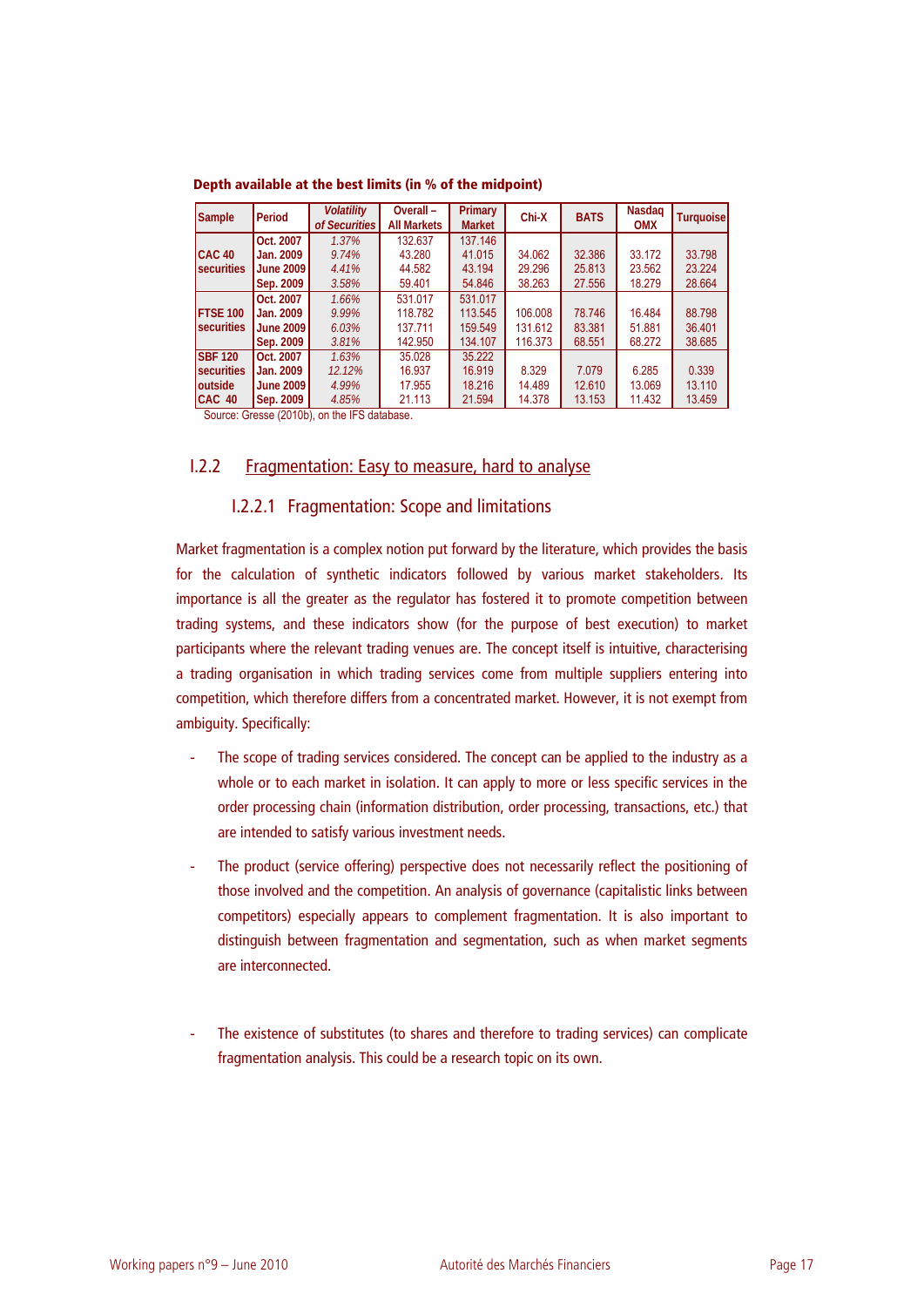**Depth available at the best limits (in % of the midpoint)**

| Sample | Period | *Volatility of Securities* | Overall – All Markets | Primary Market | Chi-X | BATS | Nasdaq OMX | Turquoise |
|---|---|---|---|---|---|---|---|---|
| CAC 40 securities | Oct. 2007 | *1.37%* | 132.637 | 137.146 | | | | |
| | Jan. 2009 | *9.74%* | 43.280 | 41.015 | 34.062 | 32.386 | 33.172 | 33.798 |
| | June 2009 | *4.41%* | 44.582 | 43.194 | 29.296 | 25.813 | 23.562 | 23.224 |
| | Sep. 2009 | *3.58%* | 59.401 | 54.846 | 38.263 | 27.556 | 18.279 | 28.664 |
| FTSE 100 securities | Oct. 2007 | *1.66%* | 531.017 | 531.017 | | | | |
| | Jan. 2009 | *9.99%* | 118.782 | 113.545 | 106.008 | 78.746 | 16.484 | 88.798 |
| | June 2009 | *6.03%* | 137.711 | 159.549 | 131.612 | 83.381 | 51.881 | 36.401 |
| | Sep. 2009 | *3.81%* | 142.950 | 134.107 | 116.373 | 68.551 | 68.272 | 38.685 |
| SBF 120 securities outside CAC 40 | Oct. 2007 | *1.63%* | 35.028 | 35.222 | | | | |
| | Jan. 2009 | *12.12%* | 16.937 | 16.919 | 8.329 | 7.079 | 6.285 | 0.339 |
| | June 2009 | *4.99%* | 17.955 | 18.216 | 14.489 | 12.610 | 13.069 | 13.110 |
| | Sep. 2009 | *4.85%* | 21.113 | 21.594 | 14.378 | 13.153 | 11.432 | 13.459 |

Source: Gresse (2010b), on the IFS database.

## I.2.2 Fragmentation: Easy to measure, hard to analyse

### I.2.2.1 Fragmentation: Scope and limitations

Market fragmentation is a complex notion put forward by the literature, which provides the basis for the calculation of synthetic indicators followed by various market stakeholders. Its importance is all the greater as the regulator has fostered it to promote competition between trading systems, and these indicators show (for the purpose of best execution) to market participants where the relevant trading venues are. The concept itself is intuitive, characterising a trading organisation in which trading services come from multiple suppliers entering into competition, which therefore differs from a concentrated market. However, it is not exempt from ambiguity. Specifically:

- The scope of trading services considered. The concept can be applied to the industry as a whole or to each market in isolation. It can apply to more or less specific services in the order processing chain (information distribution, order processing, transactions, etc.) that are intended to satisfy various investment needs.

- The product (service offering) perspective does not necessarily reflect the positioning of those involved and the competition. An analysis of governance (capitalistic links between competitors) especially appears to complement fragmentation. It is also important to distinguish between fragmentation and segmentation, such as when market segments are interconnected.

- The existence of substitutes (to shares and therefore to trading services) can complicate fragmentation analysis. This could be a research topic on its own.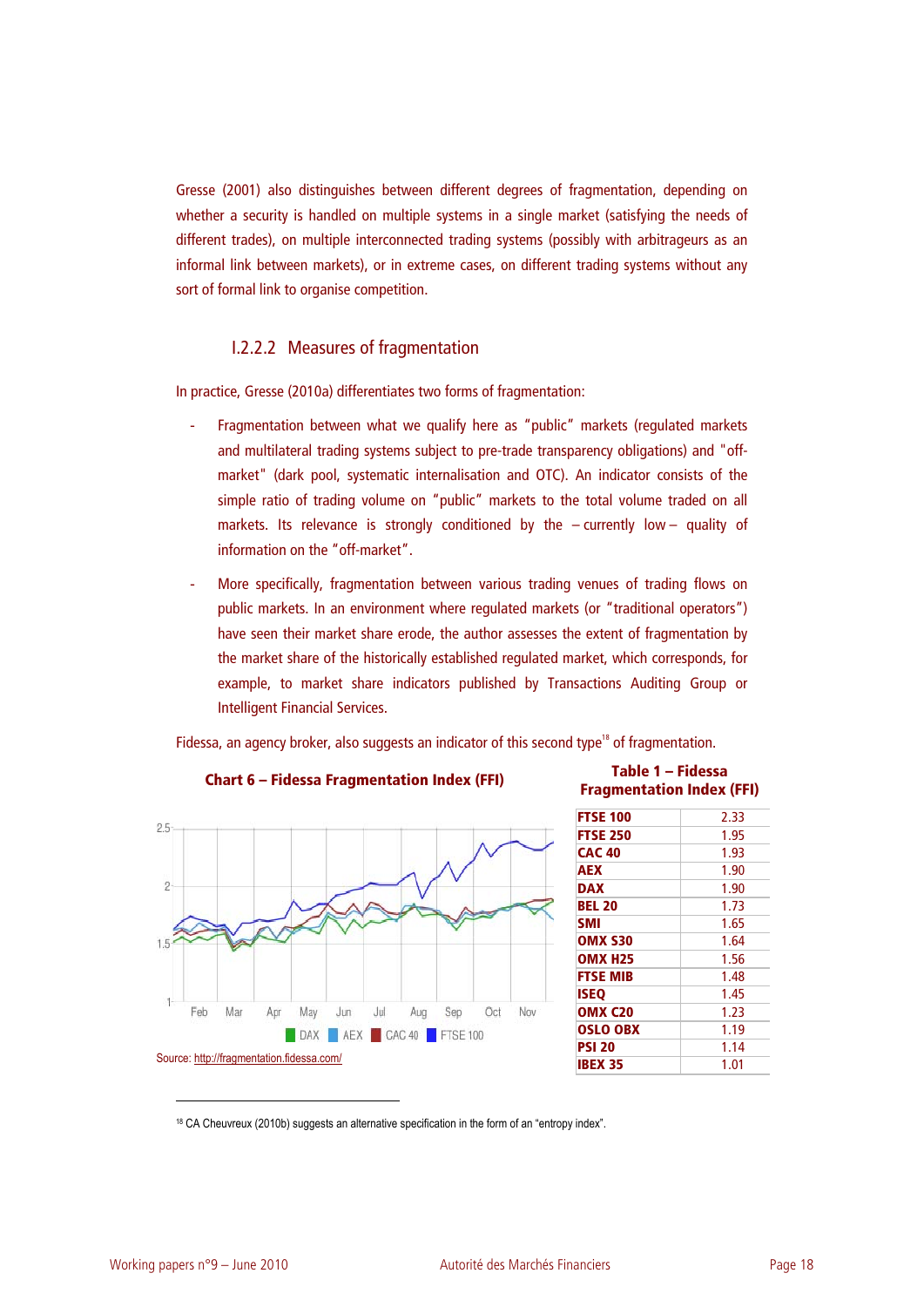Gresse (2001) also distinguishes between different degrees of fragmentation, depending on whether a security is handled on multiple systems in a single market (satisfying the needs of different trades), on multiple interconnected trading systems (possibly with arbitrageurs as an informal link between markets), or in extreme cases, on different trading systems without any sort of formal link to organise competition.

### I.2.2.2 Measures of fragmentation

In practice, Gresse (2010a) differentiates two forms of fragmentation:

- Fragmentation between what we qualify here as "public" markets (regulated markets and multilateral trading systems subject to pre-trade transparency obligations) and "off-market" (dark pool, systematic internalisation and OTC). An indicator consists of the simple ratio of trading volume on "public" markets to the total volume traded on all markets. Its relevance is strongly conditioned by the – currently low – quality of information on the "off-market".
- More specifically, fragmentation between various trading venues of trading flows on public markets. In an environment where regulated markets (or "traditional operators") have seen their market share erode, the author assesses the extent of fragmentation by the market share of the historically established regulated market, which corresponds, for example, to market share indicators published by Transactions Auditing Group or Intelligent Financial Services.

Fidessa, an agency broker, also suggests an indicator of this second type[18] of fragmentation.

**Chart 6 – Fidessa Fragmentation Index (FFI)**

Source: http://fragmentation.fidessa.com/

**Table 1 – Fidessa Fragmentation Index (FFI)**

| | |
|---|---|
| **FTSE 100** | 2.33 |
| **FTSE 250** | 1.95 |
| **CAC 40** | 1.93 |
| **AEX** | 1.90 |
| **DAX** | 1.90 |
| **BEL 20** | 1.73 |
| **SMI** | 1.65 |
| **OMX S30** | 1.64 |
| **OMX H25** | 1.56 |
| **FTSE MIB** | 1.48 |
| **ISEQ** | 1.45 |
| **OMX C20** | 1.23 |
| **OSLO OBX** | 1.19 |
| **PSI 20** | 1.14 |
| **IBEX 35** | 1.01 |

[18] CA Cheuvreux (2010b) suggests an alternative specification in the form of an "entropy index".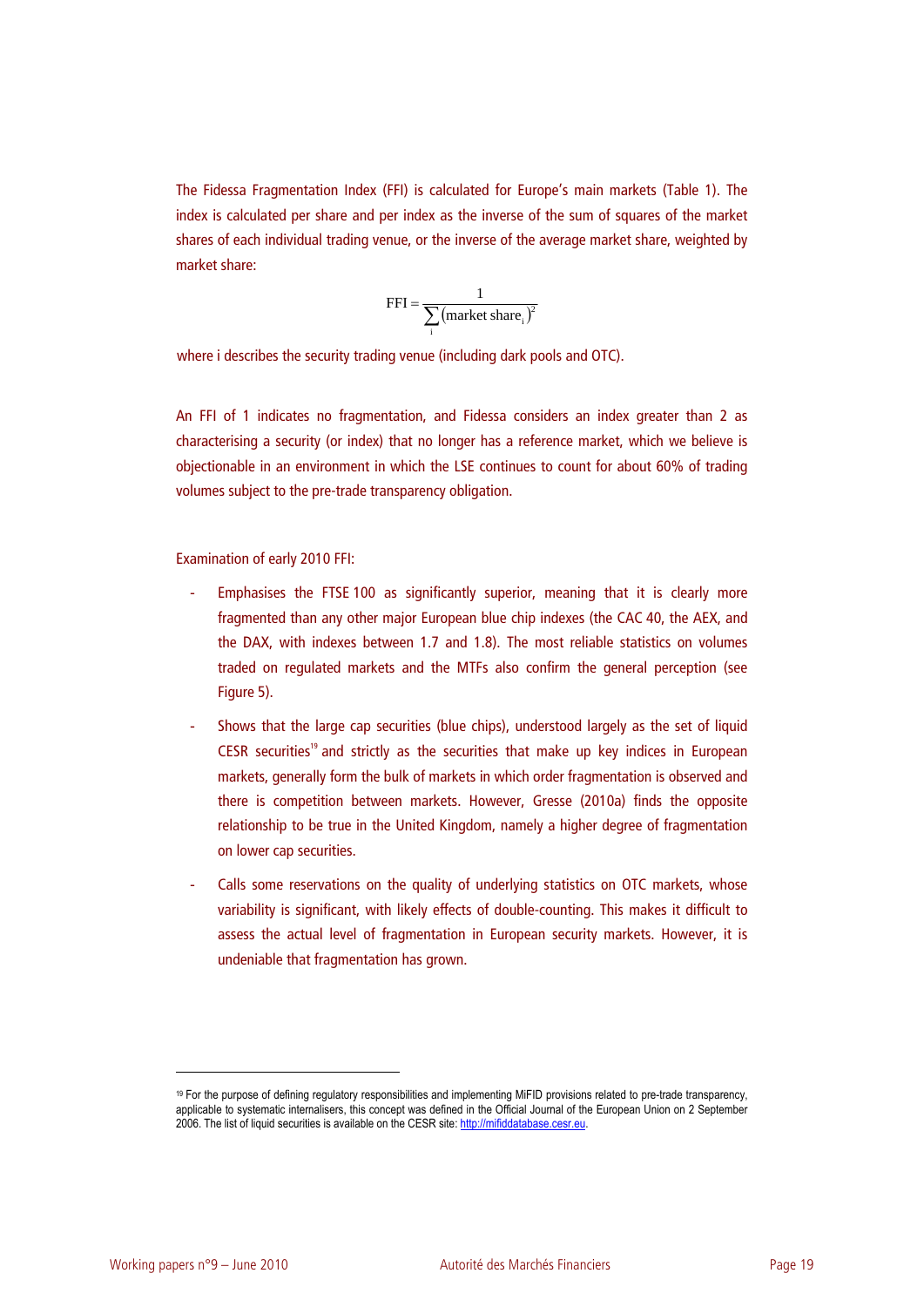The Fidessa Fragmentation Index (FFI) is calculated for Europe's main markets (Table 1). The index is calculated per share and per index as the inverse of the sum of squares of the market shares of each individual trading venue, or the inverse of the average market share, weighted by market share:

$$\text{FFI} = \frac{1}{\sum_{i} (\text{market share}_i)^2}$$

where i describes the security trading venue (including dark pools and OTC).

An FFI of 1 indicates no fragmentation, and Fidessa considers an index greater than 2 as characterising a security (or index) that no longer has a reference market, which we believe is objectionable in an environment in which the LSE continues to count for about 60% of trading volumes subject to the pre-trade transparency obligation.

Examination of early 2010 FFI:

- Emphasises the FTSE 100 as significantly superior, meaning that it is clearly more fragmented than any other major European blue chip indexes (the CAC 40, the AEX, and the DAX, with indexes between 1.7 and 1.8). The most reliable statistics on volumes traded on regulated markets and the MTFs also confirm the general perception (see Figure 5).
- Shows that the large cap securities (blue chips), understood largely as the set of liquid CESR securities[19] and strictly as the securities that make up key indices in European markets, generally form the bulk of markets in which order fragmentation is observed and there is competition between markets. However, Gresse (2010a) finds the opposite relationship to be true in the United Kingdom, namely a higher degree of fragmentation on lower cap securities.
- Calls some reservations on the quality of underlying statistics on OTC markets, whose variability is significant, with likely effects of double-counting. This makes it difficult to assess the actual level of fragmentation in European security markets. However, it is undeniable that fragmentation has grown.

[19] For the purpose of defining regulatory responsibilities and implementing MiFID provisions related to pre-trade transparency, applicable to systematic internalisers, this concept was defined in the Official Journal of the European Union on 2 September 2006. The list of liquid securities is available on the CESR site: http://mifiddatabase.cesr.eu.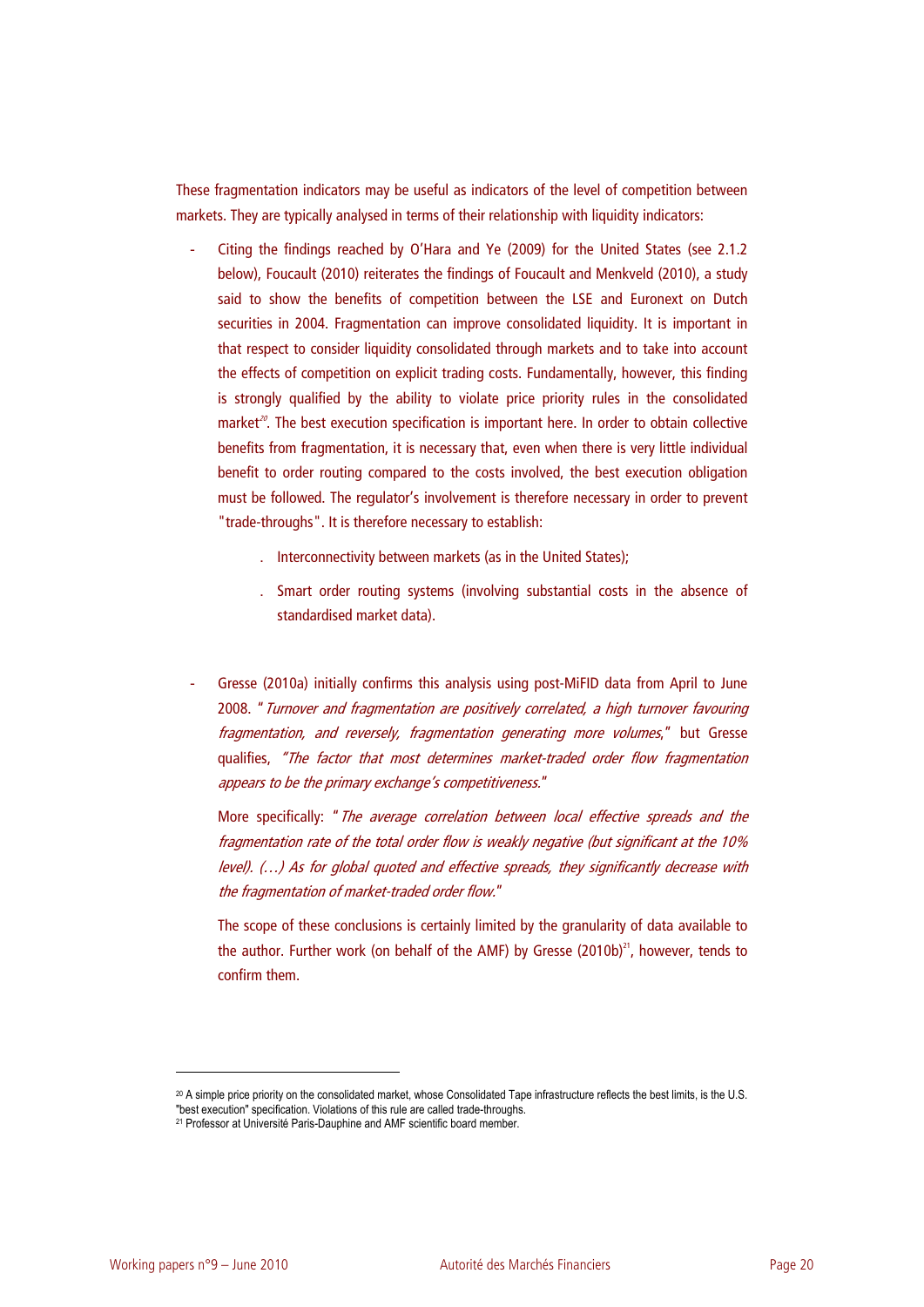These fragmentation indicators may be useful as indicators of the level of competition between markets. They are typically analysed in terms of their relationship with liquidity indicators:

- Citing the findings reached by O'Hara and Ye (2009) for the United States (see 2.1.2 below), Foucault (2010) reiterates the findings of Foucault and Menkveld (2010), a study said to show the benefits of competition between the LSE and Euronext on Dutch securities in 2004. Fragmentation can improve consolidated liquidity. It is important in that respect to consider liquidity consolidated through markets and to take into account the effects of competition on explicit trading costs. Fundamentally, however, this finding is strongly qualified by the ability to violate price priority rules in the consolidated market[20]. The best execution specification is important here. In order to obtain collective benefits from fragmentation, it is necessary that, even when there is very little individual benefit to order routing compared to the costs involved, the best execution obligation must be followed. The regulator's involvement is therefore necessary in order to prevent "trade-throughs". It is therefore necessary to establish:

  . Interconnectivity between markets (as in the United States);

  . Smart order routing systems (involving substantial costs in the absence of standardised market data).

- Gresse (2010a) initially confirms this analysis using post-MiFID data from April to June 2008. "*Turnover and fragmentation are positively correlated, a high turnover favouring fragmentation, and reversely, fragmentation generating more volumes,*" but Gresse qualifies, *"The factor that most determines market-traded order flow fragmentation appears to be the primary exchange's competitiveness."*

  More specifically: "*The average correlation between local effective spreads and the fragmentation rate of the total order flow is weakly negative (but significant at the 10% level). (…) As for global quoted and effective spreads, they significantly decrease with the fragmentation of market-traded order flow.*"

  The scope of these conclusions is certainly limited by the granularity of data available to the author. Further work (on behalf of the AMF) by Gresse (2010b)[21], however, tends to confirm them.

---

[20] A simple price priority on the consolidated market, whose Consolidated Tape infrastructure reflects the best limits, is the U.S. "best execution" specification. Violations of this rule are called trade-throughs.

[21] Professor at Université Paris-Dauphine and AMF scientific board member.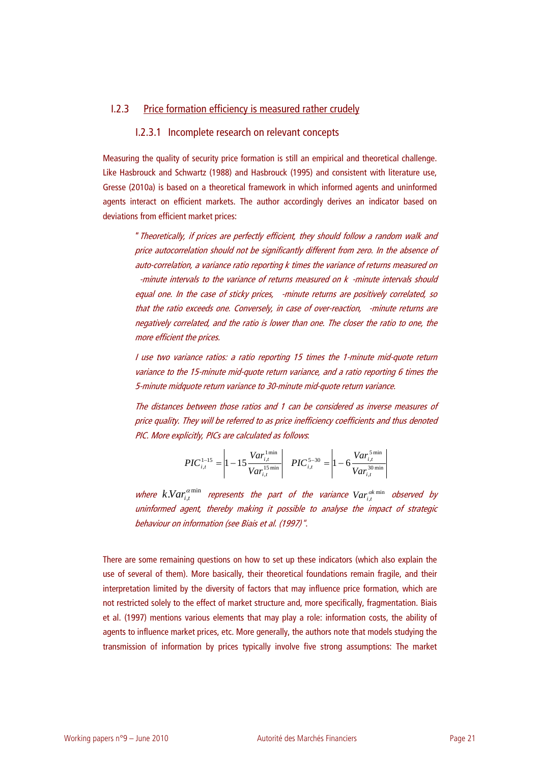### I.2.3 Price formation efficiency is measured rather crudely

#### I.2.3.1 Incomplete research on relevant concepts

Measuring the quality of security price formation is still an empirical and theoretical challenge. Like Hasbrouck and Schwartz (1988) and Hasbrouck (1995) and consistent with literature use, Gresse (2010a) is based on a theoretical framework in which informed agents and uninformed agents interact on efficient markets. The author accordingly derives an indicator based on deviations from efficient market prices:

> *" Theoretically, if prices are perfectly efficient, they should follow a random walk and price autocorrelation should not be significantly different from zero. In the absence of auto-correlation, a variance ratio reporting k times the variance of returns measured on -minute intervals to the variance of returns measured on k -minute intervals should equal one. In the case of sticky prices, -minute returns are positively correlated, so that the ratio exceeds one. Conversely, in case of over-reaction, -minute returns are negatively correlated, and the ratio is lower than one. The closer the ratio to one, the more efficient the prices.*
>
> *I use two variance ratios: a ratio reporting 15 times the 1-minute mid-quote return variance to the 15-minute mid-quote return variance, and a ratio reporting 6 times the 5-minute midquote return variance to 30-minute mid-quote return variance.*
>
> *The distances between those ratios and 1 can be considered as inverse measures of price quality. They will be referred to as price inefficiency coefficients and thus denoted PIC. More explicitly, PICs are calculated as follows:*
>
> $$PIC_{i,t}^{1-15} = \left|1 - 15\frac{Var_{i,t}^{1\,\text{min}}}{Var_{i,t}^{15\,\text{min}}}\right| \quad PIC_{i,t}^{5-30} = \left|1 - 6\frac{Var_{i,t}^{5\,\text{min}}}{Var_{i,t}^{30\,\text{min}}}\right|$$
>
> *where $k.Var_{i,t}^{\alpha\,\text{min}}$ represents the part of the variance $Var_{i,t}^{\alpha k\,\text{min}}$ observed by uninformed agent, thereby making it possible to analyse the impact of strategic behaviour on information (see Biais et al. (1997)".*

There are some remaining questions on how to set up these indicators (which also explain the use of several of them). More basically, their theoretical foundations remain fragile, and their interpretation limited by the diversity of factors that may influence price formation, which are not restricted solely to the effect of market structure and, more specifically, fragmentation. Biais et al. (1997) mentions various elements that may play a role: information costs, the ability of agents to influence market prices, etc. More generally, the authors note that models studying the transmission of information by prices typically involve five strong assumptions: The market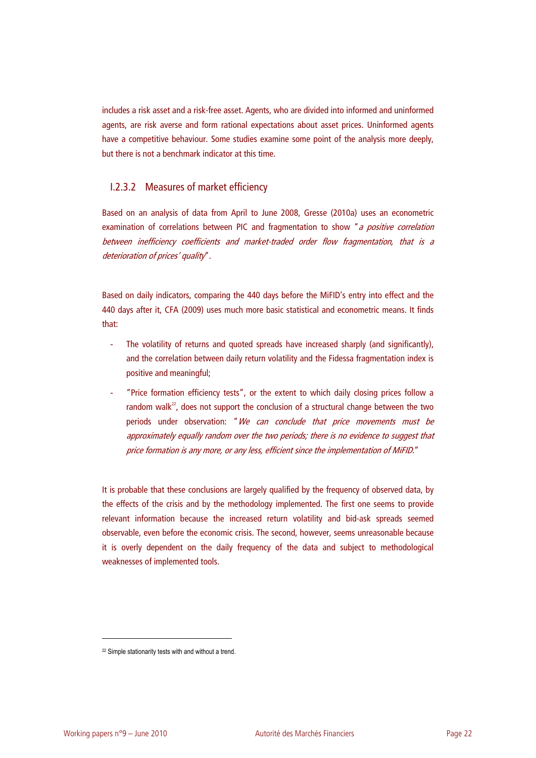includes a risk asset and a risk-free asset. Agents, who are divided into informed and uninformed agents, are risk averse and form rational expectations about asset prices. Uninformed agents have a competitive behaviour. Some studies examine some point of the analysis more deeply, but there is not a benchmark indicator at this time.

#### I.2.3.2 Measures of market efficiency

Based on an analysis of data from April to June 2008, Gresse (2010a) uses an econometric examination of correlations between PIC and fragmentation to show "*a positive correlation between inefficiency coefficients and market-traded order flow fragmentation, that is a deterioration of prices' quality*".

Based on daily indicators, comparing the 440 days before the MiFID's entry into effect and the 440 days after it, CFA (2009) uses much more basic statistical and econometric means. It finds that:

- The volatility of returns and quoted spreads have increased sharply (and significantly), and the correlation between daily return volatility and the Fidessa fragmentation index is positive and meaningful;
- "Price formation efficiency tests", or the extent to which daily closing prices follow a random walk[22], does not support the conclusion of a structural change between the two periods under observation: "*We can conclude that price movements must be approximately equally random over the two periods; there is no evidence to suggest that price formation is any more, or any less, efficient since the implementation of MiFID.*"

It is probable that these conclusions are largely qualified by the frequency of observed data, by the effects of the crisis and by the methodology implemented. The first one seems to provide relevant information because the increased return volatility and bid-ask spreads seemed observable, even before the economic crisis. The second, however, seems unreasonable because it is overly dependent on the daily frequency of the data and subject to methodological weaknesses of implemented tools.

[22] Simple stationarity tests with and without a trend.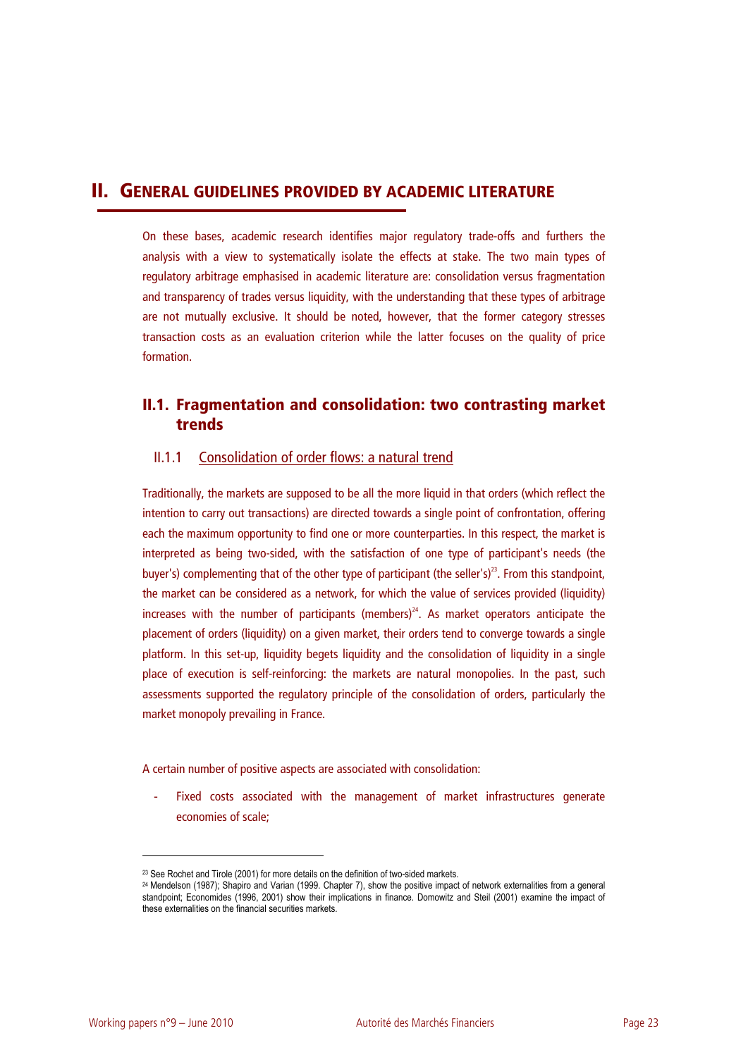# II. GENERAL GUIDELINES PROVIDED BY ACADEMIC LITERATURE

On these bases, academic research identifies major regulatory trade-offs and furthers the analysis with a view to systematically isolate the effects at stake. The two main types of regulatory arbitrage emphasised in academic literature are: consolidation versus fragmentation and transparency of trades versus liquidity, with the understanding that these types of arbitrage are not mutually exclusive. It should be noted, however, that the former category stresses transaction costs as an evaluation criterion while the latter focuses on the quality of price formation.

## II.1. Fragmentation and consolidation: two contrasting market trends

### II.1.1 Consolidation of order flows: a natural trend

Traditionally, the markets are supposed to be all the more liquid in that orders (which reflect the intention to carry out transactions) are directed towards a single point of confrontation, offering each the maximum opportunity to find one or more counterparties. In this respect, the market is interpreted as being two-sided, with the satisfaction of one type of participant's needs (the buyer's) complementing that of the other type of participant (the seller's)[23]. From this standpoint, the market can be considered as a network, for which the value of services provided (liquidity) increases with the number of participants (members)[24]. As market operators anticipate the placement of orders (liquidity) on a given market, their orders tend to converge towards a single platform. In this set-up, liquidity begets liquidity and the consolidation of liquidity in a single place of execution is self-reinforcing: the markets are natural monopolies. In the past, such assessments supported the regulatory principle of the consolidation of orders, particularly the market monopoly prevailing in France.

A certain number of positive aspects are associated with consolidation:

- Fixed costs associated with the management of market infrastructures generate economies of scale;

---

[23] See Rochet and Tirole (2001) for more details on the definition of two-sided markets.

[24] Mendelson (1987); Shapiro and Varian (1999. Chapter 7), show the positive impact of network externalities from a general standpoint; Economides (1996, 2001) show their implications in finance. Domowitz and Steil (2001) examine the impact of these externalities on the financial securities markets.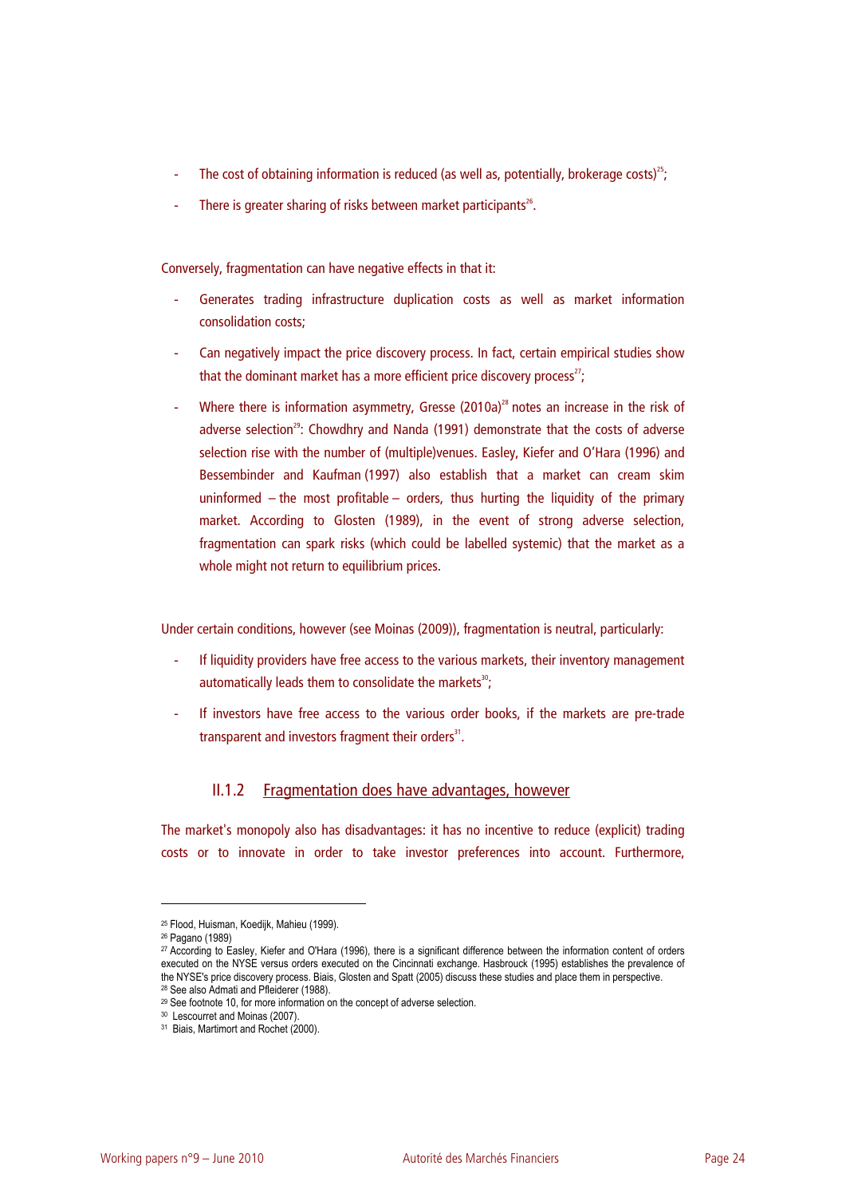- The cost of obtaining information is reduced (as well as, potentially, brokerage costs)[25];
- There is greater sharing of risks between market participants[26].

Conversely, fragmentation can have negative effects in that it:

- Generates trading infrastructure duplication costs as well as market information consolidation costs;
- Can negatively impact the price discovery process. In fact, certain empirical studies show that the dominant market has a more efficient price discovery process[27];
- Where there is information asymmetry, Gresse (2010a)[28] notes an increase in the risk of adverse selection[29]: Chowdhry and Nanda (1991) demonstrate that the costs of adverse selection rise with the number of (multiple)venues. Easley, Kiefer and O'Hara (1996) and Bessembinder and Kaufman (1997) also establish that a market can cream skim uninformed – the most profitable – orders, thus hurting the liquidity of the primary market. According to Glosten (1989), in the event of strong adverse selection, fragmentation can spark risks (which could be labelled systemic) that the market as a whole might not return to equilibrium prices.

Under certain conditions, however (see Moinas (2009)), fragmentation is neutral, particularly:

- If liquidity providers have free access to the various markets, their inventory management automatically leads them to consolidate the markets[30];
- If investors have free access to the various order books, if the markets are pre-trade transparent and investors fragment their orders[31].

### II.1.2 Fragmentation does have advantages, however

The market's monopoly also has disadvantages: it has no incentive to reduce (explicit) trading costs or to innovate in order to take investor preferences into account. Furthermore,

---

[25] Flood, Huisman, Koedijk, Mahieu (1999).

[26] Pagano (1989)

[27] According to Easley, Kiefer and O'Hara (1996), there is a significant difference between the information content of orders executed on the NYSE versus orders executed on the Cincinnati exchange. Hasbrouck (1995) establishes the prevalence of the NYSE's price discovery process. Biais, Glosten and Spatt (2005) discuss these studies and place them in perspective.

[28] See also Admati and Pfleiderer (1988).

[29] See footnote 10, for more information on the concept of adverse selection.

[30] Lescourret and Moinas (2007).

[31] Biais, Martimort and Rochet (2000).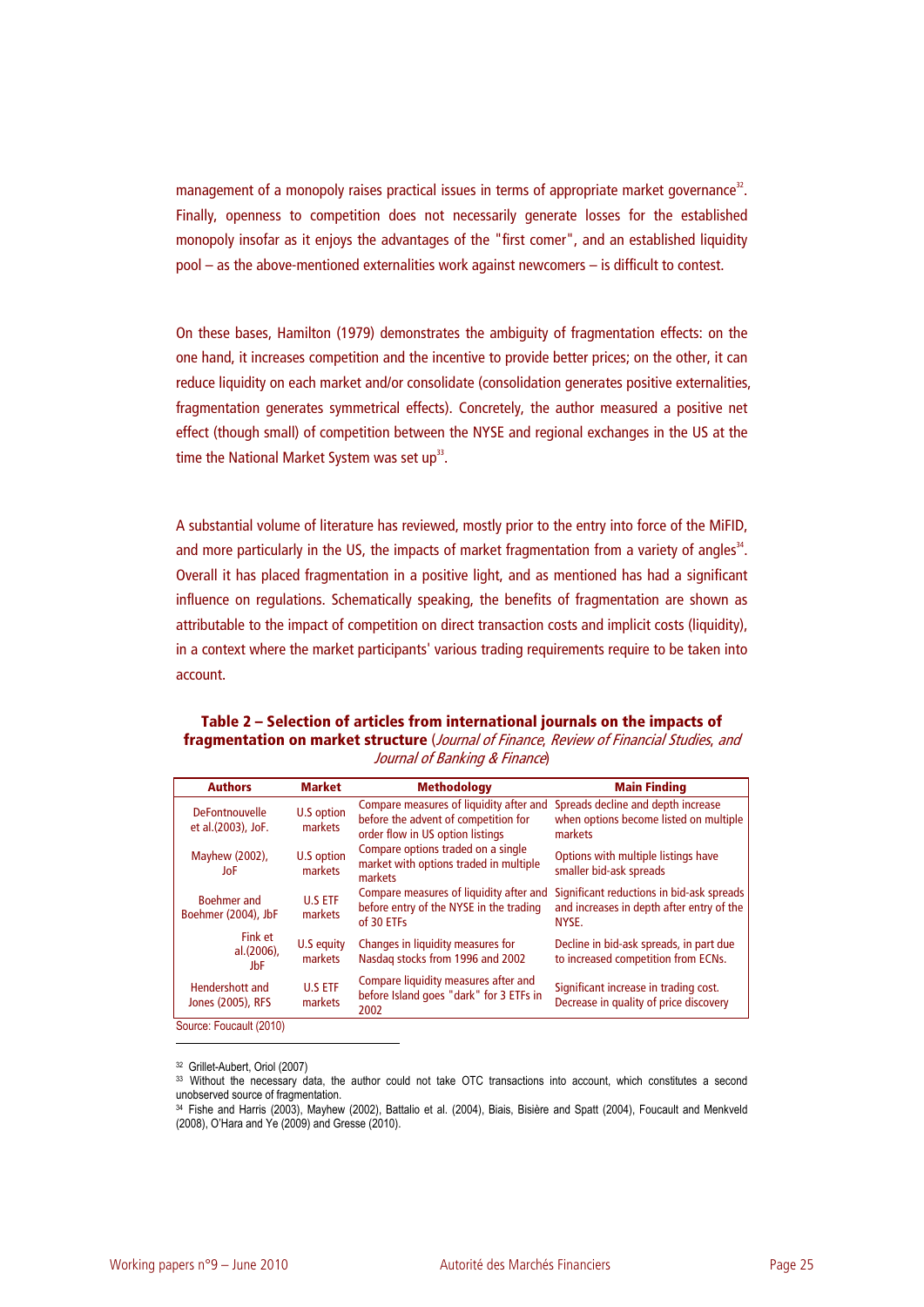management of a monopoly raises practical issues in terms of appropriate market governance[32]. Finally, openness to competition does not necessarily generate losses for the established monopoly insofar as it enjoys the advantages of the "first comer", and an established liquidity pool – as the above-mentioned externalities work against newcomers – is difficult to contest.

On these bases, Hamilton (1979) demonstrates the ambiguity of fragmentation effects: on the one hand, it increases competition and the incentive to provide better prices; on the other, it can reduce liquidity on each market and/or consolidate (consolidation generates positive externalities, fragmentation generates symmetrical effects). Concretely, the author measured a positive net effect (though small) of competition between the NYSE and regional exchanges in the US at the time the National Market System was set up[33].

A substantial volume of literature has reviewed, mostly prior to the entry into force of the MiFID, and more particularly in the US, the impacts of market fragmentation from a variety of angles[34]. Overall it has placed fragmentation in a positive light, and as mentioned has had a significant influence on regulations. Schematically speaking, the benefits of fragmentation are shown as attributable to the impact of competition on direct transaction costs and implicit costs (liquidity), in a context where the market participants' various trading requirements require to be taken into account.

**Table 2 – Selection of articles from international journals on the impacts of fragmentation on market structure** (*Journal of Finance*, *Review of Financial Studies*, and *Journal of Banking & Finance*)

| Authors | Market | Methodology | Main Finding |
|---|---|---|---|
| DeFontnouvelle et al.(2003), JoF. | U.S option markets | Compare measures of liquidity after and before the advent of competition for order flow in US option listings | Spreads decline and depth increase when options become listed on multiple markets |
| Mayhew (2002), JoF | U.S option markets | Compare options traded on a single market with options traded in multiple markets | Options with multiple listings have smaller bid-ask spreads |
| Boehmer and Boehmer (2004), JbF | U.S ETF markets | Compare measures of liquidity after and before entry of the NYSE in the trading of 30 ETFs | Significant reductions in bid-ask spreads and increases in depth after entry of the NYSE. |
| Fink et al.(2006), JbF | U.S equity markets | Changes in liquidity measures for Nasdaq stocks from 1996 and 2002 | Decline in bid-ask spreads, in part due to increased competition from ECNs. |
| Hendershott and Jones (2005), RFS | U.S ETF markets | Compare liquidity measures after and before Island goes "dark" for 3 ETFs in 2002 | Significant increase in trading cost. Decrease in quality of price discovery |

Source: Foucault (2010)

---

[32] Grillet-Aubert, Oriol (2007)

[33] Without the necessary data, the author could not take OTC transactions into account, which constitutes a second unobserved source of fragmentation.

[34] Fishe and Harris (2003), Mayhew (2002), Battalio et al. (2004), Biais, Bisière and Spatt (2004), Foucault and Menkveld (2008), O'Hara and Ye (2009) and Gresse (2010).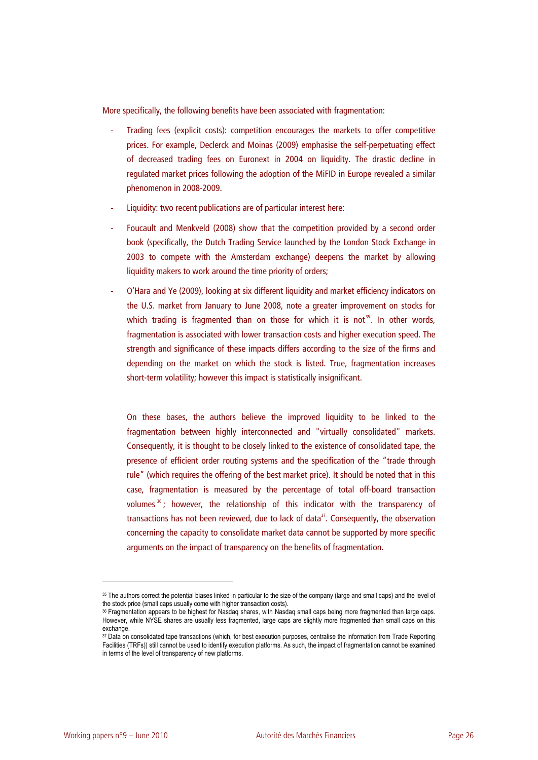More specifically, the following benefits have been associated with fragmentation:

- Trading fees (explicit costs): competition encourages the markets to offer competitive prices. For example, Declerck and Moinas (2009) emphasise the self-perpetuating effect of decreased trading fees on Euronext in 2004 on liquidity. The drastic decline in regulated market prices following the adoption of the MiFID in Europe revealed a similar phenomenon in 2008-2009.
- Liquidity: two recent publications are of particular interest here:
- Foucault and Menkveld (2008) show that the competition provided by a second order book (specifically, the Dutch Trading Service launched by the London Stock Exchange in 2003 to compete with the Amsterdam exchange) deepens the market by allowing liquidity makers to work around the time priority of orders;
- O'Hara and Ye (2009), looking at six different liquidity and market efficiency indicators on the U.S. market from January to June 2008, note a greater improvement on stocks for which trading is fragmented than on those for which it is not[35]. In other words, fragmentation is associated with lower transaction costs and higher execution speed. The strength and significance of these impacts differs according to the size of the firms and depending on the market on which the stock is listed. True, fragmentation increases short-term volatility; however this impact is statistically insignificant.

  On these bases, the authors believe the improved liquidity to be linked to the fragmentation between highly interconnected and "virtually consolidated" markets. Consequently, it is thought to be closely linked to the existence of consolidated tape, the presence of efficient order routing systems and the specification of the "trade through rule" (which requires the offering of the best market price). It should be noted that in this case, fragmentation is measured by the percentage of total off-board transaction volumes[36]; however, the relationship of this indicator with the transparency of transactions has not been reviewed, due to lack of data[37]. Consequently, the observation concerning the capacity to consolidate market data cannot be supported by more specific arguments on the impact of transparency on the benefits of fragmentation.

---

[35] The authors correct the potential biases linked in particular to the size of the company (large and small caps) and the level of the stock price (small caps usually come with higher transaction costs).

[36] Fragmentation appears to be highest for Nasdaq shares, with Nasdaq small caps being more fragmented than large caps. However, while NYSE shares are usually less fragmented, large caps are slightly more fragmented than small caps on this exchange.

[37] Data on consolidated tape transactions (which, for best execution purposes, centralise the information from Trade Reporting Facilities (TRFs)) still cannot be used to identify execution platforms. As such, the impact of fragmentation cannot be examined in terms of the level of transparency of new platforms.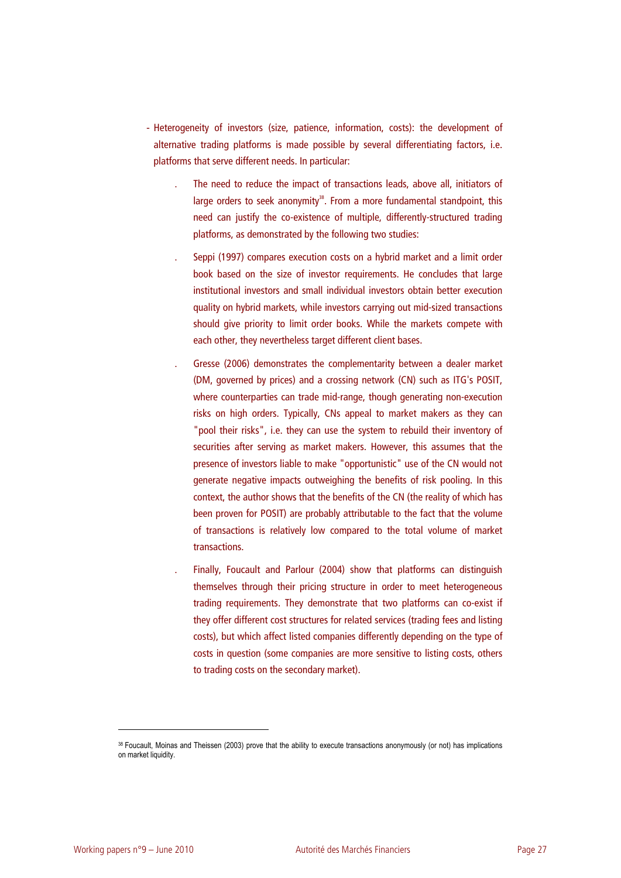- Heterogeneity of investors (size, patience, information, costs): the development of alternative trading platforms is made possible by several differentiating factors, i.e. platforms that serve different needs. In particular:

  . The need to reduce the impact of transactions leads, above all, initiators of large orders to seek anonymity[38]. From a more fundamental standpoint, this need can justify the co-existence of multiple, differently-structured trading platforms, as demonstrated by the following two studies:

  . Seppi (1997) compares execution costs on a hybrid market and a limit order book based on the size of investor requirements. He concludes that large institutional investors and small individual investors obtain better execution quality on hybrid markets, while investors carrying out mid-sized transactions should give priority to limit order books. While the markets compete with each other, they nevertheless target different client bases.

  . Gresse (2006) demonstrates the complementarity between a dealer market (DM, governed by prices) and a crossing network (CN) such as ITG's POSIT, where counterparties can trade mid-range, though generating non-execution risks on high orders. Typically, CNs appeal to market makers as they can "pool their risks", i.e. they can use the system to rebuild their inventory of securities after serving as market makers. However, this assumes that the presence of investors liable to make "opportunistic" use of the CN would not generate negative impacts outweighing the benefits of risk pooling. In this context, the author shows that the benefits of the CN (the reality of which has been proven for POSIT) are probably attributable to the fact that the volume of transactions is relatively low compared to the total volume of market transactions.

  . Finally, Foucault and Parlour (2004) show that platforms can distinguish themselves through their pricing structure in order to meet heterogeneous trading requirements. They demonstrate that two platforms can co-exist if they offer different cost structures for related services (trading fees and listing costs), but which affect listed companies differently depending on the type of costs in question (some companies are more sensitive to listing costs, others to trading costs on the secondary market).

[38] Foucault, Moinas and Theissen (2003) prove that the ability to execute transactions anonymously (or not) has implications on market liquidity.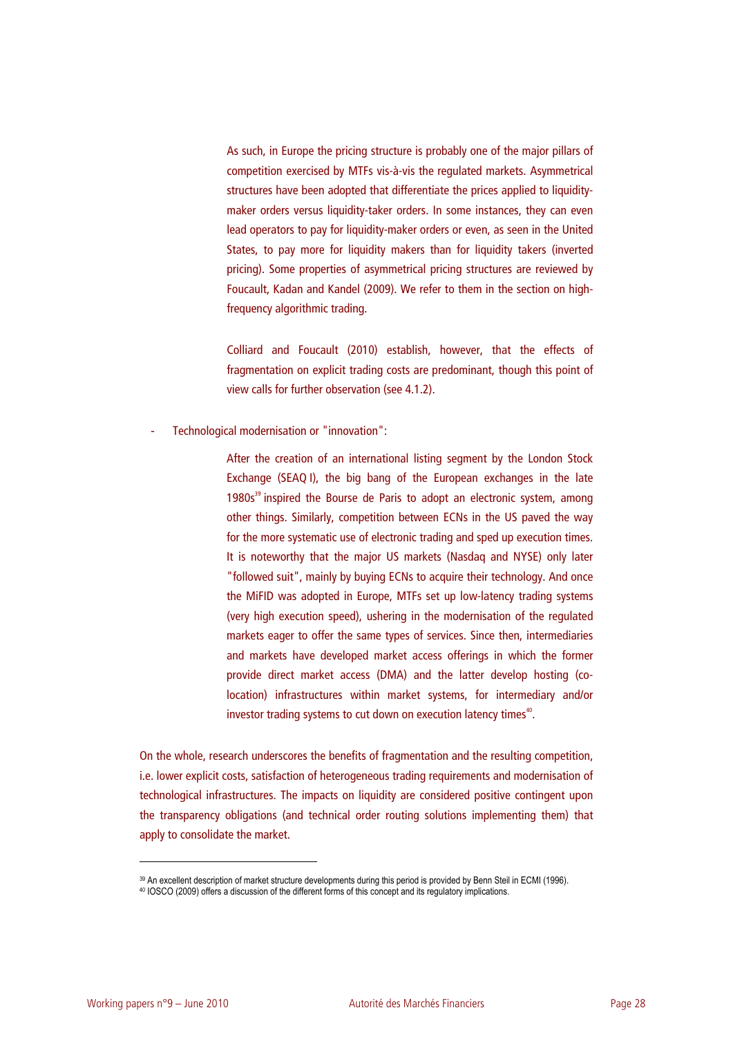As such, in Europe the pricing structure is probably one of the major pillars of competition exercised by MTFs vis-à-vis the regulated markets. Asymmetrical structures have been adopted that differentiate the prices applied to liquidity-maker orders versus liquidity-taker orders. In some instances, they can even lead operators to pay for liquidity-maker orders or even, as seen in the United States, to pay more for liquidity makers than for liquidity takers (inverted pricing). Some properties of asymmetrical pricing structures are reviewed by Foucault, Kadan and Kandel (2009). We refer to them in the section on high-frequency algorithmic trading.

Colliard and Foucault (2010) establish, however, that the effects of fragmentation on explicit trading costs are predominant, though this point of view calls for further observation (see 4.1.2).

- Technological modernisation or "innovation":

  After the creation of an international listing segment by the London Stock Exchange (SEAQ I), the big bang of the European exchanges in the late 1980s[39] inspired the Bourse de Paris to adopt an electronic system, among other things. Similarly, competition between ECNs in the US paved the way for the more systematic use of electronic trading and sped up execution times. It is noteworthy that the major US markets (Nasdaq and NYSE) only later "followed suit", mainly by buying ECNs to acquire their technology. And once the MiFID was adopted in Europe, MTFs set up low-latency trading systems (very high execution speed), ushering in the modernisation of the regulated markets eager to offer the same types of services. Since then, intermediaries and markets have developed market access offerings in which the former provide direct market access (DMA) and the latter develop hosting (co-location) infrastructures within market systems, for intermediary and/or investor trading systems to cut down on execution latency times[40].

On the whole, research underscores the benefits of fragmentation and the resulting competition, i.e. lower explicit costs, satisfaction of heterogeneous trading requirements and modernisation of technological infrastructures. The impacts on liquidity are considered positive contingent upon the transparency obligations (and technical order routing solutions implementing them) that apply to consolidate the market.

---

[39] An excellent description of market structure developments during this period is provided by Benn Steil in ECMI (1996).

[40] IOSCO (2009) offers a discussion of the different forms of this concept and its regulatory implications.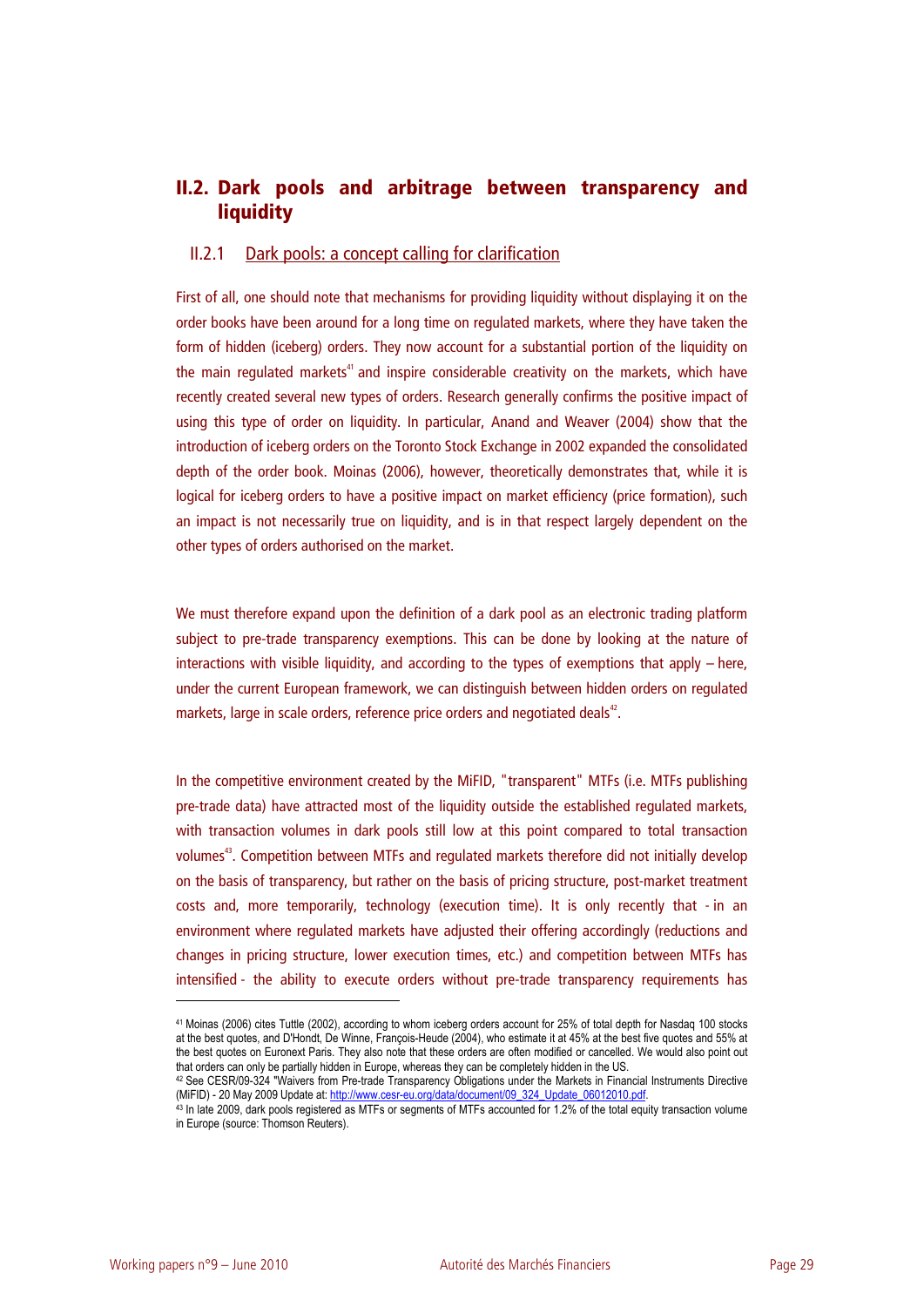## II.2. Dark pools and arbitrage between transparency and liquidity

### II.2.1 Dark pools: a concept calling for clarification

First of all, one should note that mechanisms for providing liquidity without displaying it on the order books have been around for a long time on regulated markets, where they have taken the form of hidden (iceberg) orders. They now account for a substantial portion of the liquidity on the main regulated markets[41] and inspire considerable creativity on the markets, which have recently created several new types of orders. Research generally confirms the positive impact of using this type of order on liquidity. In particular, Anand and Weaver (2004) show that the introduction of iceberg orders on the Toronto Stock Exchange in 2002 expanded the consolidated depth of the order book. Moinas (2006), however, theoretically demonstrates that, while it is logical for iceberg orders to have a positive impact on market efficiency (price formation), such an impact is not necessarily true on liquidity, and is in that respect largely dependent on the other types of orders authorised on the market.

We must therefore expand upon the definition of a dark pool as an electronic trading platform subject to pre-trade transparency exemptions. This can be done by looking at the nature of interactions with visible liquidity, and according to the types of exemptions that apply – here, under the current European framework, we can distinguish between hidden orders on regulated markets, large in scale orders, reference price orders and negotiated deals[42].

In the competitive environment created by the MiFID, "transparent" MTFs (i.e. MTFs publishing pre-trade data) have attracted most of the liquidity outside the established regulated markets, with transaction volumes in dark pools still low at this point compared to total transaction volumes[43]. Competition between MTFs and regulated markets therefore did not initially develop on the basis of transparency, but rather on the basis of pricing structure, post-market treatment costs and, more temporarily, technology (execution time). It is only recently that - in an environment where regulated markets have adjusted their offering accordingly (reductions and changes in pricing structure, lower execution times, etc.) and competition between MTFs has intensified - the ability to execute orders without pre-trade transparency requirements has

---

[41] Moinas (2006) cites Tuttle (2002), according to whom iceberg orders account for 25% of total depth for Nasdaq 100 stocks at the best quotes, and D'Hondt, De Winne, François-Heude (2004), who estimate it at 45% at the best five quotes and 55% at the best quotes on Euronext Paris. They also note that these orders are often modified or cancelled. We would also point out that orders can only be partially hidden in Europe, whereas they can be completely hidden in the US.

[42] See CESR/09-324 "Waivers from Pre-trade Transparency Obligations under the Markets in Financial Instruments Directive (MiFID) - 20 May 2009 Update at: http://www.cesr-eu.org/data/document/09_324_Update_06012010.pdf.

[43] In late 2009, dark pools registered as MTFs or segments of MTFs accounted for 1.2% of the total equity transaction volume in Europe (source: Thomson Reuters).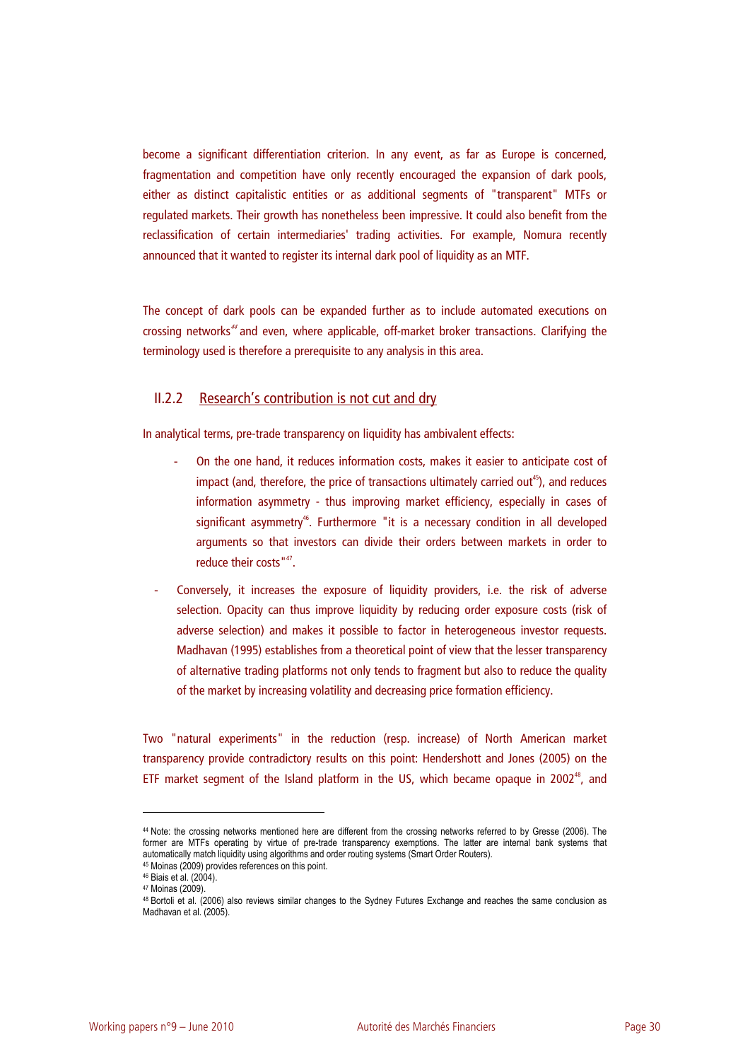become a significant differentiation criterion. In any event, as far as Europe is concerned, fragmentation and competition have only recently encouraged the expansion of dark pools, either as distinct capitalistic entities or as additional segments of "transparent" MTFs or regulated markets. Their growth has nonetheless been impressive. It could also benefit from the reclassification of certain intermediaries' trading activities. For example, Nomura recently announced that it wanted to register its internal dark pool of liquidity as an MTF.

The concept of dark pools can be expanded further as to include automated executions on crossing networks[44] and even, where applicable, off-market broker transactions. Clarifying the terminology used is therefore a prerequisite to any analysis in this area.

### II.2.2 Research's contribution is not cut and dry

In analytical terms, pre-trade transparency on liquidity has ambivalent effects:

- On the one hand, it reduces information costs, makes it easier to anticipate cost of impact (and, therefore, the price of transactions ultimately carried out[45]), and reduces information asymmetry - thus improving market efficiency, especially in cases of significant asymmetry[46]. Furthermore "it is a necessary condition in all developed arguments so that investors can divide their orders between markets in order to reduce their costs"[47].
- Conversely, it increases the exposure of liquidity providers, i.e. the risk of adverse selection. Opacity can thus improve liquidity by reducing order exposure costs (risk of adverse selection) and makes it possible to factor in heterogeneous investor requests. Madhavan (1995) establishes from a theoretical point of view that the lesser transparency of alternative trading platforms not only tends to fragment but also to reduce the quality of the market by increasing volatility and decreasing price formation efficiency.

Two "natural experiments" in the reduction (resp. increase) of North American market transparency provide contradictory results on this point: Hendershott and Jones (2005) on the ETF market segment of the Island platform in the US, which became opaque in 2002[48], and

---

[44] Note: the crossing networks mentioned here are different from the crossing networks referred to by Gresse (2006). The former are MTFs operating by virtue of pre-trade transparency exemptions. The latter are internal bank systems that automatically match liquidity using algorithms and order routing systems (Smart Order Routers).

[45] Moinas (2009) provides references on this point.

[46] Biais et al. (2004).

[47] Moinas (2009).

[48] Bortoli et al. (2006) also reviews similar changes to the Sydney Futures Exchange and reaches the same conclusion as Madhavan et al. (2005).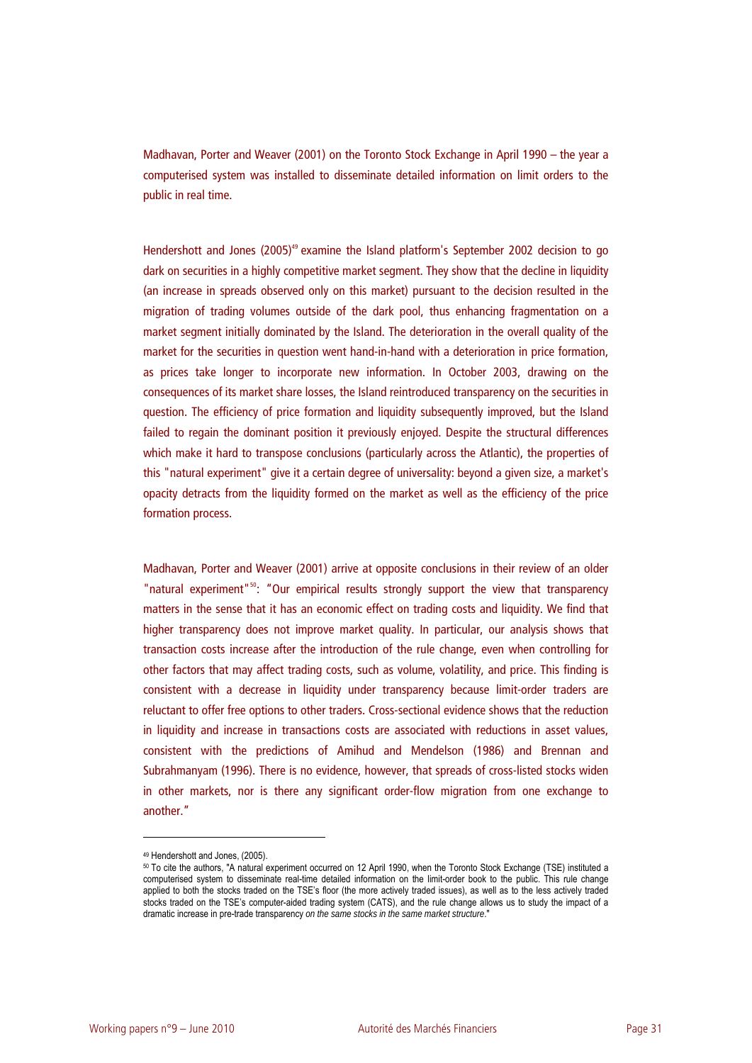Madhavan, Porter and Weaver (2001) on the Toronto Stock Exchange in April 1990 – the year a computerised system was installed to disseminate detailed information on limit orders to the public in real time.

Hendershott and Jones (2005)[49] examine the Island platform's September 2002 decision to go dark on securities in a highly competitive market segment. They show that the decline in liquidity (an increase in spreads observed only on this market) pursuant to the decision resulted in the migration of trading volumes outside of the dark pool, thus enhancing fragmentation on a market segment initially dominated by the Island. The deterioration in the overall quality of the market for the securities in question went hand-in-hand with a deterioration in price formation, as prices take longer to incorporate new information. In October 2003, drawing on the consequences of its market share losses, the Island reintroduced transparency on the securities in question. The efficiency of price formation and liquidity subsequently improved, but the Island failed to regain the dominant position it previously enjoyed. Despite the structural differences which make it hard to transpose conclusions (particularly across the Atlantic), the properties of this "natural experiment" give it a certain degree of universality: beyond a given size, a market's opacity detracts from the liquidity formed on the market as well as the efficiency of the price formation process.

Madhavan, Porter and Weaver (2001) arrive at opposite conclusions in their review of an older "natural experiment"[50]: "Our empirical results strongly support the view that transparency matters in the sense that it has an economic effect on trading costs and liquidity. We find that higher transparency does not improve market quality. In particular, our analysis shows that transaction costs increase after the introduction of the rule change, even when controlling for other factors that may affect trading costs, such as volume, volatility, and price. This finding is consistent with a decrease in liquidity under transparency because limit-order traders are reluctant to offer free options to other traders. Cross-sectional evidence shows that the reduction in liquidity and increase in transactions costs are associated with reductions in asset values, consistent with the predictions of Amihud and Mendelson (1986) and Brennan and Subrahmanyam (1996). There is no evidence, however, that spreads of cross-listed stocks widen in other markets, nor is there any significant order-flow migration from one exchange to another."

---

[49] Hendershott and Jones, (2005).

[50] To cite the authors, "A natural experiment occurred on 12 April 1990, when the Toronto Stock Exchange (TSE) instituted a computerised system to disseminate real-time detailed information on the limit-order book to the public. This rule change applied to both the stocks traded on the TSE's floor (the more actively traded issues), as well as to the less actively traded stocks traded on the TSE's computer-aided trading system (CATS), and the rule change allows us to study the impact of a dramatic increase in pre-trade transparency *on the same stocks in the same market structure*."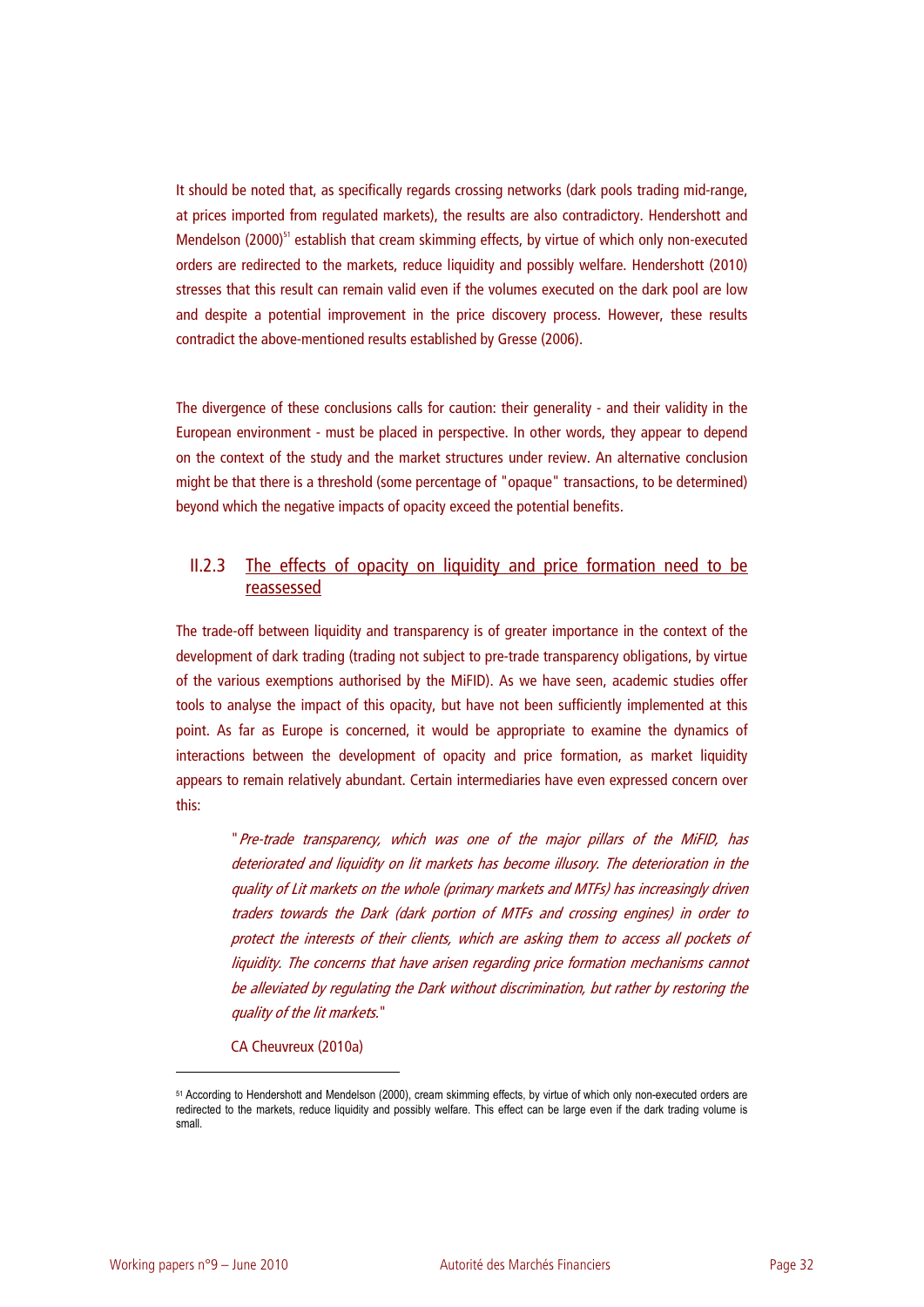It should be noted that, as specifically regards crossing networks (dark pools trading mid-range, at prices imported from regulated markets), the results are also contradictory. Hendershott and Mendelson (2000)[51] establish that cream skimming effects, by virtue of which only non-executed orders are redirected to the markets, reduce liquidity and possibly welfare. Hendershott (2010) stresses that this result can remain valid even if the volumes executed on the dark pool are low and despite a potential improvement in the price discovery process. However, these results contradict the above-mentioned results established by Gresse (2006).

The divergence of these conclusions calls for caution: their generality - and their validity in the European environment - must be placed in perspective. In other words, they appear to depend on the context of the study and the market structures under review. An alternative conclusion might be that there is a threshold (some percentage of "opaque" transactions, to be determined) beyond which the negative impacts of opacity exceed the potential benefits.

### II.2.3 The effects of opacity on liquidity and price formation need to be reassessed

The trade-off between liquidity and transparency is of greater importance in the context of the development of dark trading (trading not subject to pre-trade transparency obligations, by virtue of the various exemptions authorised by the MiFID). As we have seen, academic studies offer tools to analyse the impact of this opacity, but have not been sufficiently implemented at this point. As far as Europe is concerned, it would be appropriate to examine the dynamics of interactions between the development of opacity and price formation, as market liquidity appears to remain relatively abundant. Certain intermediaries have even expressed concern over this:

> "*Pre-trade transparency, which was one of the major pillars of the MiFID, has deteriorated and liquidity on lit markets has become illusory. The deterioration in the quality of Lit markets on the whole (primary markets and MTFs) has increasingly driven traders towards the Dark (dark portion of MTFs and crossing engines) in order to protect the interests of their clients, which are asking them to access all pockets of liquidity. The concerns that have arisen regarding price formation mechanisms cannot be alleviated by regulating the Dark without discrimination, but rather by restoring the quality of the lit markets.*"
>
> CA Cheuvreux (2010a)

[51] According to Hendershott and Mendelson (2000), cream skimming effects, by virtue of which only non-executed orders are redirected to the markets, reduce liquidity and possibly welfare. This effect can be large even if the dark trading volume is small.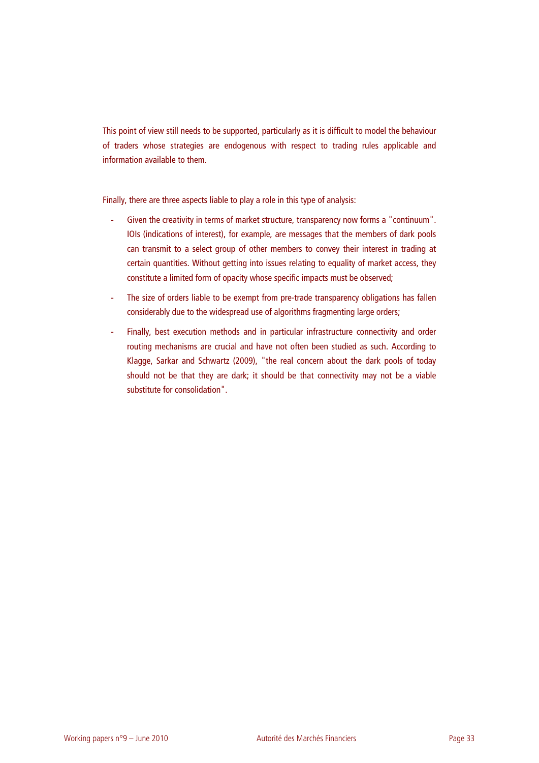This point of view still needs to be supported, particularly as it is difficult to model the behaviour of traders whose strategies are endogenous with respect to trading rules applicable and information available to them.

Finally, there are three aspects liable to play a role in this type of analysis:

- Given the creativity in terms of market structure, transparency now forms a "continuum". IOIs (indications of interest), for example, are messages that the members of dark pools can transmit to a select group of other members to convey their interest in trading at certain quantities. Without getting into issues relating to equality of market access, they constitute a limited form of opacity whose specific impacts must be observed;
- The size of orders liable to be exempt from pre-trade transparency obligations has fallen considerably due to the widespread use of algorithms fragmenting large orders;
- Finally, best execution methods and in particular infrastructure connectivity and order routing mechanisms are crucial and have not often been studied as such. According to Klagge, Sarkar and Schwartz (2009), "the real concern about the dark pools of today should not be that they are dark; it should be that connectivity may not be a viable substitute for consolidation".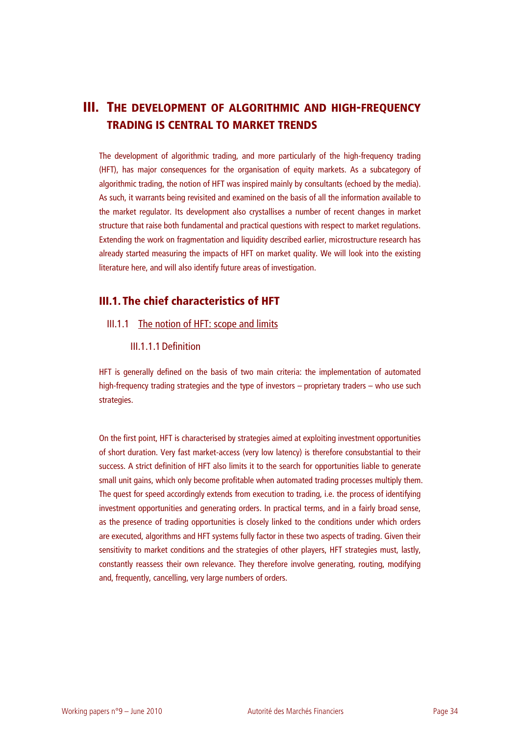# III. The development of algorithmic and high-frequency trading is central to market trends

The development of algorithmic trading, and more particularly of the high-frequency trading (HFT), has major consequences for the organisation of equity markets. As a subcategory of algorithmic trading, the notion of HFT was inspired mainly by consultants (echoed by the media). As such, it warrants being revisited and examined on the basis of all the information available to the market regulator. Its development also crystallises a number of recent changes in market structure that raise both fundamental and practical questions with respect to market regulations. Extending the work on fragmentation and liquidity described earlier, microstructure research has already started measuring the impacts of HFT on market quality. We will look into the existing literature here, and will also identify future areas of investigation.

## III.1. The chief characteristics of HFT

### III.1.1 The notion of HFT: scope and limits

#### III.1.1.1 Definition

HFT is generally defined on the basis of two main criteria: the implementation of automated high-frequency trading strategies and the type of investors – proprietary traders – who use such strategies.

On the first point, HFT is characterised by strategies aimed at exploiting investment opportunities of short duration. Very fast market-access (very low latency) is therefore consubstantial to their success. A strict definition of HFT also limits it to the search for opportunities liable to generate small unit gains, which only become profitable when automated trading processes multiply them. The quest for speed accordingly extends from execution to trading, i.e. the process of identifying investment opportunities and generating orders. In practical terms, and in a fairly broad sense, as the presence of trading opportunities is closely linked to the conditions under which orders are executed, algorithms and HFT systems fully factor in these two aspects of trading. Given their sensitivity to market conditions and the strategies of other players, HFT strategies must, lastly, constantly reassess their own relevance. They therefore involve generating, routing, modifying and, frequently, cancelling, very large numbers of orders.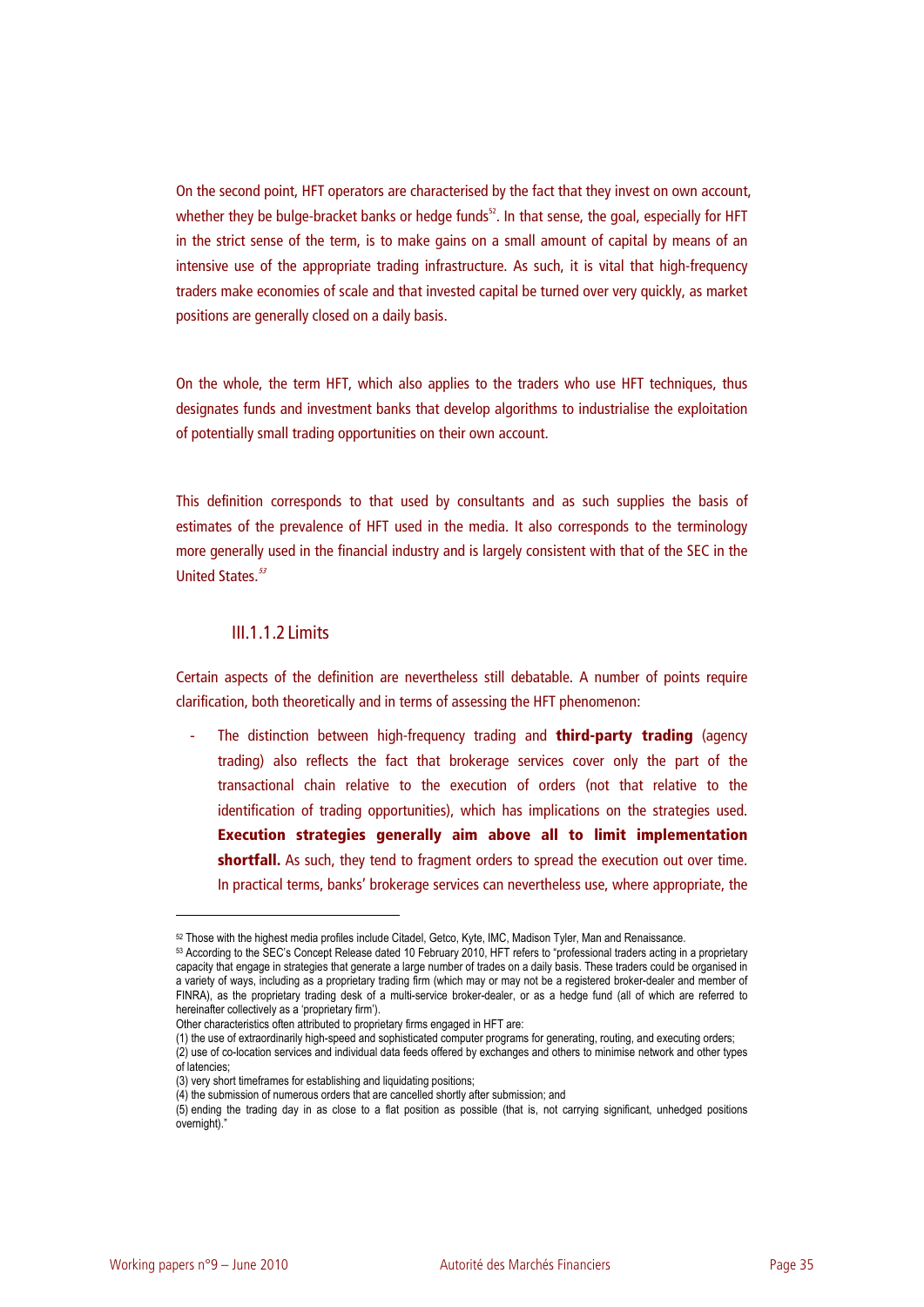On the second point, HFT operators are characterised by the fact that they invest on own account, whether they be bulge-bracket banks or hedge funds[52]. In that sense, the goal, especially for HFT in the strict sense of the term, is to make gains on a small amount of capital by means of an intensive use of the appropriate trading infrastructure. As such, it is vital that high-frequency traders make economies of scale and that invested capital be turned over very quickly, as market positions are generally closed on a daily basis.

On the whole, the term HFT, which also applies to the traders who use HFT techniques, thus designates funds and investment banks that develop algorithms to industrialise the exploitation of potentially small trading opportunities on their own account.

This definition corresponds to that used by consultants and as such supplies the basis of estimates of the prevalence of HFT used in the media. It also corresponds to the terminology more generally used in the financial industry and is largely consistent with that of the SEC in the United States.[53]

#### III.1.1.2 Limits

Certain aspects of the definition are nevertheless still debatable. A number of points require clarification, both theoretically and in terms of assessing the HFT phenomenon:

- The distinction between high-frequency trading and **third-party trading** (agency trading) also reflects the fact that brokerage services cover only the part of the transactional chain relative to the execution of orders (not that relative to the identification of trading opportunities), which has implications on the strategies used. **Execution strategies generally aim above all to limit implementation shortfall.** As such, they tend to fragment orders to spread the execution out over time. In practical terms, banks' brokerage services can nevertheless use, where appropriate, the

---

[52] Those with the highest media profiles include Citadel, Getco, Kyte, IMC, Madison Tyler, Man and Renaissance.

[53] According to the SEC's Concept Release dated 10 February 2010, HFT refers to "professional traders acting in a proprietary capacity that engage in strategies that generate a large number of trades on a daily basis. These traders could be organised in a variety of ways, including as a proprietary trading firm (which may or may not be a registered broker-dealer and member of FINRA), as the proprietary trading desk of a multi-service broker-dealer, or as a hedge fund (all of which are referred to hereinafter collectively as a 'proprietary firm').
Other characteristics often attributed to proprietary firms engaged in HFT are:
(1) the use of extraordinarily high-speed and sophisticated computer programs for generating, routing, and executing orders;
(2) use of co-location services and individual data feeds offered by exchanges and others to minimise network and other types of latencies;
(3) very short timeframes for establishing and liquidating positions;
(4) the submission of numerous orders that are cancelled shortly after submission; and
(5) ending the trading day in as close to a flat position as possible (that is, not carrying significant, unhedged positions overnight)."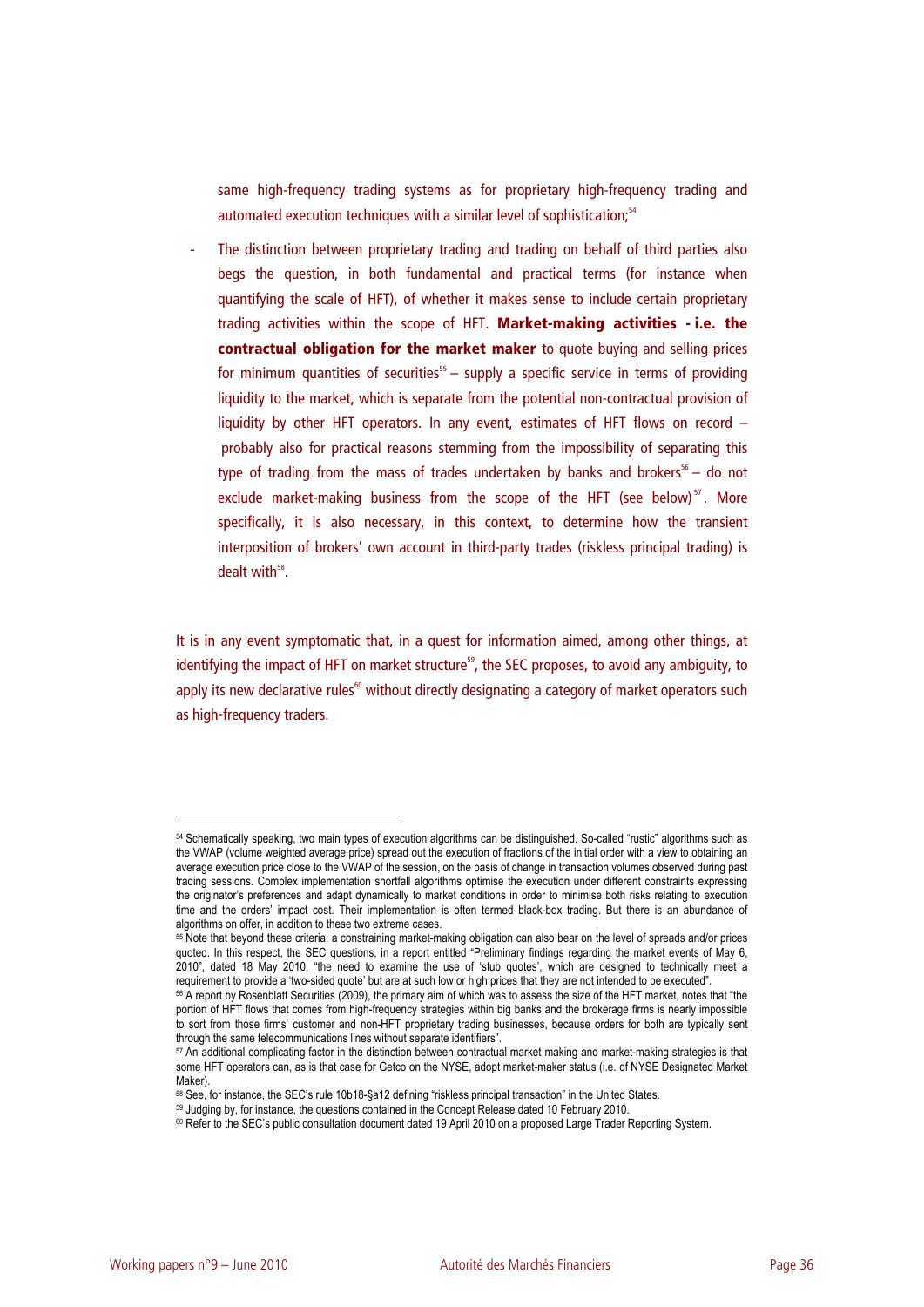same high-frequency trading systems as for proprietary high-frequency trading and automated execution techniques with a similar level of sophistication;[54]

- The distinction between proprietary trading and trading on behalf of third parties also begs the question, in both fundamental and practical terms (for instance when quantifying the scale of HFT), of whether it makes sense to include certain proprietary trading activities within the scope of HFT. **Market-making activities - i.e. the contractual obligation for the market maker** to quote buying and selling prices for minimum quantities of securities[55] – supply a specific service in terms of providing liquidity to the market, which is separate from the potential non-contractual provision of liquidity by other HFT operators. In any event, estimates of HFT flows on record – probably also for practical reasons stemming from the impossibility of separating this type of trading from the mass of trades undertaken by banks and brokers[56] – do not exclude market-making business from the scope of the HFT (see below)[57]. More specifically, it is also necessary, in this context, to determine how the transient interposition of brokers' own account in third-party trades (riskless principal trading) is dealt with[58].

It is in any event symptomatic that, in a quest for information aimed, among other things, at identifying the impact of HFT on market structure[59], the SEC proposes, to avoid any ambiguity, to apply its new declarative rules[60] without directly designating a category of market operators such as high-frequency traders.

---

[54] Schematically speaking, two main types of execution algorithms can be distinguished. So-called "rustic" algorithms such as the VWAP (volume weighted average price) spread out the execution of fractions of the initial order with a view to obtaining an average execution price close to the VWAP of the session, on the basis of change in transaction volumes observed during past trading sessions. Complex implementation shortfall algorithms optimise the execution under different constraints expressing the originator's preferences and adapt dynamically to market conditions in order to minimise both risks relating to execution time and the orders' impact cost. Their implementation is often termed black-box trading. But there is an abundance of algorithms on offer, in addition to these two extreme cases.

[55] Note that beyond these criteria, a constraining market-making obligation can also bear on the level of spreads and/or prices quoted. In this respect, the SEC questions, in a report entitled "Preliminary findings regarding the market events of May 6, 2010", dated 18 May 2010, "the need to examine the use of 'stub quotes', which are designed to technically meet a requirement to provide a 'two-sided quote' but are at such low or high prices that they are not intended to be executed".

[56] A report by Rosenblatt Securities (2009), the primary aim of which was to assess the size of the HFT market, notes that "the portion of HFT flows that comes from high-frequency strategies within big banks and the brokerage firms is nearly impossible to sort from those firms' customer and non-HFT proprietary trading businesses, because orders for both are typically sent through the same telecommunications lines without separate identifiers".

[57] An additional complicating factor in the distinction between contractual market making and market-making strategies is that some HFT operators can, as is that case for Getco on the NYSE, adopt market-maker status (i.e. of NYSE Designated Market Maker).

[58] See, for instance, the SEC's rule 10b18-§a12 defining "riskless principal transaction" in the United States.

[59] Judging by, for instance, the questions contained in the Concept Release dated 10 February 2010.

[60] Refer to the SEC's public consultation document dated 19 April 2010 on a proposed Large Trader Reporting System.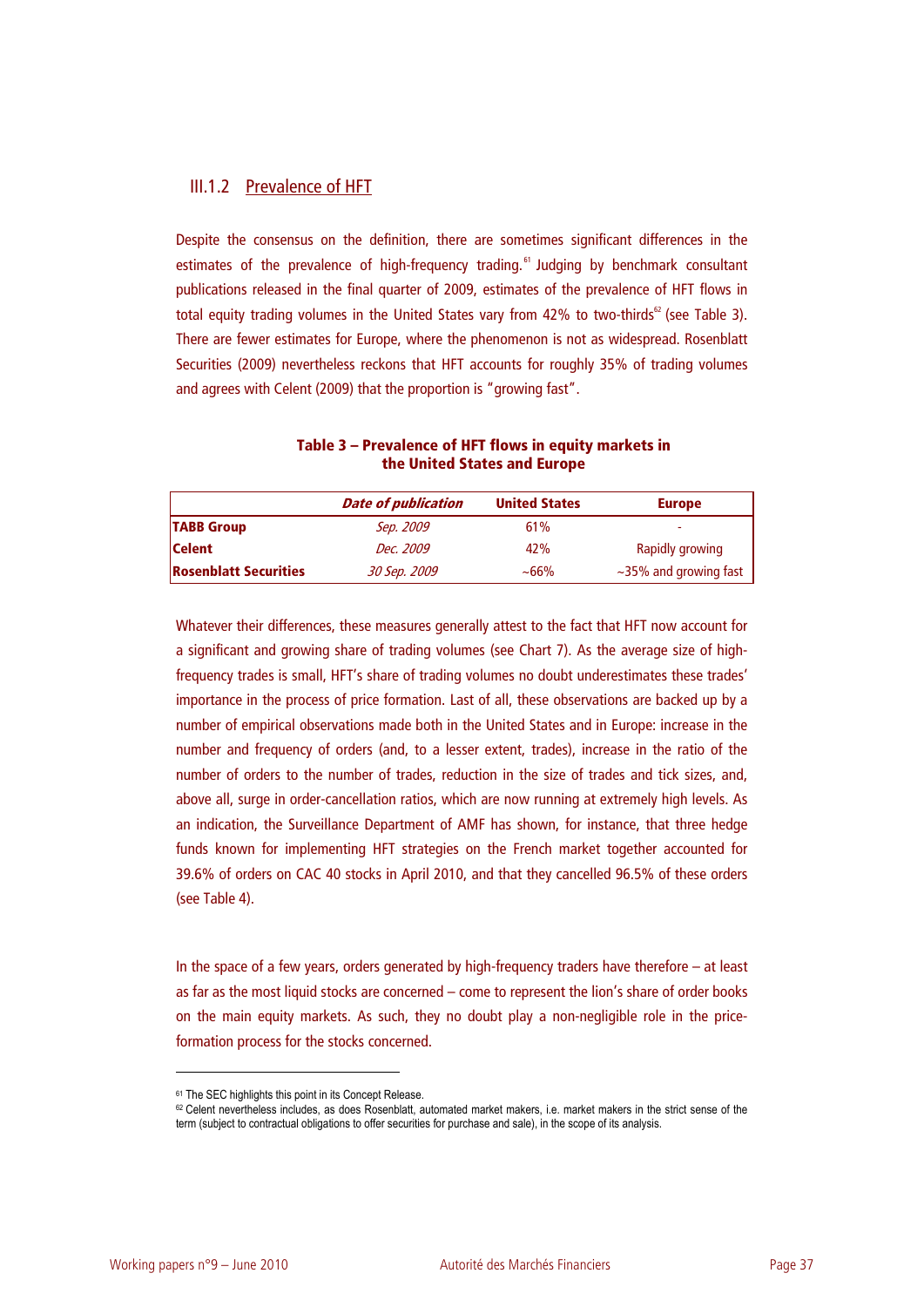### III.1.2 Prevalence of HFT

Despite the consensus on the definition, there are sometimes significant differences in the estimates of the prevalence of high-frequency trading.[61] Judging by benchmark consultant publications released in the final quarter of 2009, estimates of the prevalence of HFT flows in total equity trading volumes in the United States vary from 42% to two-thirds[62] (see Table 3). There are fewer estimates for Europe, where the phenomenon is not as widespread. Rosenblatt Securities (2009) nevertheless reckons that HFT accounts for roughly 35% of trading volumes and agrees with Celent (2009) that the proportion is "growing fast".

**Table 3 – Prevalence of HFT flows in equity markets in the United States and Europe**

| | *Date of publication* | United States | Europe |
|---|---|---|---|
| **TABB Group** | *Sep. 2009* | 61% | - |
| **Celent** | *Dec. 2009* | 42% | Rapidly growing |
| **Rosenblatt Securities** | *30 Sep. 2009* | ~66% | ~35% and growing fast |

Whatever their differences, these measures generally attest to the fact that HFT now account for a significant and growing share of trading volumes (see Chart 7). As the average size of high-frequency trades is small, HFT's share of trading volumes no doubt underestimates these trades' importance in the process of price formation. Last of all, these observations are backed up by a number of empirical observations made both in the United States and in Europe: increase in the number and frequency of orders (and, to a lesser extent, trades), increase in the ratio of the number of orders to the number of trades, reduction in the size of trades and tick sizes, and, above all, surge in order-cancellation ratios, which are now running at extremely high levels. As an indication, the Surveillance Department of AMF has shown, for instance, that three hedge funds known for implementing HFT strategies on the French market together accounted for 39.6% of orders on CAC 40 stocks in April 2010, and that they cancelled 96.5% of these orders (see Table 4).

In the space of a few years, orders generated by high-frequency traders have therefore – at least as far as the most liquid stocks are concerned – come to represent the lion's share of order books on the main equity markets. As such, they no doubt play a non-negligible role in the price-formation process for the stocks concerned.

---

[61] The SEC highlights this point in its Concept Release.

[62] Celent nevertheless includes, as does Rosenblatt, automated market makers, i.e. market makers in the strict sense of the term (subject to contractual obligations to offer securities for purchase and sale), in the scope of its analysis.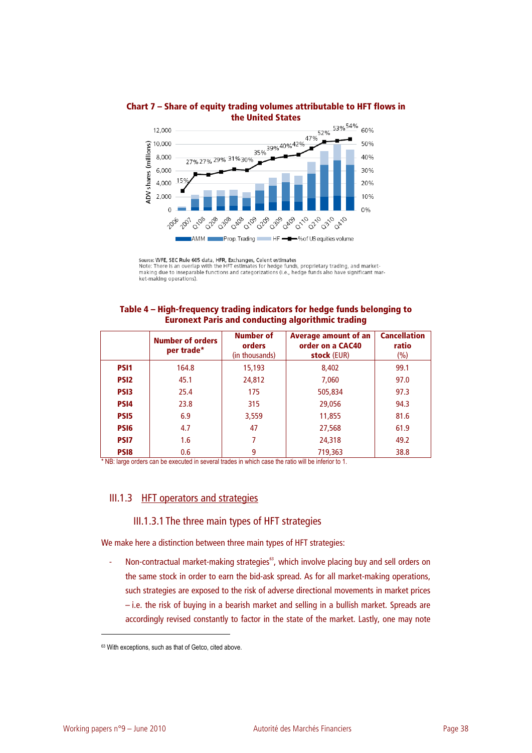**Chart 7 – Share of equity trading volumes attributable to HFT flows in the United States**

Source: WFE, SEC Rule 605 data, HFR, Exchanges, Celent estimates
Note: There is an overlap with the HFT estimates for hedge funds, proprietary trading, and market-making due to inseparable functions and categorizations (i.e., hedge funds also have significant market-making operations).

**Table 4 – High-frequency trading indicators for hedge funds belonging to Euronext Paris and conducting algorithmic trading**

| | Number of orders per trade* | Number of orders (in thousands) | Average amount of an order on a CAC40 stock (EUR) | Cancellation ratio (%) |
|---|---|---|---|---|
| **PSI1** | 164.8 | 15,193 | 8,402 | 99.1 |
| **PSI2** | 45.1 | 24,812 | 7,060 | 97.0 |
| **PSI3** | 25.4 | 175 | 505,834 | 97.3 |
| **PSI4** | 23.8 | 315 | 29,056 | 94.3 |
| **PSI5** | 6.9 | 3,559 | 11,855 | 81.6 |
| **PSI6** | 4.7 | 47 | 27,568 | 61.9 |
| **PSI7** | 1.6 | 7 | 24,318 | 49.2 |
| **PSI8** | 0.6 | 9 | 719,363 | 38.8 |

\* NB: large orders can be executed in several trades in which case the ratio will be inferior to 1.

### III.1.3 HFT operators and strategies

#### III.1.3.1 The three main types of HFT strategies

We make here a distinction between three main types of HFT strategies:

- Non-contractual market-making strategies[63], which involve placing buy and sell orders on the same stock in order to earn the bid-ask spread. As for all market-making operations, such strategies are exposed to the risk of adverse directional movements in market prices – i.e. the risk of buying in a bearish market and selling in a bullish market. Spreads are accordingly revised constantly to factor in the state of the market. Lastly, one may note

[63] With exceptions, such as that of Getco, cited above.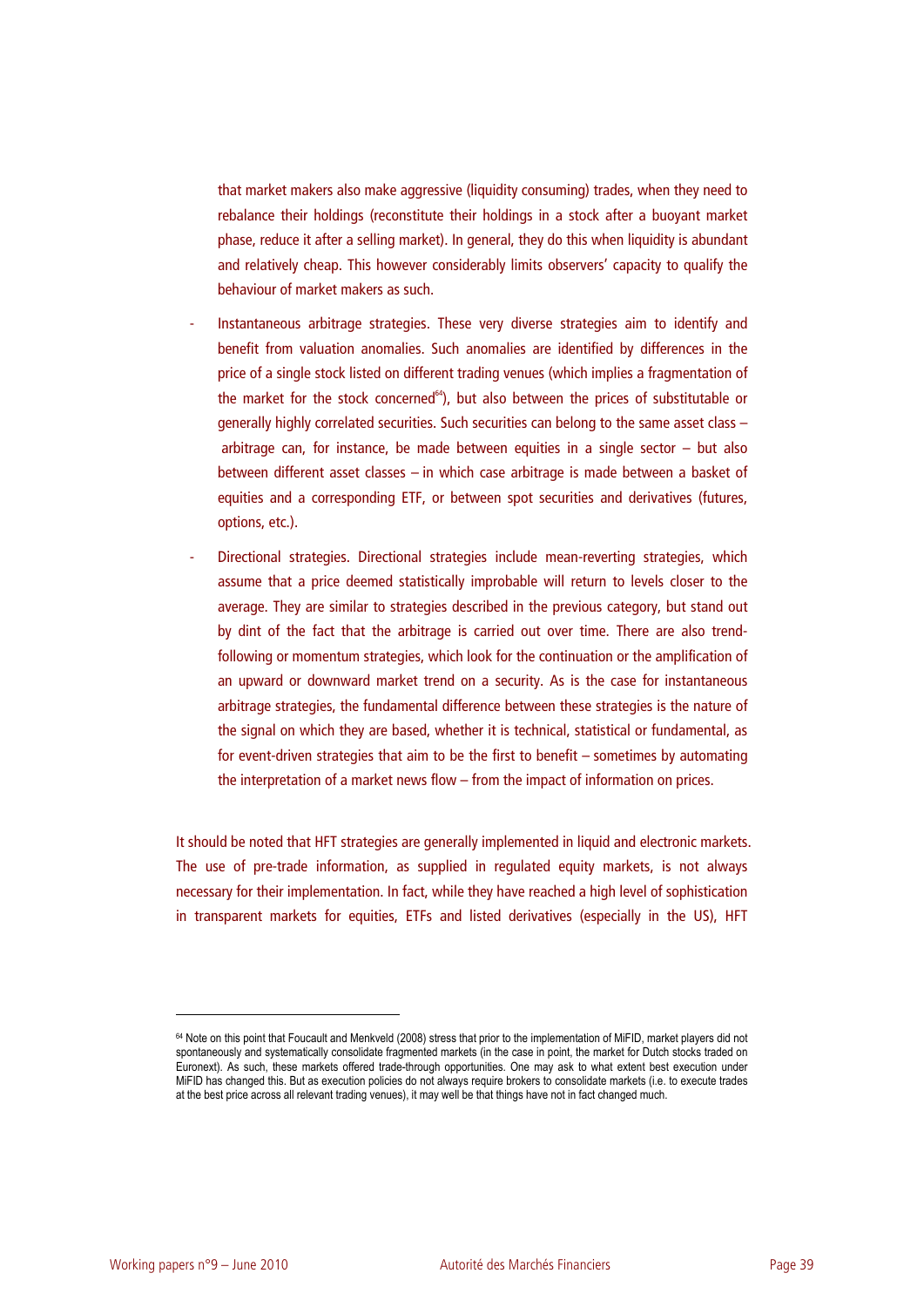that market makers also make aggressive (liquidity consuming) trades, when they need to rebalance their holdings (reconstitute their holdings in a stock after a buoyant market phase, reduce it after a selling market). In general, they do this when liquidity is abundant and relatively cheap. This however considerably limits observers' capacity to qualify the behaviour of market makers as such.

- Instantaneous arbitrage strategies. These very diverse strategies aim to identify and benefit from valuation anomalies. Such anomalies are identified by differences in the price of a single stock listed on different trading venues (which implies a fragmentation of the market for the stock concerned[64]), but also between the prices of substitutable or generally highly correlated securities. Such securities can belong to the same asset class – arbitrage can, for instance, be made between equities in a single sector – but also between different asset classes – in which case arbitrage is made between a basket of equities and a corresponding ETF, or between spot securities and derivatives (futures, options, etc.).

- Directional strategies. Directional strategies include mean-reverting strategies, which assume that a price deemed statistically improbable will return to levels closer to the average. They are similar to strategies described in the previous category, but stand out by dint of the fact that the arbitrage is carried out over time. There are also trend-following or momentum strategies, which look for the continuation or the amplification of an upward or downward market trend on a security. As is the case for instantaneous arbitrage strategies, the fundamental difference between these strategies is the nature of the signal on which they are based, whether it is technical, statistical or fundamental, as for event-driven strategies that aim to be the first to benefit – sometimes by automating the interpretation of a market news flow – from the impact of information on prices.

It should be noted that HFT strategies are generally implemented in liquid and electronic markets. The use of pre-trade information, as supplied in regulated equity markets, is not always necessary for their implementation. In fact, while they have reached a high level of sophistication in transparent markets for equities, ETFs and listed derivatives (especially in the US), HFT

[64] Note on this point that Foucault and Menkveld (2008) stress that prior to the implementation of MiFID, market players did not spontaneously and systematically consolidate fragmented markets (in the case in point, the market for Dutch stocks traded on Euronext). As such, these markets offered trade-through opportunities. One may ask to what extent best execution under MiFID has changed this. But as execution policies do not always require brokers to consolidate markets (i.e. to execute trades at the best price across all relevant trading venues), it may well be that things have not in fact changed much.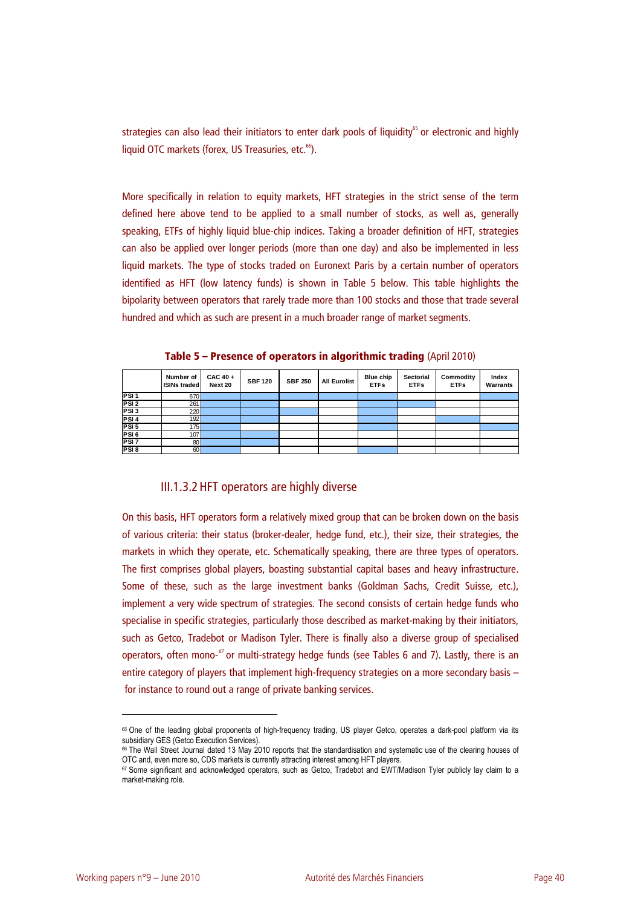strategies can also lead their initiators to enter dark pools of liquidity[65] or electronic and highly liquid OTC markets (forex, US Treasuries, etc.[66]).

More specifically in relation to equity markets, HFT strategies in the strict sense of the term defined here above tend to be applied to a small number of stocks, as well as, generally speaking, ETFs of highly liquid blue-chip indices. Taking a broader definition of HFT, strategies can also be applied over longer periods (more than one day) and also be implemented in less liquid markets. The type of stocks traded on Euronext Paris by a certain number of operators identified as HFT (low latency funds) is shown in Table 5 below. This table highlights the bipolarity between operators that rarely trade more than 100 stocks and those that trade several hundred and which as such are present in a much broader range of market segments.

**Table 5 – Presence of operators in algorithmic trading** (April 2010)

| | Number of ISINs traded | CAC 40 + Next 20 | SBF 120 | SBF 250 | All Eurolist | Blue chip ETFs | Sectorial ETFs | Commodity ETFs | Index Warrants |
|---|---|---|---|---|---|---|---|---|---|
| PSI 1 | 670 | X | X | X | X | X | | | X |
| PSI 2 | 261 | X | X | | | X | X | | |
| PSI 3 | 220 | X | X | X | | X | | | |
| PSI 4 | 192 | X | X | | | X | | X | |
| PSI 5 | 175 | X | | | | X | | | X |
| PSI 6 | 107 | X | X | | | | | | |
| PSI 7 | 80 | X | X | | | | | | |
| PSI 8 | 60 | X | | | | X | | | |

### III.1.3.2 HFT operators are highly diverse

On this basis, HFT operators form a relatively mixed group that can be broken down on the basis of various criteria: their status (broker-dealer, hedge fund, etc.), their size, their strategies, the markets in which they operate, etc. Schematically speaking, there are three types of operators. The first comprises global players, boasting substantial capital bases and heavy infrastructure. Some of these, such as the large investment banks (Goldman Sachs, Credit Suisse, etc.), implement a very wide spectrum of strategies. The second consists of certain hedge funds who specialise in specific strategies, particularly those described as market-making by their initiators, such as Getco, Tradebot or Madison Tyler. There is finally also a diverse group of specialised operators, often mono-[67] or multi-strategy hedge funds (see Tables 6 and 7). Lastly, there is an entire category of players that implement high-frequency strategies on a more secondary basis – for instance to round out a range of private banking services.

---

[65] One of the leading global proponents of high-frequency trading, US player Getco, operates a dark-pool platform via its subsidiary GES (Getco Execution Services).

[66] The Wall Street Journal dated 13 May 2010 reports that the standardisation and systematic use of the clearing houses of OTC and, even more so, CDS markets is currently attracting interest among HFT players.

[67] Some significant and acknowledged operators, such as Getco, Tradebot and EWT/Madison Tyler publicly lay claim to a market-making role.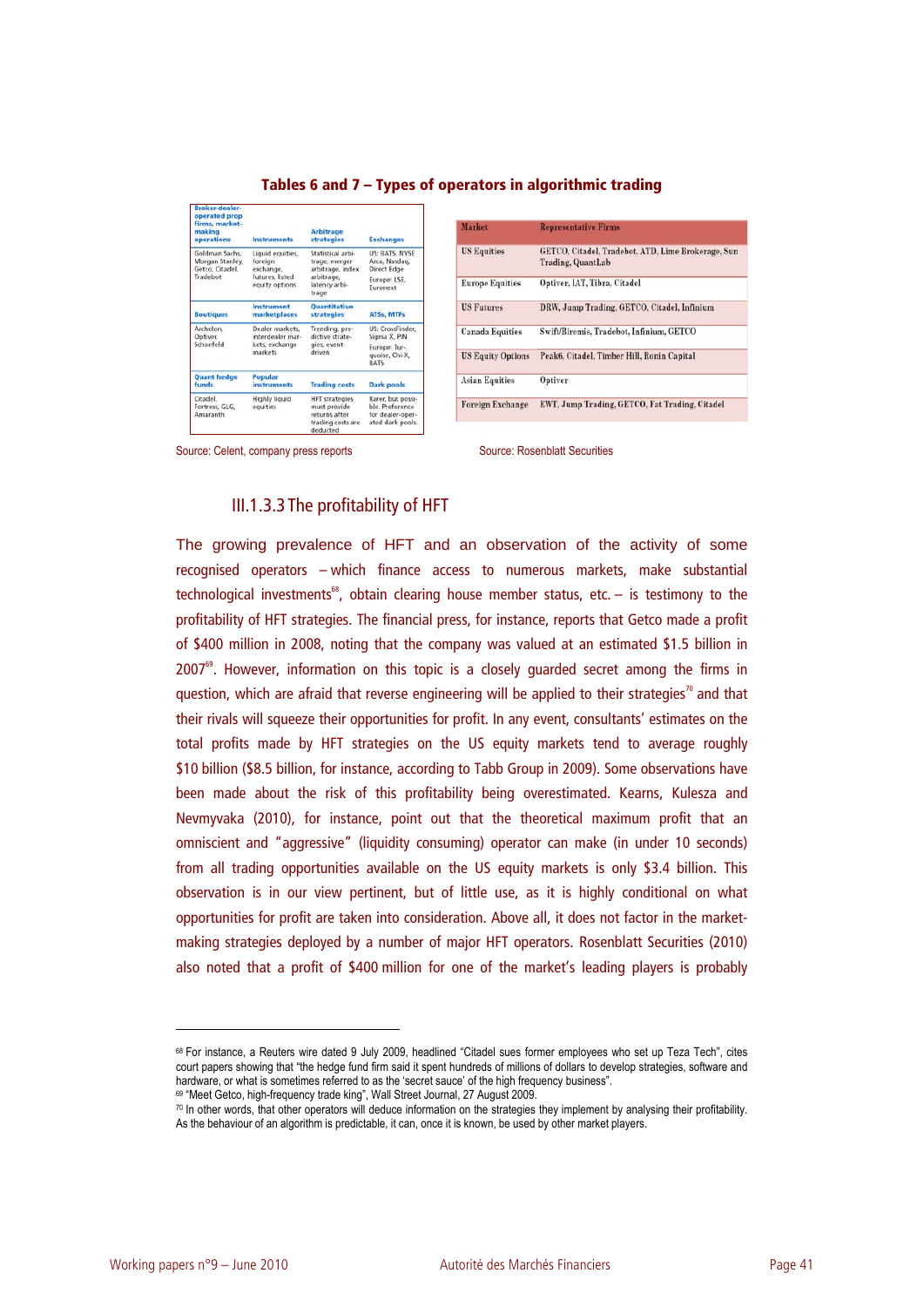**Tables 6 and 7 – Types of operators in algorithmic trading**

| Broker-dealer-operated prop firms, market-making operations | Instruments | Arbitrage strategies | Exchanges |
|---|---|---|---|
| Goldman Sachs, Morgan Stanley, Getco, Citadel, Tradebot | Liquid equities, foreign exchange, futures, listed equity options | Statistical arbitrage, merger arbitrage, index arbitrage, latency arbitrage | US: BATS, NYSE Arca, Nasdaq, Direct Edge<br>Europe: LSE, Euronext |
| **Boutiques** | **Instrument marketplaces** | **Quantitative strategies** | **ATSs, MTFs** |
| Archelon, Optiver, Schonfeld | Dealer markets, interdealer markets, exchange markets | Trending, predictive strategies, event-driven | US: CrossFinder, Sigma X, PIN<br>Europe: Turquoise, Chi-X, BATS |
| **Quant hedge funds** | **Popular instruments** | **Trading costs** | **Dark pools** |
| Citadel, Fortress, GLG, Amaranth | Highly liquid equities | HFT strategies must provide returns after trading costs are deducted | Rarer, but possible. Preference for dealer-operated dark pools. |

Source: Celent, company press reports

| Market | Representative Firms |
|---|---|
| US Equities | GETCO, Citadel, Tradebot, ATD, Lime Brokerage, Sun Trading, QuantLab |
| Europe Equities | Optiver, IAT, Tibra, Citadel |
| US Futures | DRW, Jump Trading, GETCO, Citadel, Infinium |
| Canada Equities | Swift/Biremis, Tradebot, Infinium, GETCO |
| US Equity Options | Peak6, Citadel, Timber Hill, Ronin Capital |
| Asian Equities | Optiver |
| Foreign Exchange | EWT, Jump Trading, GETCO, Fat Trading, Citadel |

Source: Rosenblatt Securities

### III.1.3.3 The profitability of HFT

The growing prevalence of HFT and an observation of the activity of some recognised operators – which finance access to numerous markets, make substantial technological investments[68], obtain clearing house member status, etc. – is testimony to the profitability of HFT strategies. The financial press, for instance, reports that Getco made a profit of $400 million in 2008, noting that the company was valued at an estimated $1.5 billion in 2007[69]. However, information on this topic is a closely guarded secret among the firms in question, which are afraid that reverse engineering will be applied to their strategies[70] and that their rivals will squeeze their opportunities for profit. In any event, consultants' estimates on the total profits made by HFT strategies on the US equity markets tend to average roughly $10 billion ($8.5 billion, for instance, according to Tabb Group in 2009). Some observations have been made about the risk of this profitability being overestimated. Kearns, Kulesza and Nevmyvaka (2010), for instance, point out that the theoretical maximum profit that an omniscient and "aggressive" (liquidity consuming) operator can make (in under 10 seconds) from all trading opportunities available on the US equity markets is only $3.4 billion. This observation is in our view pertinent, but of little use, as it is highly conditional on what opportunities for profit are taken into consideration. Above all, it does not factor in the market-making strategies deployed by a number of major HFT operators. Rosenblatt Securities (2010) also noted that a profit of $400 million for one of the market's leading players is probably

---

[68] For instance, a Reuters wire dated 9 July 2009, headlined "Citadel sues former employees who set up Teza Tech", cites court papers showing that "the hedge fund firm said it spent hundreds of millions of dollars to develop strategies, software and hardware, or what is sometimes referred to as the 'secret sauce' of the high frequency business".

[69] "Meet Getco, high-frequency trade king", Wall Street Journal, 27 August 2009.

[70] In other words, that other operators will deduce information on the strategies they implement by analysing their profitability. As the behaviour of an algorithm is predictable, it can, once it is known, be used by other market players.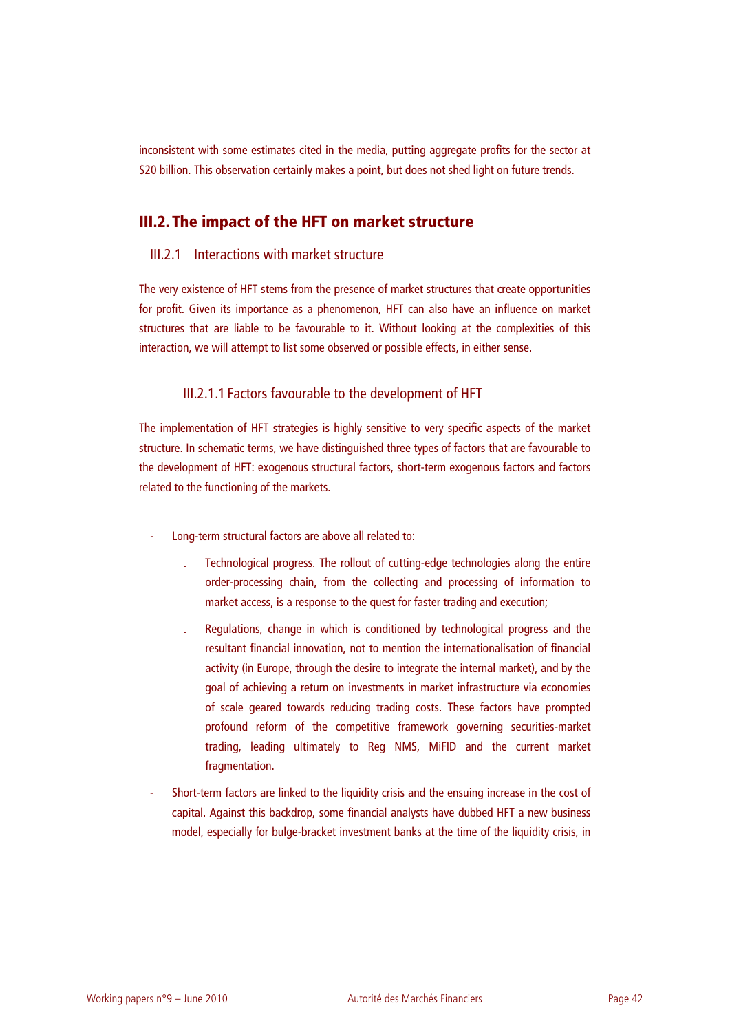inconsistent with some estimates cited in the media, putting aggregate profits for the sector at $20 billion. This observation certainly makes a point, but does not shed light on future trends.

## III.2. The impact of the HFT on market structure

### III.2.1 Interactions with market structure

The very existence of HFT stems from the presence of market structures that create opportunities for profit. Given its importance as a phenomenon, HFT can also have an influence on market structures that are liable to be favourable to it. Without looking at the complexities of this interaction, we will attempt to list some observed or possible effects, in either sense.

#### III.2.1.1 Factors favourable to the development of HFT

The implementation of HFT strategies is highly sensitive to very specific aspects of the market structure. In schematic terms, we have distinguished three types of factors that are favourable to the development of HFT: exogenous structural factors, short-term exogenous factors and factors related to the functioning of the markets.

- Long-term structural factors are above all related to:
  - Technological progress. The rollout of cutting-edge technologies along the entire order-processing chain, from the collecting and processing of information to market access, is a response to the quest for faster trading and execution;
  - Regulations, change in which is conditioned by technological progress and the resultant financial innovation, not to mention the internationalisation of financial activity (in Europe, through the desire to integrate the internal market), and by the goal of achieving a return on investments in market infrastructure via economies of scale geared towards reducing trading costs. These factors have prompted profound reform of the competitive framework governing securities-market trading, leading ultimately to Reg NMS, MiFID and the current market fragmentation.
- Short-term factors are linked to the liquidity crisis and the ensuing increase in the cost of capital. Against this backdrop, some financial analysts have dubbed HFT a new business model, especially for bulge-bracket investment banks at the time of the liquidity crisis, in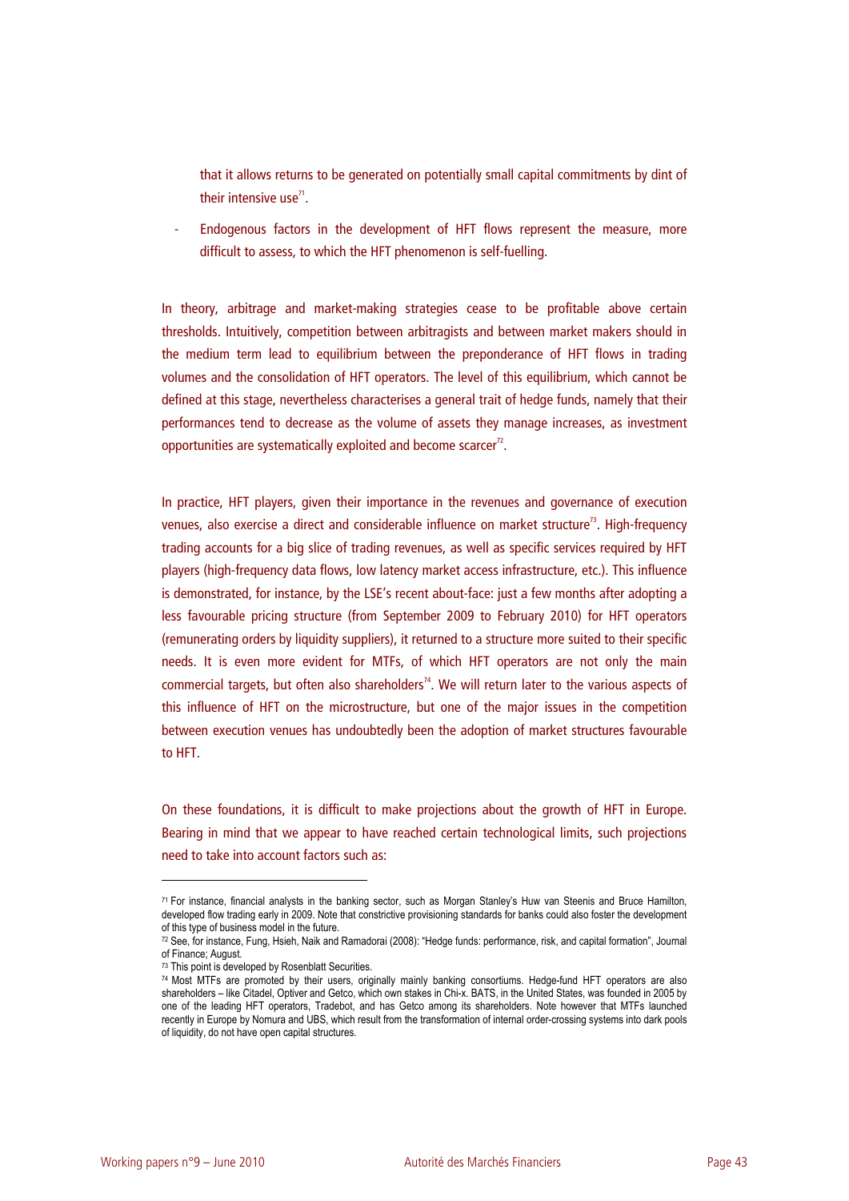that it allows returns to be generated on potentially small capital commitments by dint of their intensive use[71].

- Endogenous factors in the development of HFT flows represent the measure, more difficult to assess, to which the HFT phenomenon is self-fuelling.

In theory, arbitrage and market-making strategies cease to be profitable above certain thresholds. Intuitively, competition between arbitragists and between market makers should in the medium term lead to equilibrium between the preponderance of HFT flows in trading volumes and the consolidation of HFT operators. The level of this equilibrium, which cannot be defined at this stage, nevertheless characterises a general trait of hedge funds, namely that their performances tend to decrease as the volume of assets they manage increases, as investment opportunities are systematically exploited and become scarcer[72].

In practice, HFT players, given their importance in the revenues and governance of execution venues, also exercise a direct and considerable influence on market structure[73]. High-frequency trading accounts for a big slice of trading revenues, as well as specific services required by HFT players (high-frequency data flows, low latency market access infrastructure, etc.). This influence is demonstrated, for instance, by the LSE's recent about-face: just a few months after adopting a less favourable pricing structure (from September 2009 to February 2010) for HFT operators (remunerating orders by liquidity suppliers), it returned to a structure more suited to their specific needs. It is even more evident for MTFs, of which HFT operators are not only the main commercial targets, but often also shareholders[74]. We will return later to the various aspects of this influence of HFT on the microstructure, but one of the major issues in the competition between execution venues has undoubtedly been the adoption of market structures favourable to HFT.

On these foundations, it is difficult to make projections about the growth of HFT in Europe. Bearing in mind that we appear to have reached certain technological limits, such projections need to take into account factors such as:

---

[71] For instance, financial analysts in the banking sector, such as Morgan Stanley's Huw van Steenis and Bruce Hamilton, developed flow trading early in 2009. Note that constrictive provisioning standards for banks could also foster the development of this type of business model in the future.

[72] See, for instance, Fung, Hsieh, Naik and Ramadorai (2008): "Hedge funds: performance, risk, and capital formation", Journal of Finance; August.

[73] This point is developed by Rosenblatt Securities.

[74] Most MTFs are promoted by their users, originally mainly banking consortiums. Hedge-fund HFT operators are also shareholders – like Citadel, Optiver and Getco, which own stakes in Chi-x. BATS, in the United States, was founded in 2005 by one of the leading HFT operators, Tradebot, and has Getco among its shareholders. Note however that MTFs launched recently in Europe by Nomura and UBS, which result from the transformation of internal order-crossing systems into dark pools of liquidity, do not have open capital structures.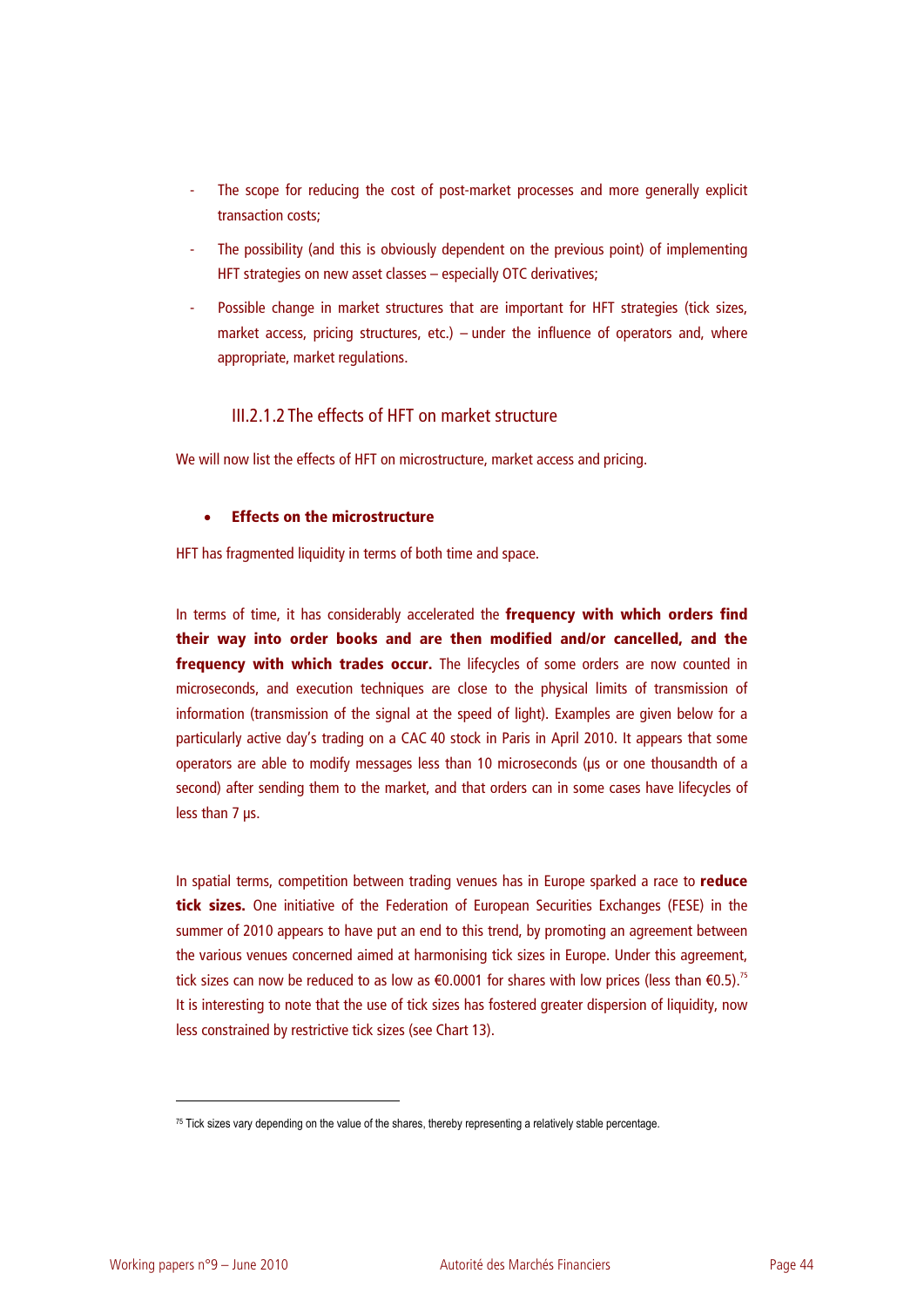- The scope for reducing the cost of post-market processes and more generally explicit transaction costs;
- The possibility (and this is obviously dependent on the previous point) of implementing HFT strategies on new asset classes – especially OTC derivatives;
- Possible change in market structures that are important for HFT strategies (tick sizes, market access, pricing structures, etc.) – under the influence of operators and, where appropriate, market regulations.

### III.2.1.2 The effects of HFT on market structure

We will now list the effects of HFT on microstructure, market access and pricing.

- **Effects on the microstructure**

HFT has fragmented liquidity in terms of both time and space.

In terms of time, it has considerably accelerated the **frequency with which orders find their way into order books and are then modified and/or cancelled, and the frequency with which trades occur.** The lifecycles of some orders are now counted in microseconds, and execution techniques are close to the physical limits of transmission of information (transmission of the signal at the speed of light). Examples are given below for a particularly active day's trading on a CAC 40 stock in Paris in April 2010. It appears that some operators are able to modify messages less than 10 microseconds (µs or one thousandth of a second) after sending them to the market, and that orders can in some cases have lifecycles of less than 7 µs.

In spatial terms, competition between trading venues has in Europe sparked a race to **reduce tick sizes.** One initiative of the Federation of European Securities Exchanges (FESE) in the summer of 2010 appears to have put an end to this trend, by promoting an agreement between the various venues concerned aimed at harmonising tick sizes in Europe. Under this agreement, tick sizes can now be reduced to as low as €0.0001 for shares with low prices (less than €0.5).[75] It is interesting to note that the use of tick sizes has fostered greater dispersion of liquidity, now less constrained by restrictive tick sizes (see Chart 13).

[75] Tick sizes vary depending on the value of the shares, thereby representing a relatively stable percentage.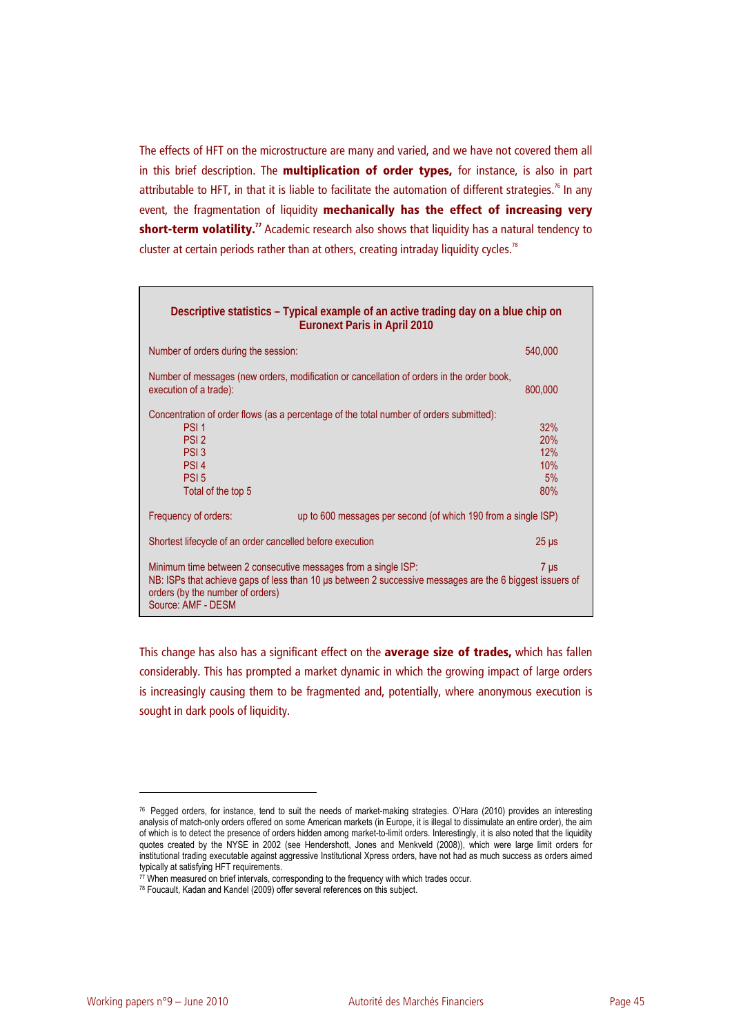The effects of HFT on the microstructure are many and varied, and we have not covered them all in this brief description. The **multiplication of order types,** for instance, is also in part attributable to HFT, in that it is liable to facilitate the automation of different strategies.[76] In any event, the fragmentation of liquidity **mechanically has the effect of increasing very short-term volatility.**[77] Academic research also shows that liquidity has a natural tendency to cluster at certain periods rather than at others, creating intraday liquidity cycles.[78]

**Descriptive statistics – Typical example of an active trading day on a blue chip on Euronext Paris in April 2010**

| | |
|---|---|
| Number of orders during the session: | 540,000 |
| Number of messages (new orders, modification or cancellation of orders in the order book, execution of a trade): | 800,000 |
| Concentration of order flows (as a percentage of the total number of orders submitted): | |
| PSI 1 | 32% |
| PSI 2 | 20% |
| PSI 3 | 12% |
| PSI 4 | 10% |
| PSI 5 | 5% |
| Total of the top 5 | 80% |
| Frequency of orders: | up to 600 messages per second (of which 190 from a single ISP) |
| Shortest lifecycle of an order cancelled before execution | 25 µs |
| Minimum time between 2 consecutive messages from a single ISP: | 7 µs |

NB: ISPs that achieve gaps of less than 10 µs between 2 successive messages are the 6 biggest issuers of orders (by the number of orders)
Source: AMF - DESM

This change has also has a significant effect on the **average size of trades,** which has fallen considerably. This has prompted a market dynamic in which the growing impact of large orders is increasingly causing them to be fragmented and, potentially, where anonymous execution is sought in dark pools of liquidity.

---

[76] Pegged orders, for instance, tend to suit the needs of market-making strategies. O'Hara (2010) provides an interesting analysis of match-only orders offered on some American markets (in Europe, it is illegal to dissimulate an entire order), the aim of which is to detect the presence of orders hidden among market-to-limit orders. Interestingly, it is also noted that the liquidity quotes created by the NYSE in 2002 (see Hendershott, Jones and Menkveld (2008)), which were large limit orders for institutional trading executable against aggressive Institutional Xpress orders, have not had as much success as orders aimed typically at satisfying HFT requirements.

[77] When measured on brief intervals, corresponding to the frequency with which trades occur.

[78] Foucault, Kadan and Kandel (2009) offer several references on this subject.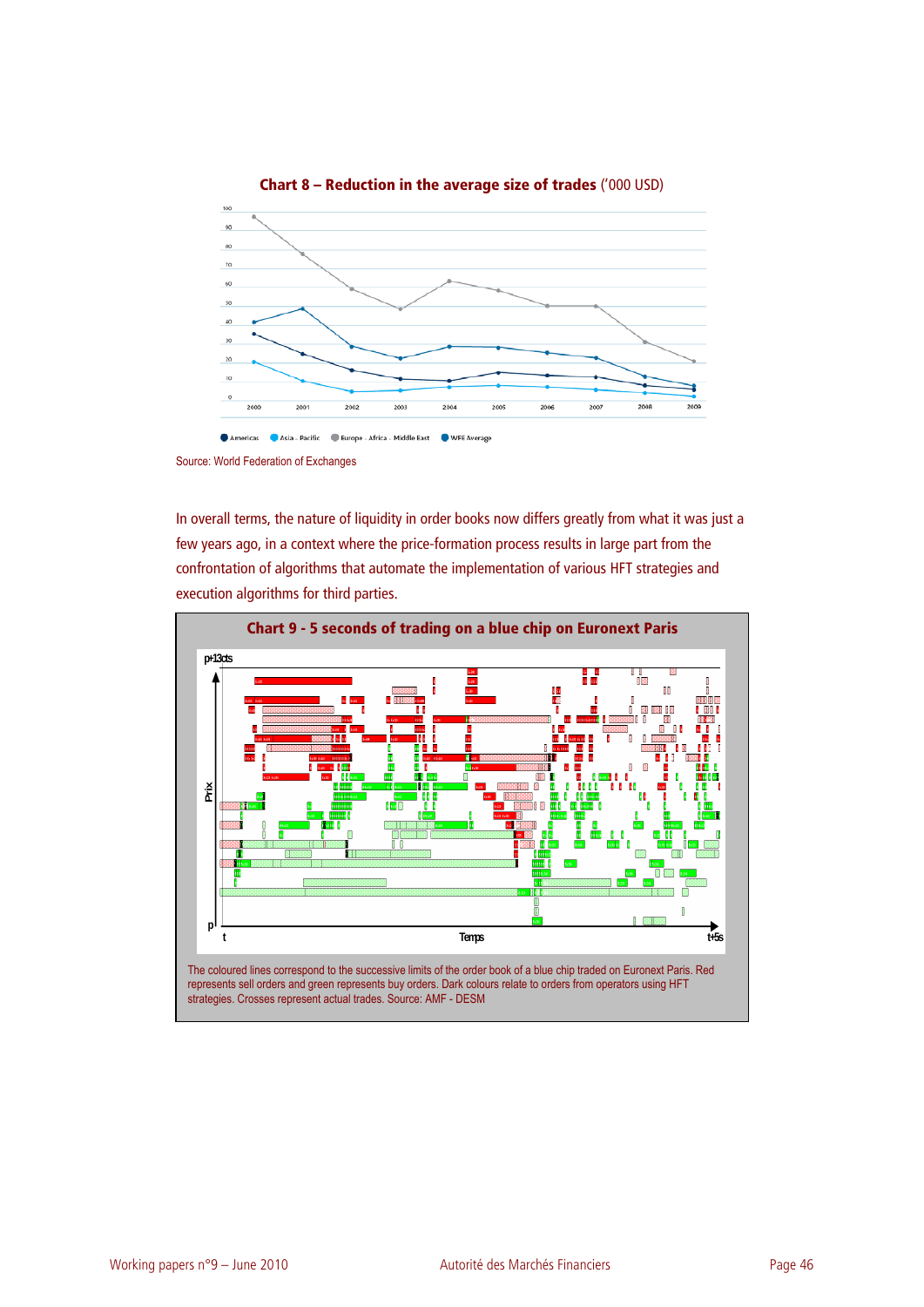**Chart 8 – Reduction in the average size of trades** ('000 USD)

Source: World Federation of Exchanges

In overall terms, the nature of liquidity in order books now differs greatly from what it was just a few years ago, in a context where the price-formation process results in large part from the confrontation of algorithms that automate the implementation of various HFT strategies and execution algorithms for third parties.

**Chart 9 - 5 seconds of trading on a blue chip on Euronext Paris**

The coloured lines correspond to the successive limits of the order book of a blue chip traded on Euronext Paris. Red represents sell orders and green represents buy orders. Dark colours relate to orders from operators using HFT strategies. Crosses represent actual trades. Source: AMF - DESM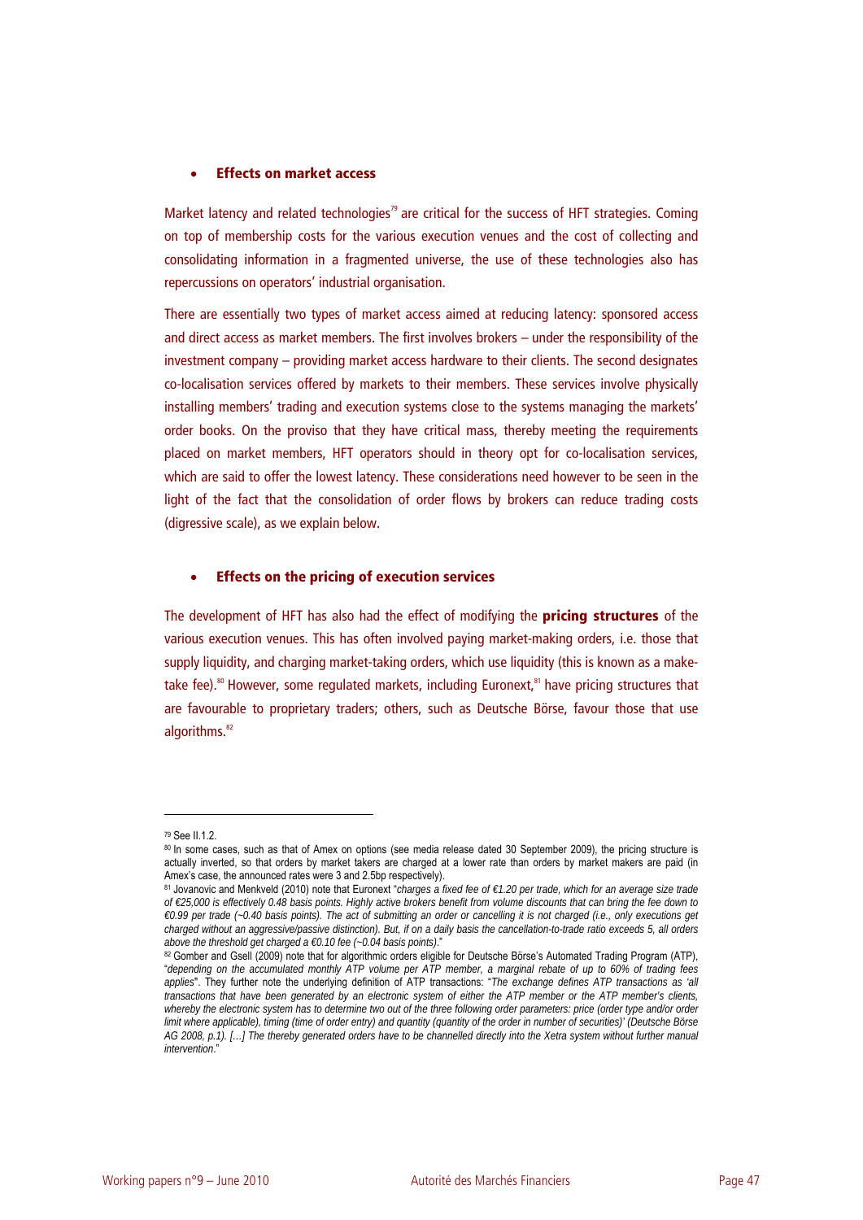- **Effects on market access**

Market latency and related technologies[79] are critical for the success of HFT strategies. Coming on top of membership costs for the various execution venues and the cost of collecting and consolidating information in a fragmented universe, the use of these technologies also has repercussions on operators' industrial organisation.

There are essentially two types of market access aimed at reducing latency: sponsored access and direct access as market members. The first involves brokers – under the responsibility of the investment company – providing market access hardware to their clients. The second designates co-localisation services offered by markets to their members. These services involve physically installing members' trading and execution systems close to the systems managing the markets' order books. On the proviso that they have critical mass, thereby meeting the requirements placed on market members, HFT operators should in theory opt for co-localisation services, which are said to offer the lowest latency. These considerations need however to be seen in the light of the fact that the consolidation of order flows by brokers can reduce trading costs (digressive scale), as we explain below.

- **Effects on the pricing of execution services**

The development of HFT has also had the effect of modifying the **pricing structures** of the various execution venues. This has often involved paying market-making orders, i.e. those that supply liquidity, and charging market-taking orders, which use liquidity (this is known as a make-take fee).[80] However, some regulated markets, including Euronext,[81] have pricing structures that are favourable to proprietary traders; others, such as Deutsche Börse, favour those that use algorithms.[82]

---

[79] See II.1.2.

[80] In some cases, such as that of Amex on options (see media release dated 30 September 2009), the pricing structure is actually inverted, so that orders by market takers are charged at a lower rate than orders by market makers are paid (in Amex's case, the announced rates were 3 and 2.5bp respectively).

[81] Jovanovic and Menkveld (2010) note that Euronext "*charges a fixed fee of €1.20 per trade, which for an average size trade of €25,000 is effectively 0.48 basis points. Highly active brokers benefit from volume discounts that can bring the fee down to €0.99 per trade (~0.40 basis points). The act of submitting an order or cancelling it is not charged (i.e., only executions get charged without an aggressive/passive distinction). But, if on a daily basis the cancellation-to-trade ratio exceeds 5, all orders above the threshold get charged a €0.10 fee (~0.04 basis points).*"

[82] Gomber and Gsell (2009) note that for algorithmic orders eligible for Deutsche Börse's Automated Trading Program (ATP), "*depending on the accumulated monthly ATP volume per ATP member, a marginal rebate of up to 60% of trading fees applies*". They further note the underlying definition of ATP transactions: "*The exchange defines ATP transactions as 'all transactions that have been generated by an electronic system of either the ATP member or the ATP member's clients, whereby the electronic system has to determine two out of the three following order parameters: price (order type and/or order limit where applicable), timing (time of order entry) and quantity (quantity of the order in number of securities)' (Deutsche Börse AG 2008, p.1). […] The thereby generated orders have to be channelled directly into the Xetra system without further manual intervention.*"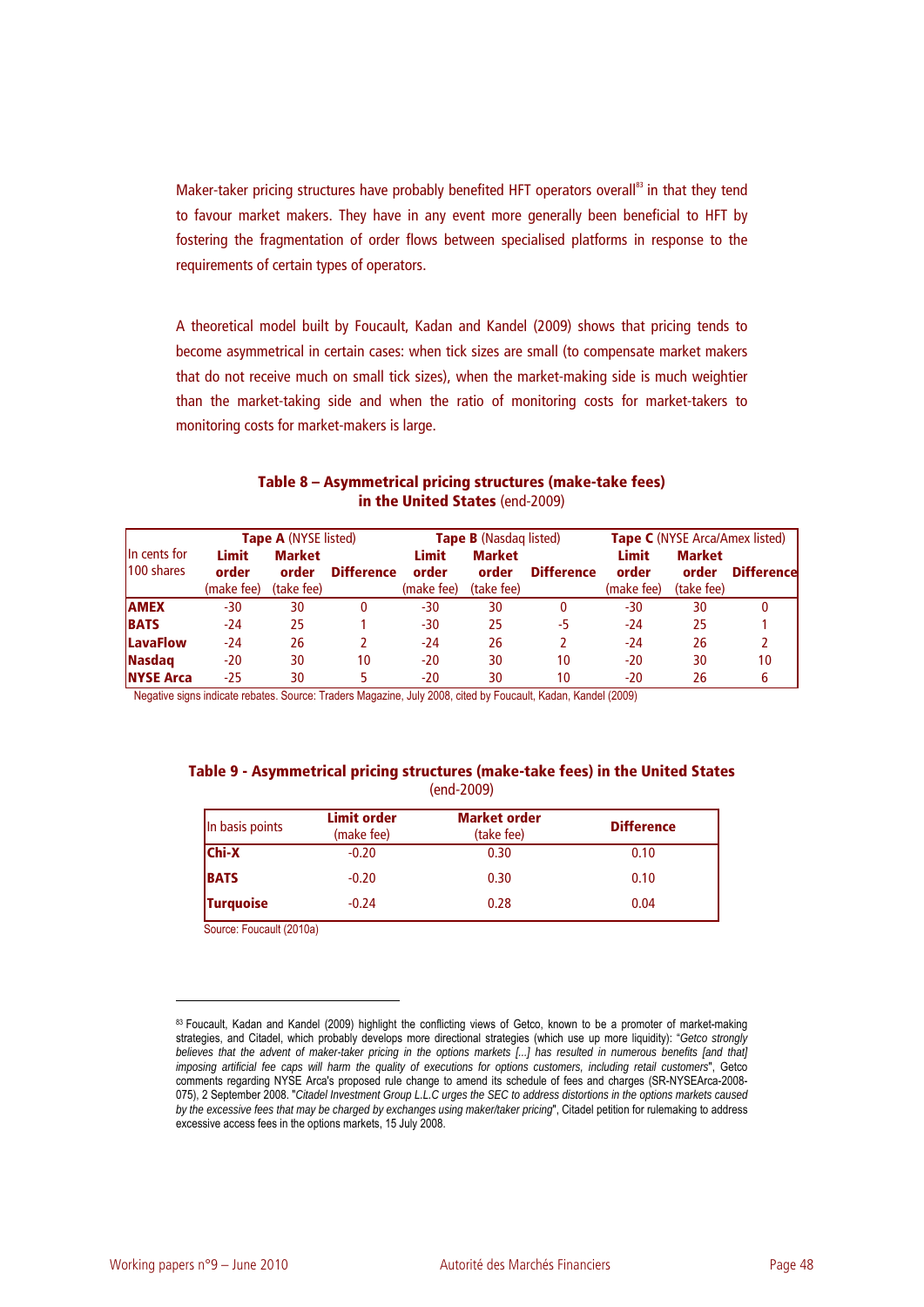Maker-taker pricing structures have probably benefited HFT operators overall[83] in that they tend to favour market makers. They have in any event more generally been beneficial to HFT by fostering the fragmentation of order flows between specialised platforms in response to the requirements of certain types of operators.

A theoretical model built by Foucault, Kadan and Kandel (2009) shows that pricing tends to become asymmetrical in certain cases: when tick sizes are small (to compensate market makers that do not receive much on small tick sizes), when the market-making side is much weightier than the market-taking side and when the ratio of monitoring costs for market-takers to monitoring costs for market-makers is large.

**Table 8 – Asymmetrical pricing structures (make-take fees) in the United States** (end-2009)

| In cents for 100 shares | **Tape A** (NYSE listed) | | | **Tape B** (Nasdaq listed) | | | **Tape C** (NYSE Arca/Amex listed) | | |
|---|---|---|---|---|---|---|---|---|---|
| | **Limit order** (make fee) | **Market order** (take fee) | **Difference** | **Limit order** (make fee) | **Market order** (take fee) | **Difference** | **Limit order** (make fee) | **Market order** (take fee) | **Difference** |
| **AMEX** | -30 | 30 | 0 | -30 | 30 | 0 | -30 | 30 | 0 |
| **BATS** | -24 | 25 | 1 | -30 | 25 | -5 | -24 | 25 | 1 |
| **LavaFlow** | -24 | 26 | 2 | -24 | 26 | 2 | -24 | 26 | 2 |
| **Nasdaq** | -20 | 30 | 10 | -20 | 30 | 10 | -20 | 30 | 10 |
| **NYSE Arca** | -25 | 30 | 5 | -20 | 30 | 10 | -20 | 26 | 6 |

Negative signs indicate rebates. Source: Traders Magazine, July 2008, cited by Foucault, Kadan, Kandel (2009)

**Table 9 - Asymmetrical pricing structures (make-take fees) in the United States** (end-2009)

| In basis points | **Limit order** (make fee) | **Market order** (take fee) | **Difference** |
|---|---|---|---|
| **Chi-X** | -0.20 | 0.30 | 0.10 |
| **BATS** | -0.20 | 0.30 | 0.10 |
| **Turquoise** | -0.24 | 0.28 | 0.04 |

Source: Foucault (2010a)

[83] Foucault, Kadan and Kandel (2009) highlight the conflicting views of Getco, known to be a promoter of market-making strategies, and Citadel, which probably develops more directional strategies (which use up more liquidity): "*Getco strongly believes that the advent of maker-taker pricing in the options markets [...] has resulted in numerous benefits [and that] imposing artificial fee caps will harm the quality of executions for options customers, including retail customers*", Getco comments regarding NYSE Arca's proposed rule change to amend its schedule of fees and charges (SR-NYSEArca-2008-075), 2 September 2008. "*Citadel Investment Group L.L.C urges the SEC to address distortions in the options markets caused by the excessive fees that may be charged by exchanges using maker/taker pricing*", Citadel petition for rulemaking to address excessive access fees in the options markets, 15 July 2008.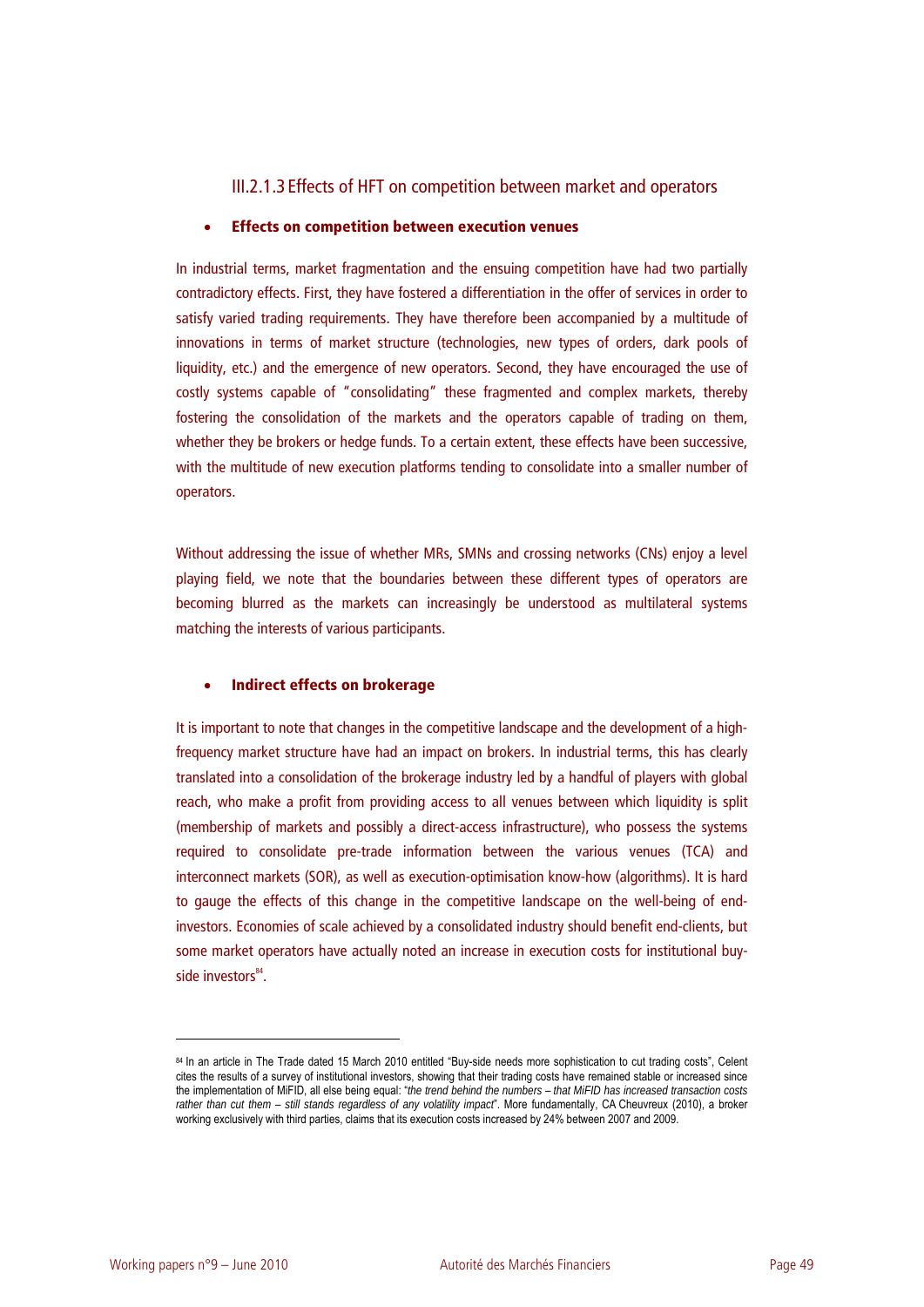### III.2.1.3 Effects of HFT on competition between market and operators

- **Effects on competition between execution venues**

In industrial terms, market fragmentation and the ensuing competition have had two partially contradictory effects. First, they have fostered a differentiation in the offer of services in order to satisfy varied trading requirements. They have therefore been accompanied by a multitude of innovations in terms of market structure (technologies, new types of orders, dark pools of liquidity, etc.) and the emergence of new operators. Second, they have encouraged the use of costly systems capable of "consolidating" these fragmented and complex markets, thereby fostering the consolidation of the markets and the operators capable of trading on them, whether they be brokers or hedge funds. To a certain extent, these effects have been successive, with the multitude of new execution platforms tending to consolidate into a smaller number of operators.

Without addressing the issue of whether MRs, SMNs and crossing networks (CNs) enjoy a level playing field, we note that the boundaries between these different types of operators are becoming blurred as the markets can increasingly be understood as multilateral systems matching the interests of various participants.

- **Indirect effects on brokerage**

It is important to note that changes in the competitive landscape and the development of a high-frequency market structure have had an impact on brokers. In industrial terms, this has clearly translated into a consolidation of the brokerage industry led by a handful of players with global reach, who make a profit from providing access to all venues between which liquidity is split (membership of markets and possibly a direct-access infrastructure), who possess the systems required to consolidate pre-trade information between the various venues (TCA) and interconnect markets (SOR), as well as execution-optimisation know-how (algorithms). It is hard to gauge the effects of this change in the competitive landscape on the well-being of end-investors. Economies of scale achieved by a consolidated industry should benefit end-clients, but some market operators have actually noted an increase in execution costs for institutional buy-side investors[84].

---

[84] In an article in The Trade dated 15 March 2010 entitled "Buy-side needs more sophistication to cut trading costs", Celent cites the results of a survey of institutional investors, showing that their trading costs have remained stable or increased since the implementation of MiFID, all else being equal: "*the trend behind the numbers – that MiFID has increased transaction costs rather than cut them – still stands regardless of any volatility impact*". More fundamentally, CA Cheuvreux (2010), a broker working exclusively with third parties, claims that its execution costs increased by 24% between 2007 and 2009.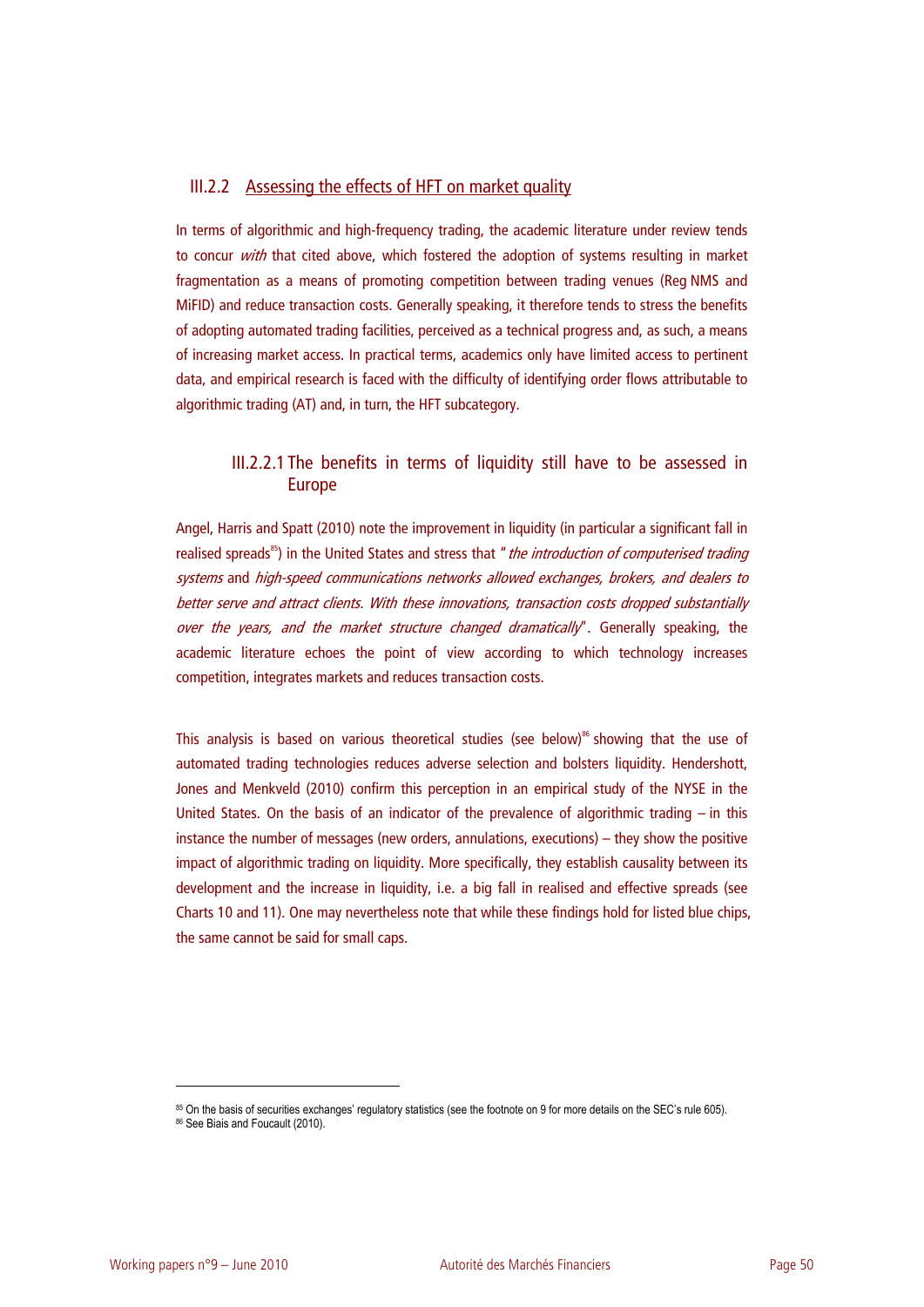### III.2.2 Assessing the effects of HFT on market quality

In terms of algorithmic and high-frequency trading, the academic literature under review tends to concur *with* that cited above, which fostered the adoption of systems resulting in market fragmentation as a means of promoting competition between trading venues (Reg NMS and MiFID) and reduce transaction costs. Generally speaking, it therefore tends to stress the benefits of adopting automated trading facilities, perceived as a technical progress and, as such, a means of increasing market access. In practical terms, academics only have limited access to pertinent data, and empirical research is faced with the difficulty of identifying order flows attributable to algorithmic trading (AT) and, in turn, the HFT subcategory.

#### III.2.2.1 The benefits in terms of liquidity still have to be assessed in Europe

Angel, Harris and Spatt (2010) note the improvement in liquidity (in particular a significant fall in realised spreads[85]) in the United States and stress that "*the introduction of computerised trading systems* and *high-speed communications networks allowed exchanges, brokers, and dealers to better serve and attract clients. With these innovations, transaction costs dropped substantially over the years, and the market structure changed dramatically*". Generally speaking, the academic literature echoes the point of view according to which technology increases competition, integrates markets and reduces transaction costs.

This analysis is based on various theoretical studies (see below)[86] showing that the use of automated trading technologies reduces adverse selection and bolsters liquidity. Hendershott, Jones and Menkveld (2010) confirm this perception in an empirical study of the NYSE in the United States. On the basis of an indicator of the prevalence of algorithmic trading – in this instance the number of messages (new orders, annulations, executions) – they show the positive impact of algorithmic trading on liquidity. More specifically, they establish causality between its development and the increase in liquidity, i.e. a big fall in realised and effective spreads (see Charts 10 and 11). One may nevertheless note that while these findings hold for listed blue chips, the same cannot be said for small caps.

---

[85] On the basis of securities exchanges' regulatory statistics (see the footnote on 9 for more details on the SEC's rule 605).

[86] See Biais and Foucault (2010).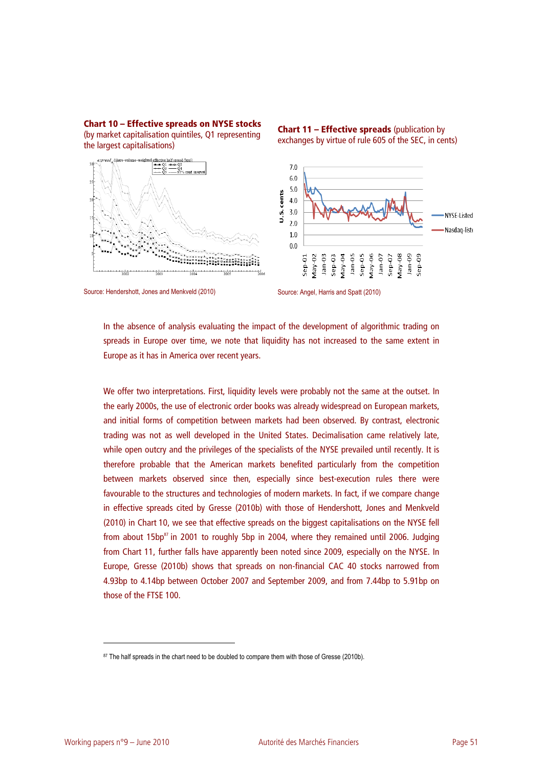**Chart 10 – Effective spreads on NYSE stocks** (by market capitalisation quintiles, Q1 representing the largest capitalisations)

Source: Hendershott, Jones and Menkveld (2010)

**Chart 11 – Effective spreads** (publication by exchanges by virtue of rule 605 of the SEC, in cents)

Source: Angel, Harris and Spatt (2010)

In the absence of analysis evaluating the impact of the development of algorithmic trading on spreads in Europe over time, we note that liquidity has not increased to the same extent in Europe as it has in America over recent years.

We offer two interpretations. First, liquidity levels were probably not the same at the outset. In the early 2000s, the use of electronic order books was already widespread on European markets, and initial forms of competition between markets had been observed. By contrast, electronic trading was not as well developed in the United States. Decimalisation came relatively late, while open outcry and the privileges of the specialists of the NYSE prevailed until recently. It is therefore probable that the American markets benefited particularly from the competition between markets observed since then, especially since best-execution rules there were favourable to the structures and technologies of modern markets. In fact, if we compare change in effective spreads cited by Gresse (2010b) with those of Hendershott, Jones and Menkveld (2010) in Chart 10, we see that effective spreads on the biggest capitalisations on the NYSE fell from about 15bp[87] in 2001 to roughly 5bp in 2004, where they remained until 2006. Judging from Chart 11, further falls have apparently been noted since 2009, especially on the NYSE. In Europe, Gresse (2010b) shows that spreads on non-financial CAC 40 stocks narrowed from 4.93bp to 4.14bp between October 2007 and September 2009, and from 7.44bp to 5.91bp on those of the FTSE 100.

[87] The half spreads in the chart need to be doubled to compare them with those of Gresse (2010b).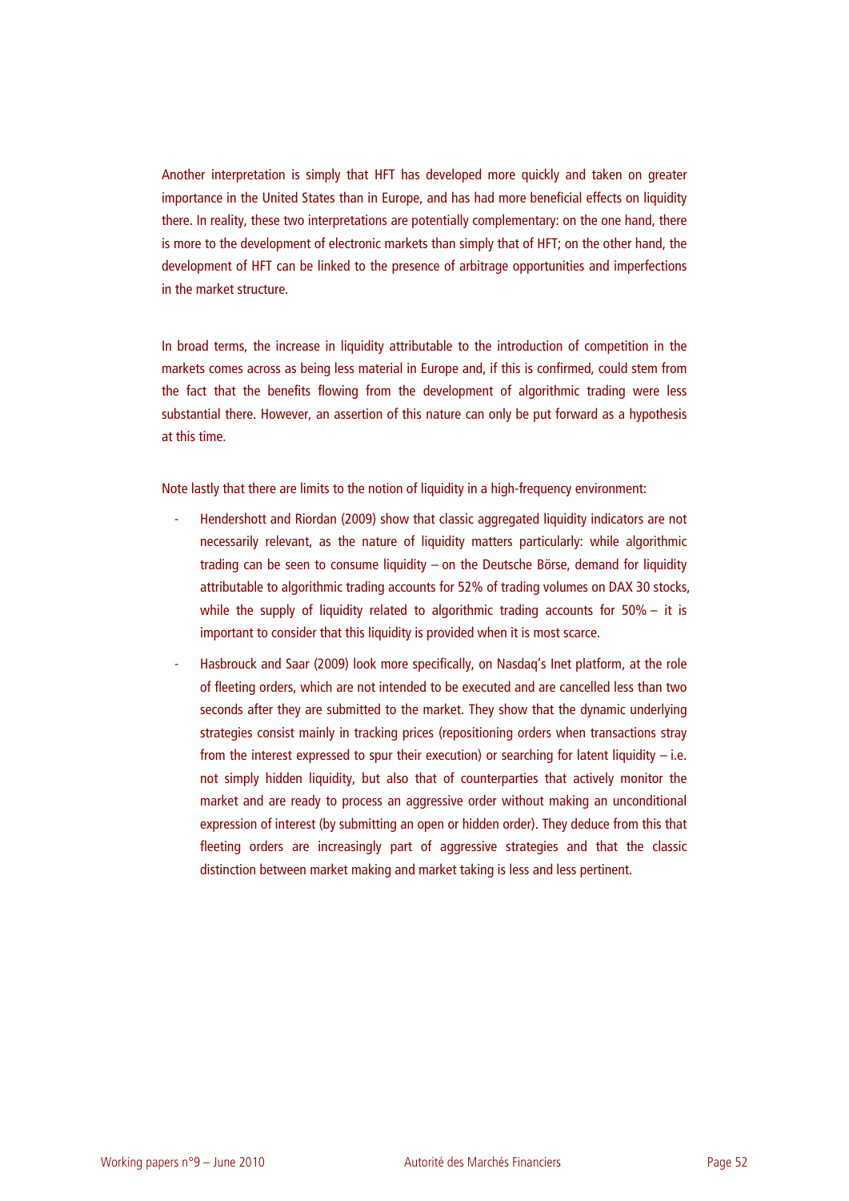Another interpretation is simply that HFT has developed more quickly and taken on greater importance in the United States than in Europe, and has had more beneficial effects on liquidity there. In reality, these two interpretations are potentially complementary: on the one hand, there is more to the development of electronic markets than simply that of HFT; on the other hand, the development of HFT can be linked to the presence of arbitrage opportunities and imperfections in the market structure.

In broad terms, the increase in liquidity attributable to the introduction of competition in the markets comes across as being less material in Europe and, if this is confirmed, could stem from the fact that the benefits flowing from the development of algorithmic trading were less substantial there. However, an assertion of this nature can only be put forward as a hypothesis at this time.

Note lastly that there are limits to the notion of liquidity in a high-frequency environment:

- Hendershott and Riordan (2009) show that classic aggregated liquidity indicators are not necessarily relevant, as the nature of liquidity matters particularly: while algorithmic trading can be seen to consume liquidity – on the Deutsche Börse, demand for liquidity attributable to algorithmic trading accounts for 52% of trading volumes on DAX 30 stocks, while the supply of liquidity related to algorithmic trading accounts for 50% – it is important to consider that this liquidity is provided when it is most scarce.
- Hasbrouck and Saar (2009) look more specifically, on Nasdaq's Inet platform, at the role of fleeting orders, which are not intended to be executed and are cancelled less than two seconds after they are submitted to the market. They show that the dynamic underlying strategies consist mainly in tracking prices (repositioning orders when transactions stray from the interest expressed to spur their execution) or searching for latent liquidity – i.e. not simply hidden liquidity, but also that of counterparties that actively monitor the market and are ready to process an aggressive order without making an unconditional expression of interest (by submitting an open or hidden order). They deduce from this that fleeting orders are increasingly part of aggressive strategies and that the classic distinction between market making and market taking is less and less pertinent.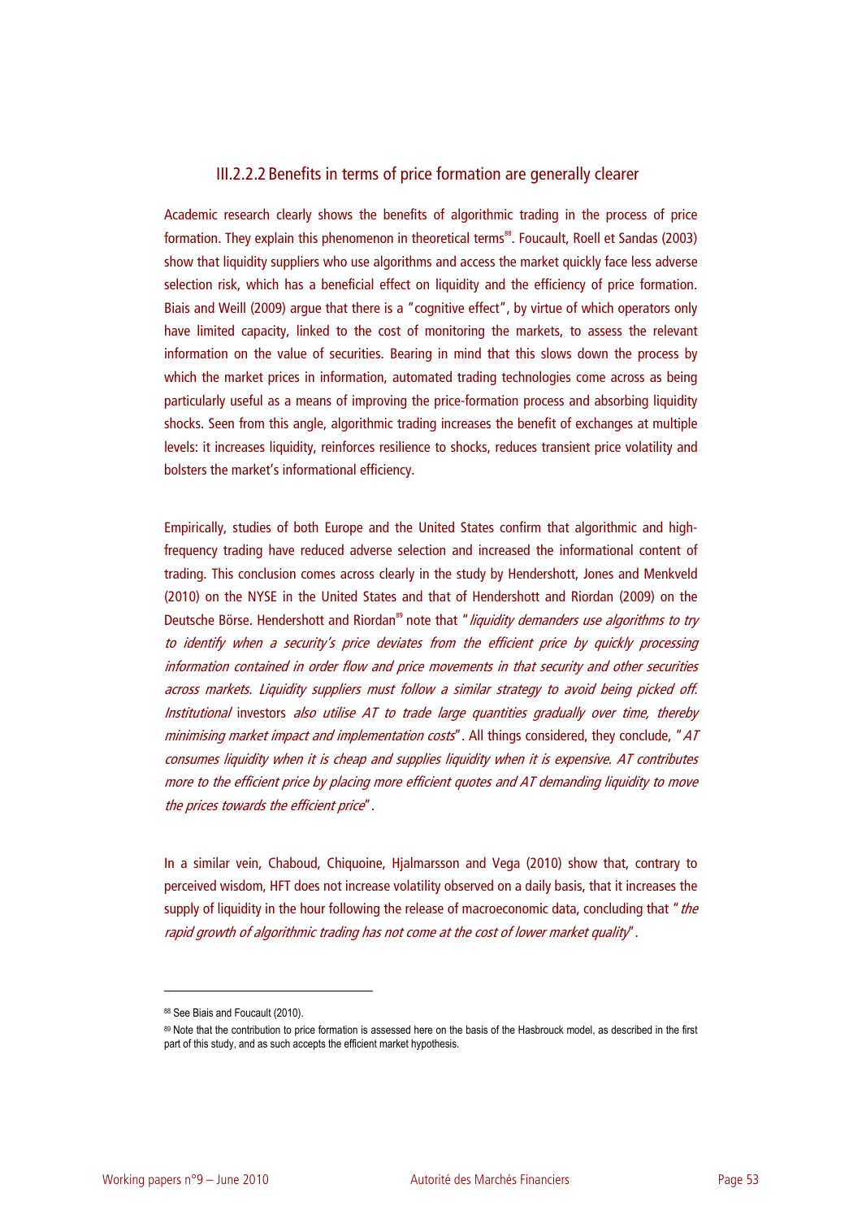### III.2.2.2 Benefits in terms of price formation are generally clearer

Academic research clearly shows the benefits of algorithmic trading in the process of price formation. They explain this phenomenon in theoretical terms[88]. Foucault, Roell et Sandas (2003) show that liquidity suppliers who use algorithms and access the market quickly face less adverse selection risk, which has a beneficial effect on liquidity and the efficiency of price formation. Biais and Weill (2009) argue that there is a "cognitive effect", by virtue of which operators only have limited capacity, linked to the cost of monitoring the markets, to assess the relevant information on the value of securities. Bearing in mind that this slows down the process by which the market prices in information, automated trading technologies come across as being particularly useful as a means of improving the price-formation process and absorbing liquidity shocks. Seen from this angle, algorithmic trading increases the benefit of exchanges at multiple levels: it increases liquidity, reinforces resilience to shocks, reduces transient price volatility and bolsters the market's informational efficiency.

Empirically, studies of both Europe and the United States confirm that algorithmic and high-frequency trading have reduced adverse selection and increased the informational content of trading. This conclusion comes across clearly in the study by Hendershott, Jones and Menkveld (2010) on the NYSE in the United States and that of Hendershott and Riordan (2009) on the Deutsche Börse. Hendershott and Riordan[89] note that "*liquidity demanders use algorithms to try to identify when a security's price deviates from the efficient price by quickly processing information contained in order flow and price movements in that security and other securities across markets. Liquidity suppliers must follow a similar strategy to avoid being picked off. Institutional* investors *also utilise AT to trade large quantities gradually over time, thereby minimising market impact and implementation costs*". All things considered, they conclude, "*AT consumes liquidity when it is cheap and supplies liquidity when it is expensive. AT contributes more to the efficient price by placing more efficient quotes and AT demanding liquidity to move the prices towards the efficient price*".

In a similar vein, Chaboud, Chiquoine, Hjalmarsson and Vega (2010) show that, contrary to perceived wisdom, HFT does not increase volatility observed on a daily basis, that it increases the supply of liquidity in the hour following the release of macroeconomic data, concluding that "*the rapid growth of algorithmic trading has not come at the cost of lower market quality*".

---

[88] See Biais and Foucault (2010).

[89] Note that the contribution to price formation is assessed here on the basis of the Hasbrouck model, as described in the first part of this study, and as such accepts the efficient market hypothesis.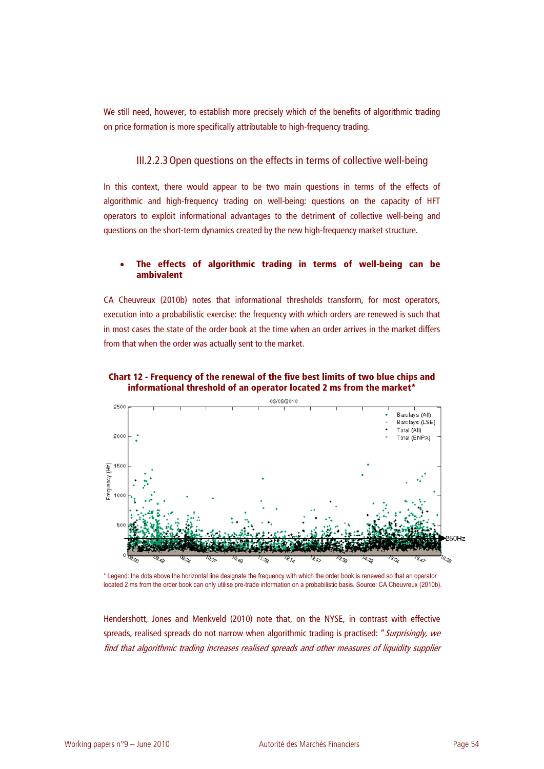We still need, however, to establish more precisely which of the benefits of algorithmic trading on price formation is more specifically attributable to high-frequency trading.

### III.2.2.3 Open questions on the effects in terms of collective well-being

In this context, there would appear to be two main questions in terms of the effects of algorithmic and high-frequency trading on well-being: questions on the capacity of HFT operators to exploit informational advantages to the detriment of collective well-being and questions on the short-term dynamics created by the new high-frequency market structure.

- **The effects of algorithmic trading in terms of well-being can be ambivalent**

CA Cheuvreux (2010b) notes that informational thresholds transform, for most operators, execution into a probabilistic exercise: the frequency with which orders are renewed is such that in most cases the state of the order book at the time when an order arrives in the market differs from that when the order was actually sent to the market.

**Chart 12 - Frequency of the renewal of the five best limits of two blue chips and informational threshold of an operator located 2 ms from the market***

\* Legend: the dots above the horizontal line designate the frequency with which the order book is renewed so that an operator located 2 ms from the order book can only utilise pre-trade information on a probabilistic basis. Source: CA Cheuvreux (2010b).

Hendershott, Jones and Menkveld (2010) note that, on the NYSE, in contrast with effective spreads, realised spreads do not narrow when algorithmic trading is practised: "*Surprisingly, we find that algorithmic trading increases realised spreads and other measures of liquidity supplier*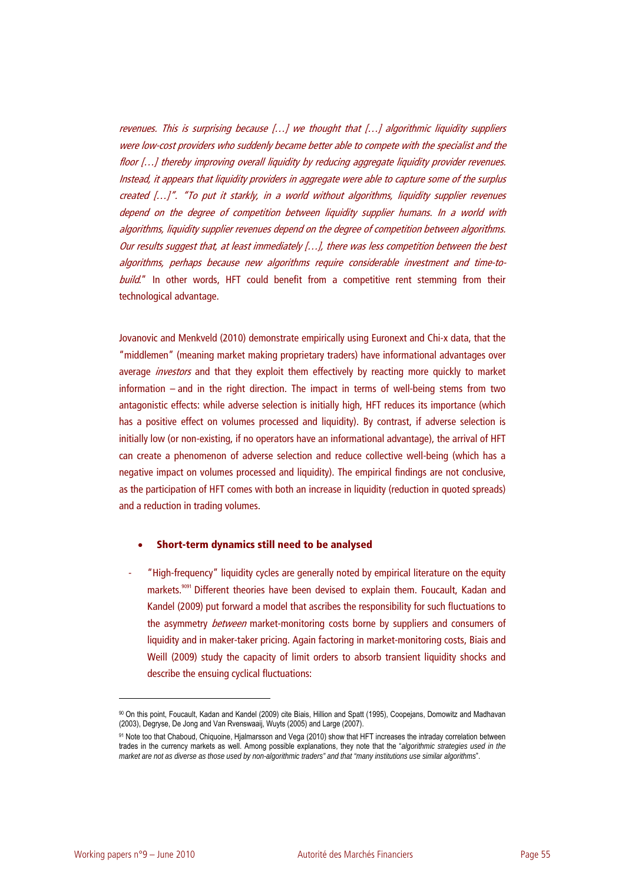*revenues. This is surprising because […] we thought that […] algorithmic liquidity suppliers were low-cost providers who suddenly became better able to compete with the specialist and the floor […] thereby improving overall liquidity by reducing aggregate liquidity provider revenues. Instead, it appears that liquidity providers in aggregate were able to capture some of the surplus created […]". "To put it starkly, in a world without algorithms, liquidity supplier revenues depend on the degree of competition between liquidity supplier humans. In a world with algorithms, liquidity supplier revenues depend on the degree of competition between algorithms. Our results suggest that, at least immediately […], there was less competition between the best algorithms, perhaps because new algorithms require considerable investment and time-to-build.*" In other words, HFT could benefit from a competitive rent stemming from their technological advantage.

Jovanovic and Menkveld (2010) demonstrate empirically using Euronext and Chi-x data, that the "middlemen" (meaning market making proprietary traders) have informational advantages over average *investors* and that they exploit them effectively by reacting more quickly to market information – and in the right direction. The impact in terms of well-being stems from two antagonistic effects: while adverse selection is initially high, HFT reduces its importance (which has a positive effect on volumes processed and liquidity). By contrast, if adverse selection is initially low (or non-existing, if no operators have an informational advantage), the arrival of HFT can create a phenomenon of adverse selection and reduce collective well-being (which has a negative impact on volumes processed and liquidity). The empirical findings are not conclusive, as the participation of HFT comes with both an increase in liquidity (reduction in quoted spreads) and a reduction in trading volumes.

- **Short-term dynamics still need to be analysed**

- "High-frequency" liquidity cycles are generally noted by empirical literature on the equity markets.[90][91] Different theories have been devised to explain them. Foucault, Kadan and Kandel (2009) put forward a model that ascribes the responsibility for such fluctuations to the asymmetry *between* market-monitoring costs borne by suppliers and consumers of liquidity and in maker-taker pricing. Again factoring in market-monitoring costs, Biais and Weill (2009) study the capacity of limit orders to absorb transient liquidity shocks and describe the ensuing cyclical fluctuations:

[90] On this point, Foucault, Kadan and Kandel (2009) cite Biais, Hillion and Spatt (1995), Coopejans, Domowitz and Madhavan (2003), Degryse, De Jong and Van Rvenswaaij, Wuyts (2005) and Large (2007).

[91] Note too that Chaboud, Chiquoine, Hjalmarsson and Vega (2010) show that HFT increases the intraday correlation between trades in the currency markets as well. Among possible explanations, they note that the "*algorithmic strategies used in the market are not as diverse as those used by non-algorithmic traders" and that "many institutions use similar algorithms*".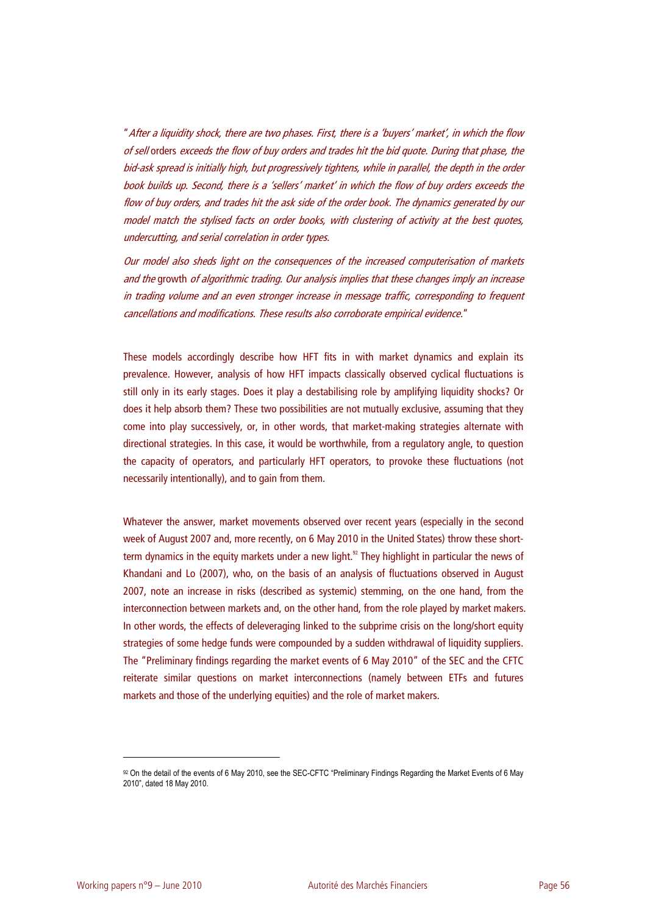"*After a liquidity shock, there are two phases. First, there is a 'buyers' market', in which the flow of sell* orders *exceeds the flow of buy orders and trades hit the bid quote. During that phase, the bid-ask spread is initially high, but progressively tightens, while in parallel, the depth in the order book builds up. Second, there is a 'sellers' market' in which the flow of buy orders exceeds the flow of buy orders, and trades hit the ask side of the order book. The dynamics generated by our model match the stylised facts on order books, with clustering of activity at the best quotes, undercutting, and serial correlation in order types.*

*Our model also sheds light on the consequences of the increased computerisation of markets and the* growth *of algorithmic trading. Our analysis implies that these changes imply an increase in trading volume and an even stronger increase in message traffic, corresponding to frequent cancellations and modifications. These results also corroborate empirical evidence.*"

These models accordingly describe how HFT fits in with market dynamics and explain its prevalence. However, analysis of how HFT impacts classically observed cyclical fluctuations is still only in its early stages. Does it play a destabilising role by amplifying liquidity shocks? Or does it help absorb them? These two possibilities are not mutually exclusive, assuming that they come into play successively, or, in other words, that market-making strategies alternate with directional strategies. In this case, it would be worthwhile, from a regulatory angle, to question the capacity of operators, and particularly HFT operators, to provoke these fluctuations (not necessarily intentionally), and to gain from them.

Whatever the answer, market movements observed over recent years (especially in the second week of August 2007 and, more recently, on 6 May 2010 in the United States) throw these short-term dynamics in the equity markets under a new light.[92] They highlight in particular the news of Khandani and Lo (2007), who, on the basis of an analysis of fluctuations observed in August 2007, note an increase in risks (described as systemic) stemming, on the one hand, from the interconnection between markets and, on the other hand, from the role played by market makers. In other words, the effects of deleveraging linked to the subprime crisis on the long/short equity strategies of some hedge funds were compounded by a sudden withdrawal of liquidity suppliers. The "Preliminary findings regarding the market events of 6 May 2010" of the SEC and the CFTC reiterate similar questions on market interconnections (namely between ETFs and futures markets and those of the underlying equities) and the role of market makers.

[92] On the detail of the events of 6 May 2010, see the SEC-CFTC "Preliminary Findings Regarding the Market Events of 6 May 2010", dated 18 May 2010.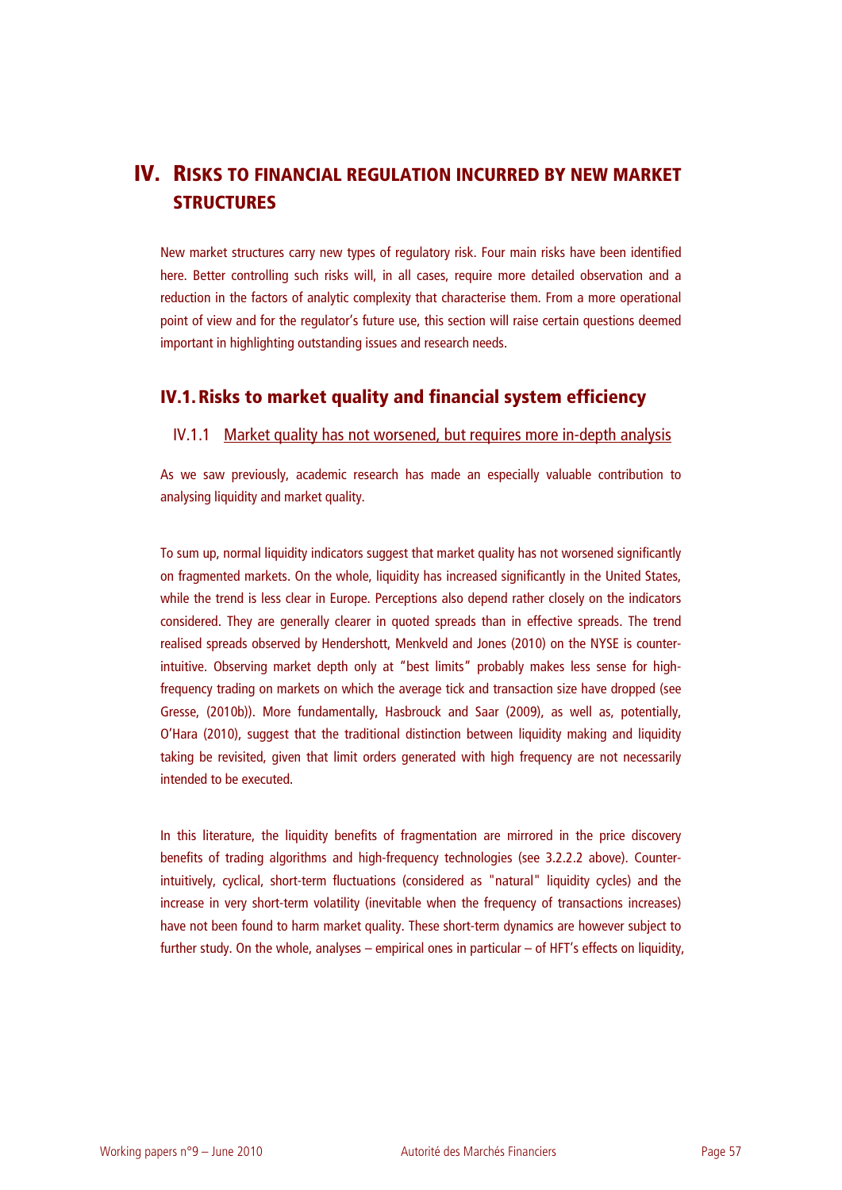# IV. Risks to financial regulation incurred by new market structures

New market structures carry new types of regulatory risk. Four main risks have been identified here. Better controlling such risks will, in all cases, require more detailed observation and a reduction in the factors of analytic complexity that characterise them. From a more operational point of view and for the regulator's future use, this section will raise certain questions deemed important in highlighting outstanding issues and research needs.

## IV.1. Risks to market quality and financial system efficiency

### IV.1.1 Market quality has not worsened, but requires more in-depth analysis

As we saw previously, academic research has made an especially valuable contribution to analysing liquidity and market quality.

To sum up, normal liquidity indicators suggest that market quality has not worsened significantly on fragmented markets. On the whole, liquidity has increased significantly in the United States, while the trend is less clear in Europe. Perceptions also depend rather closely on the indicators considered. They are generally clearer in quoted spreads than in effective spreads. The trend realised spreads observed by Hendershott, Menkveld and Jones (2010) on the NYSE is counter-intuitive. Observing market depth only at "best limits" probably makes less sense for high-frequency trading on markets on which the average tick and transaction size have dropped (see Gresse, (2010b)). More fundamentally, Hasbrouck and Saar (2009), as well as, potentially, O'Hara (2010), suggest that the traditional distinction between liquidity making and liquidity taking be revisited, given that limit orders generated with high frequency are not necessarily intended to be executed.

In this literature, the liquidity benefits of fragmentation are mirrored in the price discovery benefits of trading algorithms and high-frequency technologies (see 3.2.2.2 above). Counter-intuitively, cyclical, short-term fluctuations (considered as "natural" liquidity cycles) and the increase in very short-term volatility (inevitable when the frequency of transactions increases) have not been found to harm market quality. These short-term dynamics are however subject to further study. On the whole, analyses – empirical ones in particular – of HFT's effects on liquidity,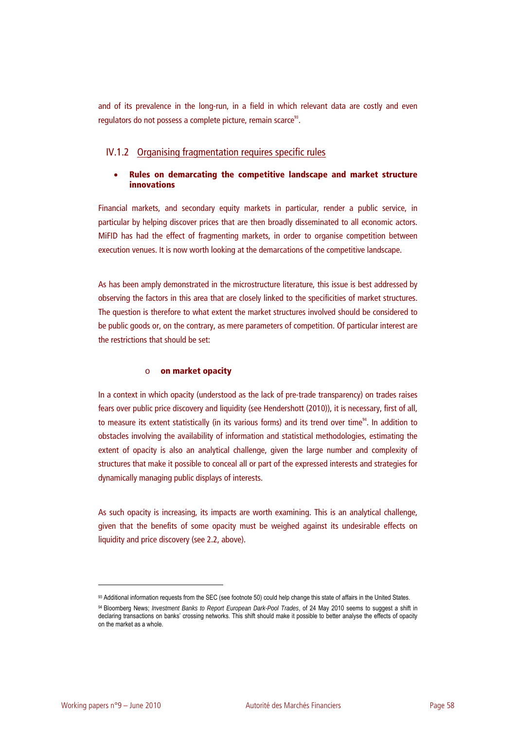and of its prevalence in the long-run, in a field in which relevant data are costly and even regulators do not possess a complete picture, remain scarce[93].

### IV.1.2 Organising fragmentation requires specific rules

- **Rules on demarcating the competitive landscape and market structure innovations**

Financial markets, and secondary equity markets in particular, render a public service, in particular by helping discover prices that are then broadly disseminated to all economic actors. MiFID has had the effect of fragmenting markets, in order to organise competition between execution venues. It is now worth looking at the demarcations of the competitive landscape.

As has been amply demonstrated in the microstructure literature, this issue is best addressed by observing the factors in this area that are closely linked to the specificities of market structures. The question is therefore to what extent the market structures involved should be considered to be public goods or, on the contrary, as mere parameters of competition. Of particular interest are the restrictions that should be set:

- **on market opacity**

In a context in which opacity (understood as the lack of pre-trade transparency) on trades raises fears over public price discovery and liquidity (see Hendershott (2010)), it is necessary, first of all, to measure its extent statistically (in its various forms) and its trend over time[94]. In addition to obstacles involving the availability of information and statistical methodologies, estimating the extent of opacity is also an analytical challenge, given the large number and complexity of structures that make it possible to conceal all or part of the expressed interests and strategies for dynamically managing public displays of interests.

As such opacity is increasing, its impacts are worth examining. This is an analytical challenge, given that the benefits of some opacity must be weighed against its undesirable effects on liquidity and price discovery (see 2.2, above).

---

[93] Additional information requests from the SEC (see footnote 50) could help change this state of affairs in the United States.

[94] Bloomberg News; *Investment Banks to Report European Dark-Pool Trades*, of 24 May 2010 seems to suggest a shift in declaring transactions on banks' crossing networks. This shift should make it possible to better analyse the effects of opacity on the market as a whole.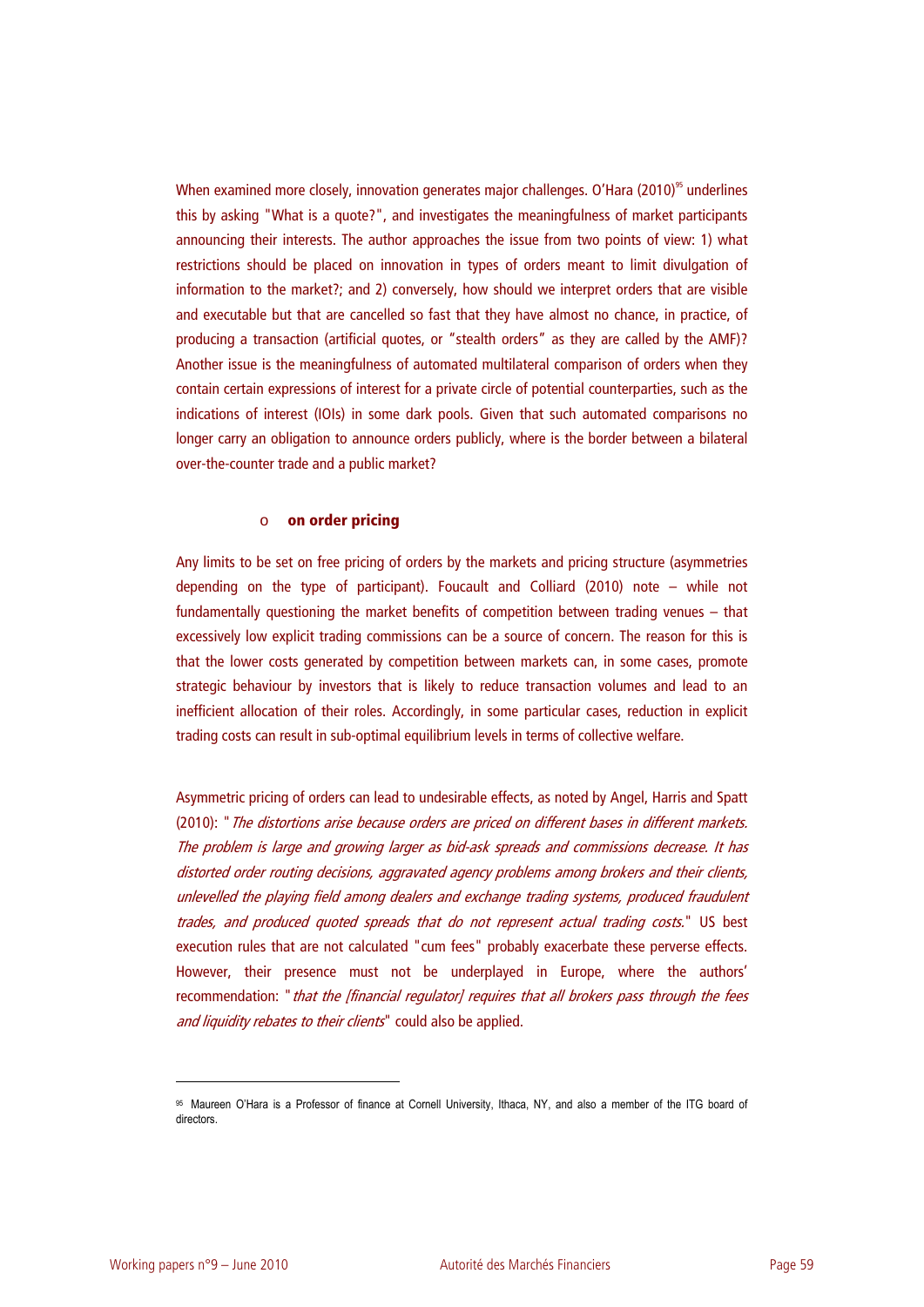When examined more closely, innovation generates major challenges. O'Hara (2010)[95] underlines this by asking "What is a quote?", and investigates the meaningfulness of market participants announcing their interests. The author approaches the issue from two points of view: 1) what restrictions should be placed on innovation in types of orders meant to limit divulgation of information to the market?; and 2) conversely, how should we interpret orders that are visible and executable but that are cancelled so fast that they have almost no chance, in practice, of producing a transaction (artificial quotes, or "stealth orders" as they are called by the AMF)? Another issue is the meaningfulness of automated multilateral comparison of orders when they contain certain expressions of interest for a private circle of potential counterparties, such as the indications of interest (IOIs) in some dark pools. Given that such automated comparisons no longer carry an obligation to announce orders publicly, where is the border between a bilateral over-the-counter trade and a public market?

- **on order pricing**

Any limits to be set on free pricing of orders by the markets and pricing structure (asymmetries depending on the type of participant). Foucault and Colliard (2010) note – while not fundamentally questioning the market benefits of competition between trading venues – that excessively low explicit trading commissions can be a source of concern. The reason for this is that the lower costs generated by competition between markets can, in some cases, promote strategic behaviour by investors that is likely to reduce transaction volumes and lead to an inefficient allocation of their roles. Accordingly, in some particular cases, reduction in explicit trading costs can result in sub-optimal equilibrium levels in terms of collective welfare.

Asymmetric pricing of orders can lead to undesirable effects, as noted by Angel, Harris and Spatt (2010): "*The distortions arise because orders are priced on different bases in different markets. The problem is large and growing larger as bid-ask spreads and commissions decrease. It has distorted order routing decisions, aggravated agency problems among brokers and their clients, unlevelled the playing field among dealers and exchange trading systems, produced fraudulent trades, and produced quoted spreads that do not represent actual trading costs.*" US best execution rules that are not calculated "cum fees" probably exacerbate these perverse effects. However, their presence must not be underplayed in Europe, where the authors' recommendation: "*that the [financial regulator] requires that all brokers pass through the fees and liquidity rebates to their clients*" could also be applied.

[95] Maureen O'Hara is a Professor of finance at Cornell University, Ithaca, NY, and also a member of the ITG board of directors.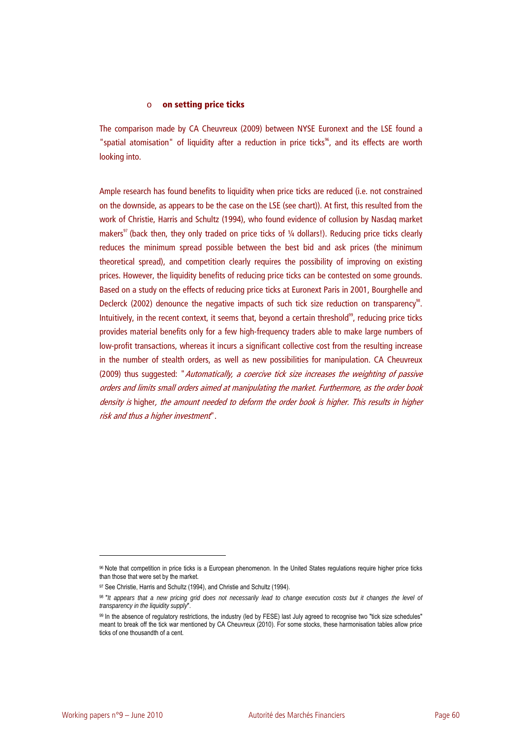- **on setting price ticks**

The comparison made by CA Cheuvreux (2009) between NYSE Euronext and the LSE found a "spatial atomisation" of liquidity after a reduction in price ticks[96], and its effects are worth looking into.

Ample research has found benefits to liquidity when price ticks are reduced (i.e. not constrained on the downside, as appears to be the case on the LSE (see chart)). At first, this resulted from the work of Christie, Harris and Schultz (1994), who found evidence of collusion by Nasdaq market makers[97] (back then, they only traded on price ticks of ¼ dollars!). Reducing price ticks clearly reduces the minimum spread possible between the best bid and ask prices (the minimum theoretical spread), and competition clearly requires the possibility of improving on existing prices. However, the liquidity benefits of reducing price ticks can be contested on some grounds. Based on a study on the effects of reducing price ticks at Euronext Paris in 2001, Bourghelle and Declerck (2002) denounce the negative impacts of such tick size reduction on transparency[98]. Intuitively, in the recent context, it seems that, beyond a certain threshold[99], reducing price ticks provides material benefits only for a few high-frequency traders able to make large numbers of low-profit transactions, whereas it incurs a significant collective cost from the resulting increase in the number of stealth orders, as well as new possibilities for manipulation. CA Cheuvreux (2009) thus suggested: "*Automatically, a coercive tick size increases the weighting of passive orders and limits small orders aimed at manipulating the market. Furthermore, as the order book density is* higher*, the amount needed to deform the order book is higher. This results in higher risk and thus a higher investment*".

---

[96] Note that competition in price ticks is a European phenomenon. In the United States regulations require higher price ticks than those that were set by the market.

[97] See Christie, Harris and Schultz (1994), and Christie and Schultz (1994).

[98] "*It appears that a new pricing grid does not necessarily lead to change execution costs but it changes the level of transparency in the liquidity supply*".

[99] In the absence of regulatory restrictions, the industry (led by FESE) last July agreed to recognise two "tick size schedules" meant to break off the tick war mentioned by CA Cheuvreux (2010). For some stocks, these harmonisation tables allow price ticks of one thousandth of a cent.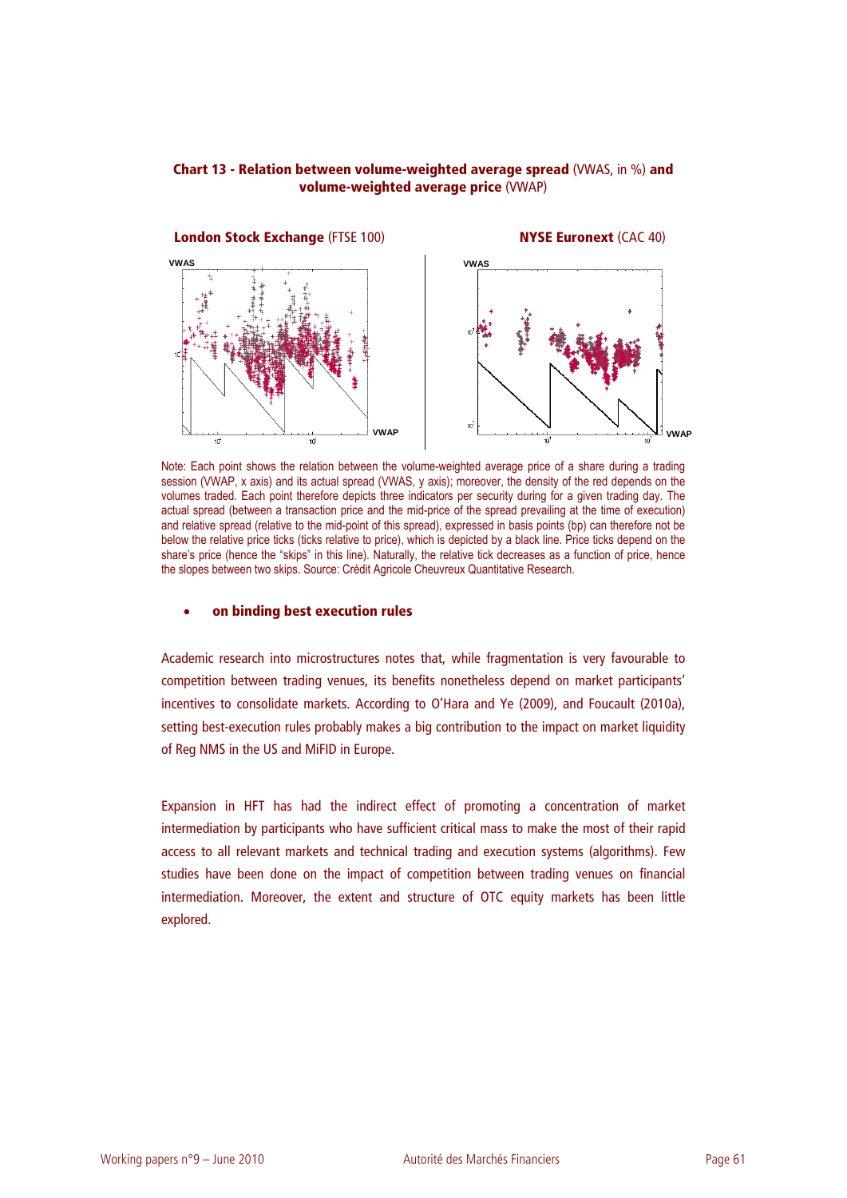**Chart 13 - Relation between volume-weighted average spread** (VWAS, in %) **and volume-weighted average price** (VWAP)

**London Stock Exchange** (FTSE 100) | **NYSE Euronext** (CAC 40)

Note: Each point shows the relation between the volume-weighted average price of a share during a trading session (VWAP, x axis) and its actual spread (VWAS, y axis); moreover, the density of the red depends on the volumes traded. Each point therefore depicts three indicators per security during for a given trading day. The actual spread (between a transaction price and the mid-price of the spread prevailing at the time of execution) and relative spread (relative to the mid-point of this spread), expressed in basis points (bp) can therefore not be below the relative price ticks (ticks relative to price), which is depicted by a black line. Price ticks depend on the share's price (hence the "skips" in this line). Naturally, the relative tick decreases as a function of price, hence the slopes between two skips. Source: Crédit Agricole Cheuvreux Quantitative Research.

- **on binding best execution rules**

Academic research into microstructures notes that, while fragmentation is very favourable to competition between trading venues, its benefits nonetheless depend on market participants' incentives to consolidate markets. According to O'Hara and Ye (2009), and Foucault (2010a), setting best-execution rules probably makes a big contribution to the impact on market liquidity of Reg NMS in the US and MiFID in Europe.

Expansion in HFT has had the indirect effect of promoting a concentration of market intermediation by participants who have sufficient critical mass to make the most of their rapid access to all relevant markets and technical trading and execution systems (algorithms). Few studies have been done on the impact of competition between trading venues on financial intermediation. Moreover, the extent and structure of OTC equity markets has been little explored.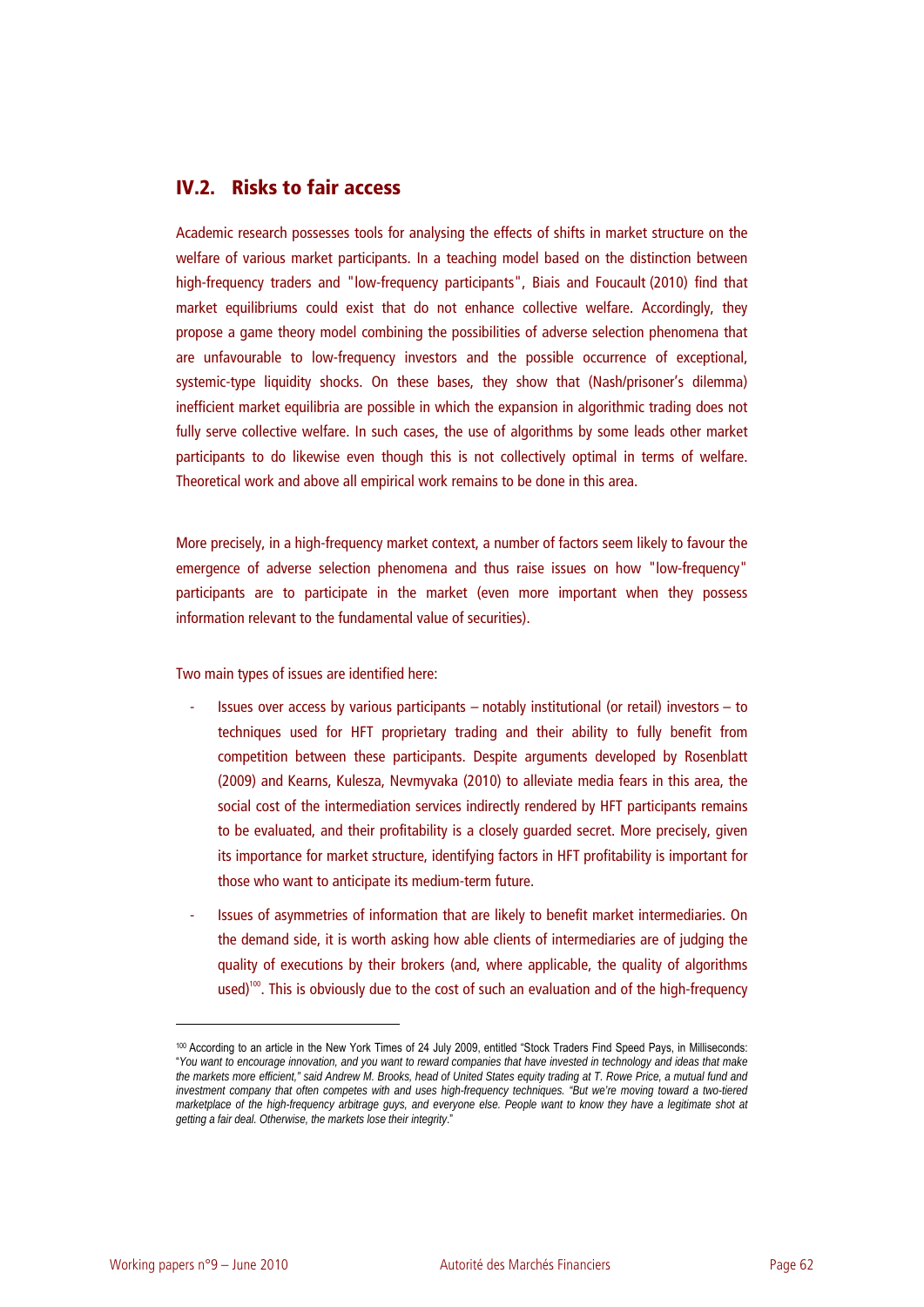## IV.2. Risks to fair access

Academic research possesses tools for analysing the effects of shifts in market structure on the welfare of various market participants. In a teaching model based on the distinction between high-frequency traders and "low-frequency participants", Biais and Foucault (2010) find that market equilibriums could exist that do not enhance collective welfare. Accordingly, they propose a game theory model combining the possibilities of adverse selection phenomena that are unfavourable to low-frequency investors and the possible occurrence of exceptional, systemic-type liquidity shocks. On these bases, they show that (Nash/prisoner's dilemma) inefficient market equilibria are possible in which the expansion in algorithmic trading does not fully serve collective welfare. In such cases, the use of algorithms by some leads other market participants to do likewise even though this is not collectively optimal in terms of welfare. Theoretical work and above all empirical work remains to be done in this area.

More precisely, in a high-frequency market context, a number of factors seem likely to favour the emergence of adverse selection phenomena and thus raise issues on how "low-frequency" participants are to participate in the market (even more important when they possess information relevant to the fundamental value of securities).

Two main types of issues are identified here:

- Issues over access by various participants – notably institutional (or retail) investors – to techniques used for HFT proprietary trading and their ability to fully benefit from competition between these participants. Despite arguments developed by Rosenblatt (2009) and Kearns, Kulesza, Nevmyvaka (2010) to alleviate media fears in this area, the social cost of the intermediation services indirectly rendered by HFT participants remains to be evaluated, and their profitability is a closely guarded secret. More precisely, given its importance for market structure, identifying factors in HFT profitability is important for those who want to anticipate its medium-term future.
- Issues of asymmetries of information that are likely to benefit market intermediaries. On the demand side, it is worth asking how able clients of intermediaries are of judging the quality of executions by their brokers (and, where applicable, the quality of algorithms used)[100]. This is obviously due to the cost of such an evaluation and of the high-frequency

[100] According to an article in the New York Times of 24 July 2009, entitled "Stock Traders Find Speed Pays, in Milliseconds: "*You want to encourage innovation, and you want to reward companies that have invested in technology and ideas that make the markets more efficient," said Andrew M. Brooks, head of United States equity trading at T. Rowe Price, a mutual fund and investment company that often competes with and uses high-frequency techniques. "But we're moving toward a two-tiered marketplace of the high-frequency arbitrage guys, and everyone else. People want to know they have a legitimate shot at getting a fair deal. Otherwise, the markets lose their integrity*."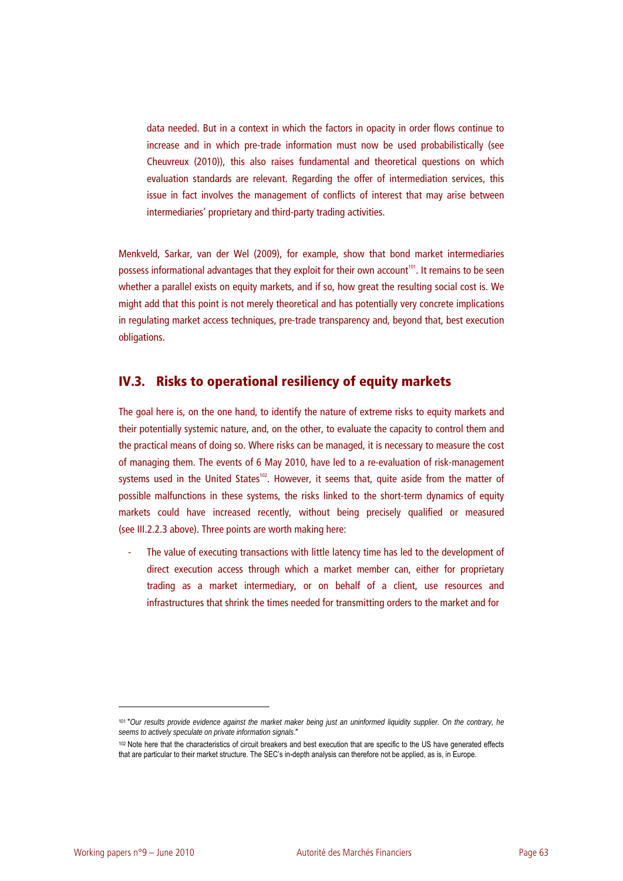data needed. But in a context in which the factors in opacity in order flows continue to increase and in which pre-trade information must now be used probabilistically (see Cheuvreux (2010)), this also raises fundamental and theoretical questions on which evaluation standards are relevant. Regarding the offer of intermediation services, this issue in fact involves the management of conflicts of interest that may arise between intermediaries' proprietary and third-party trading activities.

Menkveld, Sarkar, van der Wel (2009), for example, show that bond market intermediaries possess informational advantages that they exploit for their own account[101]. It remains to be seen whether a parallel exists on equity markets, and if so, how great the resulting social cost is. We might add that this point is not merely theoretical and has potentially very concrete implications in regulating market access techniques, pre-trade transparency and, beyond that, best execution obligations.

## IV.3. Risks to operational resiliency of equity markets

The goal here is, on the one hand, to identify the nature of extreme risks to equity markets and their potentially systemic nature, and, on the other, to evaluate the capacity to control them and the practical means of doing so. Where risks can be managed, it is necessary to measure the cost of managing them. The events of 6 May 2010, have led to a re-evaluation of risk-management systems used in the United States[102]. However, it seems that, quite aside from the matter of possible malfunctions in these systems, the risks linked to the short-term dynamics of equity markets could have increased recently, without being precisely qualified or measured (see III.2.2.3 above). Three points are worth making here:

- The value of executing transactions with little latency time has led to the development of direct execution access through which a market member can, either for proprietary trading as a market intermediary, or on behalf of a client, use resources and infrastructures that shrink the times needed for transmitting orders to the market and for

---

[101] "*Our results provide evidence against the market maker being just an uninformed liquidity supplier. On the contrary, he seems to actively speculate on private information signals.*"

[102] Note here that the characteristics of circuit breakers and best execution that are specific to the US have generated effects that are particular to their market structure. The SEC's in-depth analysis can therefore not be applied, as is, in Europe.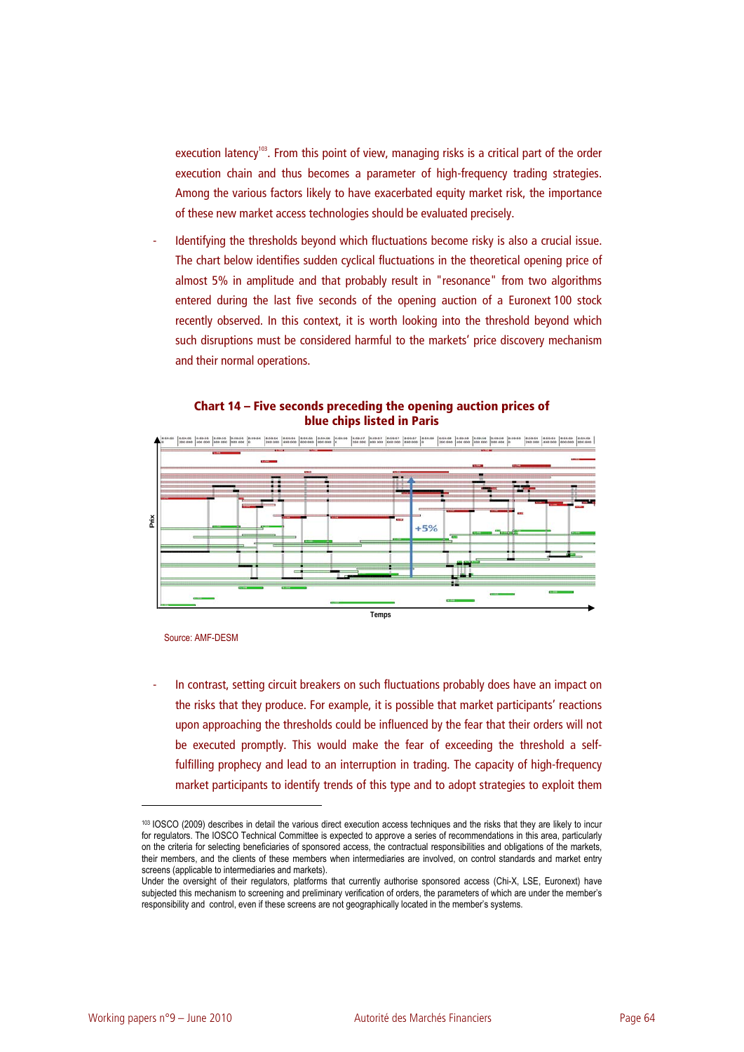execution latency[103]. From this point of view, managing risks is a critical part of the order execution chain and thus becomes a parameter of high-frequency trading strategies. Among the various factors likely to have exacerbated equity market risk, the importance of these new market access technologies should be evaluated precisely.

- Identifying the thresholds beyond which fluctuations become risky is also a crucial issue. The chart below identifies sudden cyclical fluctuations in the theoretical opening price of almost 5% in amplitude and that probably result in "resonance" from two algorithms entered during the last five seconds of the opening auction of a Euronext 100 stock recently observed. In this context, it is worth looking into the threshold beyond which such disruptions must be considered harmful to the markets' price discovery mechanism and their normal operations.

**Chart 14 – Five seconds preceding the opening auction prices of blue chips listed in Paris**

Prix

+5%

Temps

Source: AMF-DESM

- In contrast, setting circuit breakers on such fluctuations probably does have an impact on the risks that they produce. For example, it is possible that market participants' reactions upon approaching the thresholds could be influenced by the fear that their orders will not be executed promptly. This would make the fear of exceeding the threshold a self-fulfilling prophecy and lead to an interruption in trading. The capacity of high-frequency market participants to identify trends of this type and to adopt strategies to exploit them

---

[103] IOSCO (2009) describes in detail the various direct execution access techniques and the risks that they are likely to incur for regulators. The IOSCO Technical Committee is expected to approve a series of recommendations in this area, particularly on the criteria for selecting beneficiaries of sponsored access, the contractual responsibilities and obligations of the markets, their members, and the clients of these members when intermediaries are involved, on control standards and market entry screens (applicable to intermediaries and markets).
Under the oversight of their regulators, platforms that currently authorise sponsored access (Chi-X, LSE, Euronext) have subjected this mechanism to screening and preliminary verification of orders, the parameters of which are under the member's responsibility and control, even if these screens are not geographically located in the member's systems.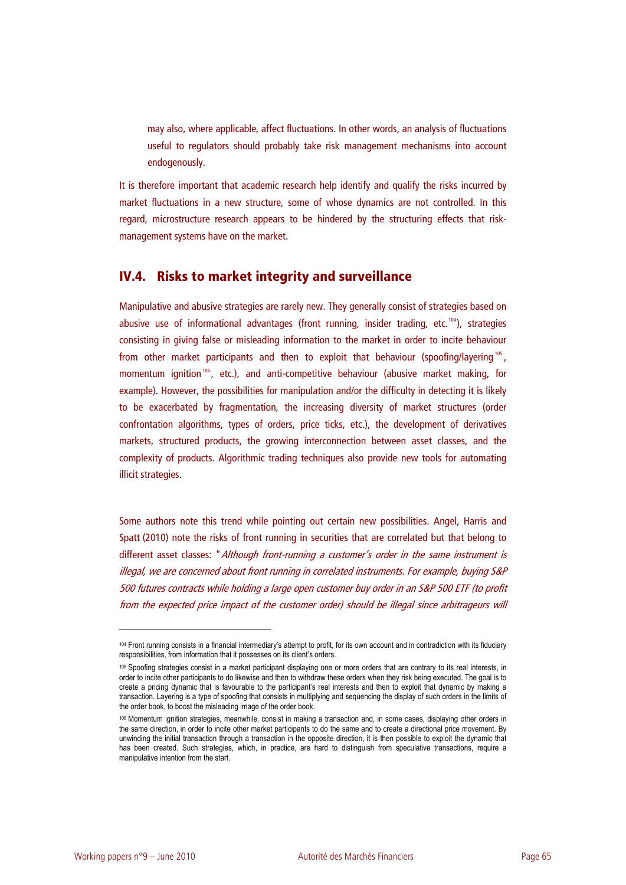may also, where applicable, affect fluctuations. In other words, an analysis of fluctuations useful to regulators should probably take risk management mechanisms into account endogenously.

It is therefore important that academic research help identify and qualify the risks incurred by market fluctuations in a new structure, some of whose dynamics are not controlled. In this regard, microstructure research appears to be hindered by the structuring effects that risk-management systems have on the market.

## IV.4. Risks to market integrity and surveillance

Manipulative and abusive strategies are rarely new. They generally consist of strategies based on abusive use of informational advantages (front running, insider trading, etc.[104]), strategies consisting in giving false or misleading information to the market in order to incite behaviour from other market participants and then to exploit that behaviour (spoofing/layering[105], momentum ignition[106], etc.), and anti-competitive behaviour (abusive market making, for example). However, the possibilities for manipulation and/or the difficulty in detecting it is likely to be exacerbated by fragmentation, the increasing diversity of market structures (order confrontation algorithms, types of orders, price ticks, etc.), the development of derivatives markets, structured products, the growing interconnection between asset classes, and the complexity of products. Algorithmic trading techniques also provide new tools for automating illicit strategies.

Some authors note this trend while pointing out certain new possibilities. Angel, Harris and Spatt (2010) note the risks of front running in securities that are correlated but that belong to different asset classes: "*Although front-running a customer's order in the same instrument is illegal, we are concerned about front running in correlated instruments. For example, buying S&P 500 futures contracts while holding a large open customer buy order in an S&P 500 ETF (to profit from the expected price impact of the customer order) should be illegal since arbitrageurs will*

---

[104] Front running consists in a financial intermediary's attempt to profit, for its own account and in contradiction with its fiduciary responsibilities, from information that it possesses on its client's orders.

[105] Spoofing strategies consist in a market participant displaying one or more orders that are contrary to its real interests, in order to incite other participants to do likewise and then to withdraw these orders when they risk being executed. The goal is to create a pricing dynamic that is favourable to the participant's real interests and then to exploit that dynamic by making a transaction. Layering is a type of spoofing that consists in multiplying and sequencing the display of such orders in the limits of the order book, to boost the misleading image of the order book.

[106] Momentum ignition strategies, meanwhile, consist in making a transaction and, in some cases, displaying other orders in the same direction, in order to incite other market participants to do the same and to create a directional price movement. By unwinding the initial transaction through a transaction in the opposite direction, it is then possible to exploit the dynamic that has been created. Such strategies, which, in practice, are hard to distinguish from speculative transactions, require a manipulative intention from the start.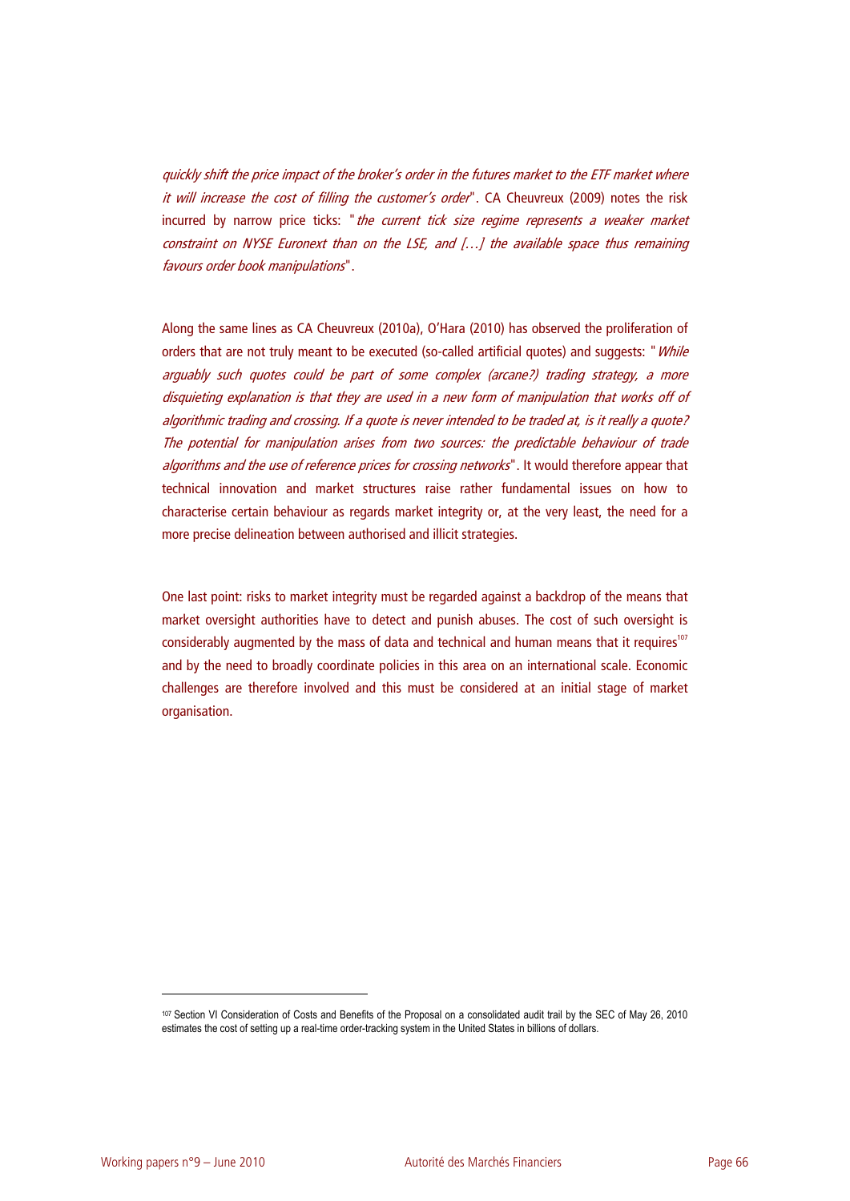*quickly shift the price impact of the broker's order in the futures market to the ETF market where it will increase the cost of filling the customer's order*". CA Cheuvreux (2009) notes the risk incurred by narrow price ticks: "*the current tick size regime represents a weaker market constraint on NYSE Euronext than on the LSE, and […] the available space thus remaining favours order book manipulations*".

Along the same lines as CA Cheuvreux (2010a), O'Hara (2010) has observed the proliferation of orders that are not truly meant to be executed (so-called artificial quotes) and suggests: "*While arguably such quotes could be part of some complex (arcane?) trading strategy, a more disquieting explanation is that they are used in a new form of manipulation that works off of algorithmic trading and crossing. If a quote is never intended to be traded at, is it really a quote? The potential for manipulation arises from two sources: the predictable behaviour of trade algorithms and the use of reference prices for crossing networks*". It would therefore appear that technical innovation and market structures raise rather fundamental issues on how to characterise certain behaviour as regards market integrity or, at the very least, the need for a more precise delineation between authorised and illicit strategies.

One last point: risks to market integrity must be regarded against a backdrop of the means that market oversight authorities have to detect and punish abuses. The cost of such oversight is considerably augmented by the mass of data and technical and human means that it requires[107] and by the need to broadly coordinate policies in this area on an international scale. Economic challenges are therefore involved and this must be considered at an initial stage of market organisation.

---

[107] Section VI Consideration of Costs and Benefits of the Proposal on a consolidated audit trail by the SEC of May 26, 2010 estimates the cost of setting up a real-time order-tracking system in the United States in billions of dollars.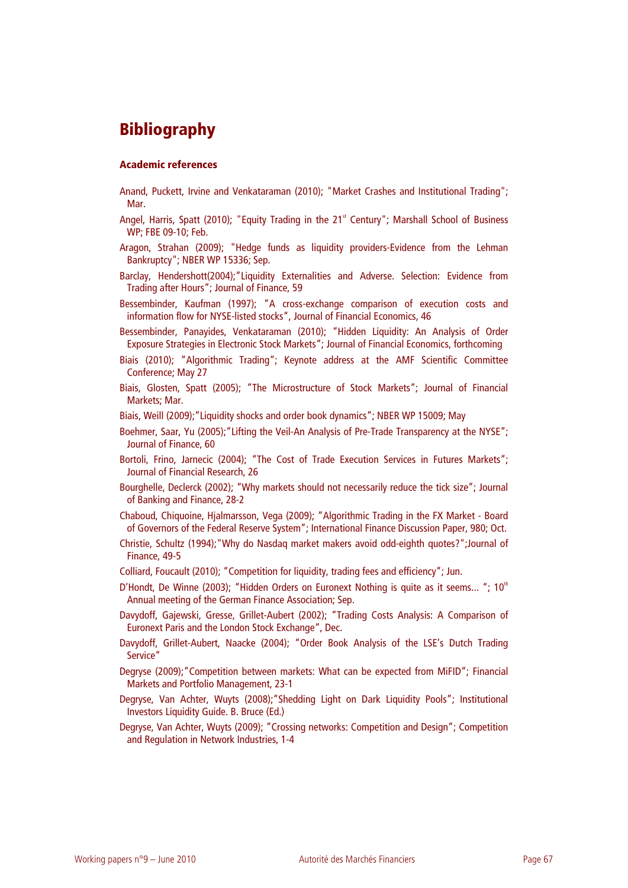# Bibliography

### Academic references

Anand, Puckett, Irvine and Venkataraman (2010); "Market Crashes and Institutional Trading"; Mar.

Angel, Harris, Spatt (2010); "Equity Trading in the 21st Century"; Marshall School of Business WP; FBE 09-10; Feb.

Aragon, Strahan (2009); "Hedge funds as liquidity providers-Evidence from the Lehman Bankruptcy"; NBER WP 15336; Sep.

Barclay, Hendershott(2004);"Liquidity Externalities and Adverse. Selection: Evidence from Trading after Hours"; Journal of Finance, 59

Bessembinder, Kaufman (1997); "A cross-exchange comparison of execution costs and information flow for NYSE-listed stocks", Journal of Financial Economics, 46

Bessembinder, Panayides, Venkataraman (2010); "Hidden Liquidity: An Analysis of Order Exposure Strategies in Electronic Stock Markets"; Journal of Financial Economics, forthcoming

Biais (2010); "Algorithmic Trading"; Keynote address at the AMF Scientific Committee Conference; May 27

Biais, Glosten, Spatt (2005); "The Microstructure of Stock Markets"; Journal of Financial Markets; Mar.

Biais, Weill (2009);"Liquidity shocks and order book dynamics"; NBER WP 15009; May

Boehmer, Saar, Yu (2005);"Lifting the Veil-An Analysis of Pre-Trade Transparency at the NYSE"; Journal of Finance, 60

Bortoli, Frino, Jarnecic (2004); "The Cost of Trade Execution Services in Futures Markets"; Journal of Financial Research, 26

Bourghelle, Declerck (2002); "Why markets should not necessarily reduce the tick size"; Journal of Banking and Finance, 28-2

Chaboud, Chiquoine, Hjalmarsson, Vega (2009); "Algorithmic Trading in the FX Market - Board of Governors of the Federal Reserve System"; International Finance Discussion Paper, 980; Oct.

Christie, Schultz (1994);"Why do Nasdaq market makers avoid odd-eighth quotes?";Journal of Finance, 49-5

Colliard, Foucault (2010); "Competition for liquidity, trading fees and efficiency"; Jun.

D'Hondt, De Winne (2003); "Hidden Orders on Euronext Nothing is quite as it seems... "; 10th Annual meeting of the German Finance Association; Sep.

Davydoff, Gajewski, Gresse, Grillet-Aubert (2002); "Trading Costs Analysis: A Comparison of Euronext Paris and the London Stock Exchange", Dec.

Davydoff, Grillet-Aubert, Naacke (2004); "Order Book Analysis of the LSE's Dutch Trading Service"

Degryse (2009);"Competition between markets: What can be expected from MiFID"; Financial Markets and Portfolio Management, 23-1

Degryse, Van Achter, Wuyts (2008);"Shedding Light on Dark Liquidity Pools"; Institutional Investors Liquidity Guide. B. Bruce (Ed.)

Degryse, Van Achter, Wuyts (2009); "Crossing networks: Competition and Design"; Competition and Regulation in Network Industries, 1-4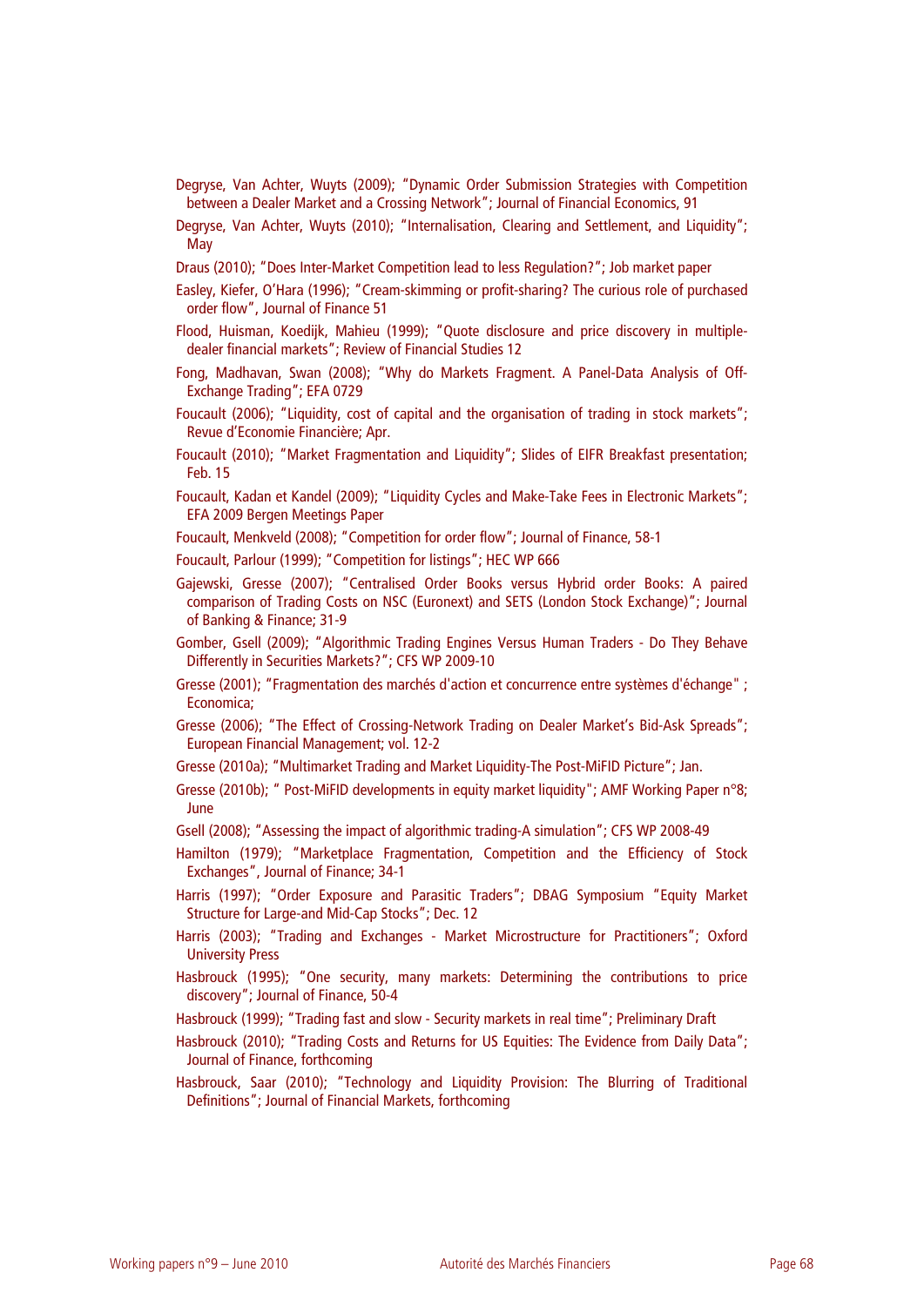Degryse, Van Achter, Wuyts (2009); "Dynamic Order Submission Strategies with Competition between a Dealer Market and a Crossing Network"; Journal of Financial Economics, 91

Degryse, Van Achter, Wuyts (2010); "Internalisation, Clearing and Settlement, and Liquidity"; May

Draus (2010); "Does Inter-Market Competition lead to less Regulation?"; Job market paper

Easley, Kiefer, O'Hara (1996); "Cream-skimming or profit-sharing? The curious role of purchased order flow", Journal of Finance 51

Flood, Huisman, Koedijk, Mahieu (1999); "Quote disclosure and price discovery in multiple-dealer financial markets"; Review of Financial Studies 12

Fong, Madhavan, Swan (2008); "Why do Markets Fragment. A Panel-Data Analysis of Off-Exchange Trading"; EFA 0729

Foucault (2006); "Liquidity, cost of capital and the organisation of trading in stock markets"; Revue d'Economie Financière; Apr.

Foucault (2010); "Market Fragmentation and Liquidity"; Slides of EIFR Breakfast presentation; Feb. 15

Foucault, Kadan et Kandel (2009); "Liquidity Cycles and Make-Take Fees in Electronic Markets"; EFA 2009 Bergen Meetings Paper

Foucault, Menkveld (2008); "Competition for order flow"; Journal of Finance, 58-1

Foucault, Parlour (1999); "Competition for listings"; HEC WP 666

Gajewski, Gresse (2007); "Centralised Order Books versus Hybrid order Books: A paired comparison of Trading Costs on NSC (Euronext) and SETS (London Stock Exchange)"; Journal of Banking & Finance; 31-9

Gomber, Gsell (2009); "Algorithmic Trading Engines Versus Human Traders - Do They Behave Differently in Securities Markets?"; CFS WP 2009-10

Gresse (2001); "Fragmentation des marchés d'action et concurrence entre systèmes d'échange" ; Economica;

Gresse (2006); "The Effect of Crossing-Network Trading on Dealer Market's Bid-Ask Spreads"; European Financial Management; vol. 12-2

Gresse (2010a); "Multimarket Trading and Market Liquidity-The Post-MiFID Picture"; Jan.

Gresse (2010b); " Post-MiFID developments in equity market liquidity"; AMF Working Paper n°8; June

Gsell (2008); "Assessing the impact of algorithmic trading-A simulation"; CFS WP 2008-49

Hamilton (1979); "Marketplace Fragmentation, Competition and the Efficiency of Stock Exchanges", Journal of Finance; 34-1

Harris (1997); "Order Exposure and Parasitic Traders"; DBAG Symposium "Equity Market Structure for Large-and Mid-Cap Stocks"; Dec. 12

Harris (2003); "Trading and Exchanges - Market Microstructure for Practitioners"; Oxford University Press

Hasbrouck (1995); "One security, many markets: Determining the contributions to price discovery"; Journal of Finance, 50-4

Hasbrouck (1999); "Trading fast and slow - Security markets in real time"; Preliminary Draft

Hasbrouck (2010); "Trading Costs and Returns for US Equities: The Evidence from Daily Data"; Journal of Finance, forthcoming

Hasbrouck, Saar (2010); "Technology and Liquidity Provision: The Blurring of Traditional Definitions"; Journal of Financial Markets, forthcoming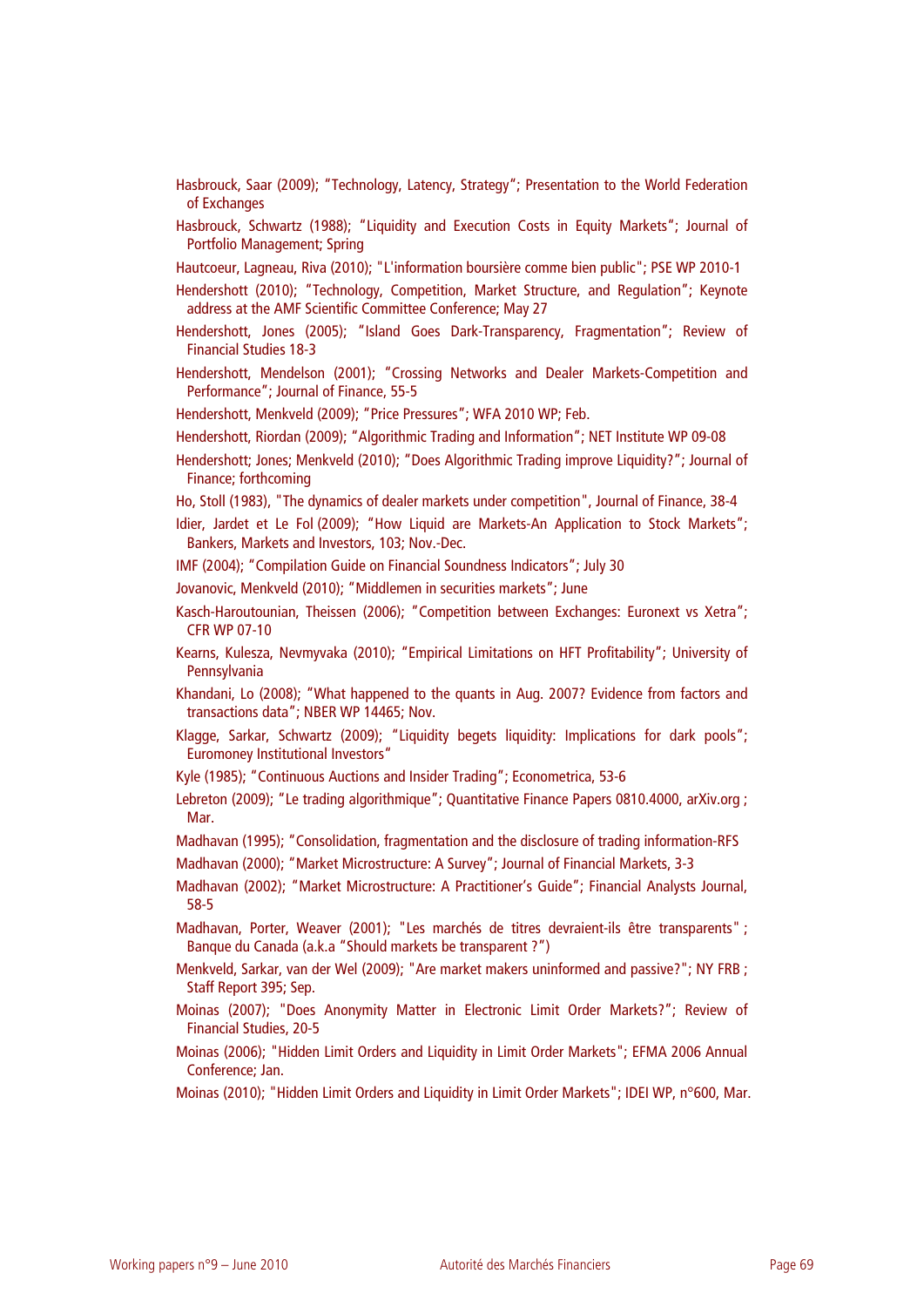Hasbrouck, Saar (2009); "Technology, Latency, Strategy"; Presentation to the World Federation of Exchanges

Hasbrouck, Schwartz (1988); "Liquidity and Execution Costs in Equity Markets"; Journal of Portfolio Management; Spring

Hautcoeur, Lagneau, Riva (2010); "L'information boursière comme bien public"; PSE WP 2010-1

Hendershott (2010); "Technology, Competition, Market Structure, and Regulation"; Keynote address at the AMF Scientific Committee Conference; May 27

Hendershott, Jones (2005); "Island Goes Dark-Transparency, Fragmentation"; Review of Financial Studies 18-3

Hendershott, Mendelson (2001); "Crossing Networks and Dealer Markets-Competition and Performance"; Journal of Finance, 55-5

Hendershott, Menkveld (2009); "Price Pressures"; WFA 2010 WP; Feb.

Hendershott, Riordan (2009); "Algorithmic Trading and Information"; NET Institute WP 09-08

Hendershott; Jones; Menkveld (2010); "Does Algorithmic Trading improve Liquidity?"; Journal of Finance; forthcoming

Ho, Stoll (1983), "The dynamics of dealer markets under competition", Journal of Finance, 38-4

Idier, Jardet et Le Fol (2009); "How Liquid are Markets-An Application to Stock Markets"; Bankers, Markets and Investors, 103; Nov.-Dec.

IMF (2004); "Compilation Guide on Financial Soundness Indicators"; July 30

Jovanovic, Menkveld (2010); "Middlemen in securities markets"; June

Kasch-Haroutounian, Theissen (2006); "Competition between Exchanges: Euronext vs Xetra"; CFR WP 07-10

Kearns, Kulesza, Nevmyvaka (2010); "Empirical Limitations on HFT Profitability"; University of Pennsylvania

Khandani, Lo (2008); "What happened to the quants in Aug. 2007? Evidence from factors and transactions data"; NBER WP 14465; Nov.

Klagge, Sarkar, Schwartz (2009); "Liquidity begets liquidity: Implications for dark pools"; Euromoney Institutional Investors"

Kyle (1985); "Continuous Auctions and Insider Trading"; Econometrica, 53-6

Lebreton (2009); "Le trading algorithmique"; Quantitative Finance Papers 0810.4000, arXiv.org ; Mar.

Madhavan (1995); "Consolidation, fragmentation and the disclosure of trading information-RFS

Madhavan (2000); "Market Microstructure: A Survey"; Journal of Financial Markets, 3-3

Madhavan (2002); "Market Microstructure: A Practitioner's Guide"; Financial Analysts Journal, 58-5

Madhavan, Porter, Weaver (2001); "Les marchés de titres devraient-ils être transparents" ; Banque du Canada (a.k.a "Should markets be transparent ?")

Menkveld, Sarkar, van der Wel (2009); "Are market makers uninformed and passive?"; NY FRB ; Staff Report 395; Sep.

Moinas (2007); "Does Anonymity Matter in Electronic Limit Order Markets?"; Review of Financial Studies, 20-5

Moinas (2006); "Hidden Limit Orders and Liquidity in Limit Order Markets"; EFMA 2006 Annual Conference; Jan.

Moinas (2010); "Hidden Limit Orders and Liquidity in Limit Order Markets"; IDEI WP, n°600, Mar.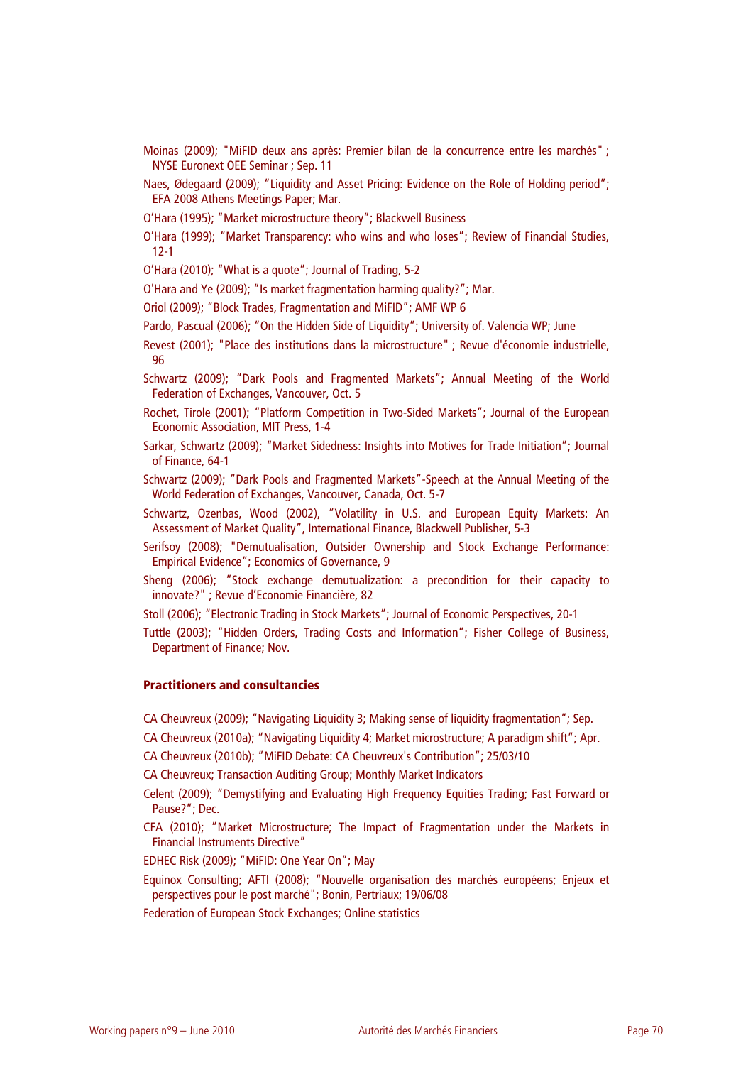Moinas (2009); "MiFID deux ans après: Premier bilan de la concurrence entre les marchés" ; NYSE Euronext OEE Seminar ; Sep. 11

Naes, Ødegaard (2009); "Liquidity and Asset Pricing: Evidence on the Role of Holding period"; EFA 2008 Athens Meetings Paper; Mar.

O'Hara (1995); "Market microstructure theory"; Blackwell Business

O'Hara (1999); "Market Transparency: who wins and who loses"; Review of Financial Studies, 12-1

O'Hara (2010); "What is a quote"; Journal of Trading, 5-2

O'Hara and Ye (2009); "Is market fragmentation harming quality?"; Mar.

Oriol (2009); "Block Trades, Fragmentation and MiFID"; AMF WP 6

Pardo, Pascual (2006); "On the Hidden Side of Liquidity"; University of. Valencia WP; June

Revest (2001); "Place des institutions dans la microstructure" ; Revue d'économie industrielle, 96

Schwartz (2009); "Dark Pools and Fragmented Markets"; Annual Meeting of the World Federation of Exchanges, Vancouver, Oct. 5

Rochet, Tirole (2001); "Platform Competition in Two-Sided Markets"; Journal of the European Economic Association, MIT Press, 1-4

Sarkar, Schwartz (2009); "Market Sidedness: Insights into Motives for Trade Initiation"; Journal of Finance, 64-1

Schwartz (2009); "Dark Pools and Fragmented Markets"-Speech at the Annual Meeting of the World Federation of Exchanges, Vancouver, Canada, Oct. 5-7

Schwartz, Ozenbas, Wood (2002), "Volatility in U.S. and European Equity Markets: An Assessment of Market Quality", International Finance, Blackwell Publisher, 5-3

Serifsoy (2008); "Demutualisation, Outsider Ownership and Stock Exchange Performance: Empirical Evidence"; Economics of Governance, 9

Sheng (2006); "Stock exchange demutualization: a precondition for their capacity to innovate?" ; Revue d'Economie Financière, 82

Stoll (2006); "Electronic Trading in Stock Markets"; Journal of Economic Perspectives, 20-1

Tuttle (2003); "Hidden Orders, Trading Costs and Information"; Fisher College of Business, Department of Finance; Nov.

**Practitioners and consultancies**

CA Cheuvreux (2009); "Navigating Liquidity 3; Making sense of liquidity fragmentation"; Sep.

CA Cheuvreux (2010a); "Navigating Liquidity 4; Market microstructure; A paradigm shift"; Apr.

CA Cheuvreux (2010b); "MiFID Debate: CA Cheuvreux's Contribution"; 25/03/10

CA Cheuvreux; Transaction Auditing Group; Monthly Market Indicators

Celent (2009); "Demystifying and Evaluating High Frequency Equities Trading; Fast Forward or Pause?"; Dec.

CFA (2010); "Market Microstructure; The Impact of Fragmentation under the Markets in Financial Instruments Directive"

EDHEC Risk (2009); "MiFID: One Year On"; May

Equinox Consulting; AFTI (2008); "Nouvelle organisation des marchés européens; Enjeux et perspectives pour le post marché"; Bonin, Pertriaux; 19/06/08

Federation of European Stock Exchanges; Online statistics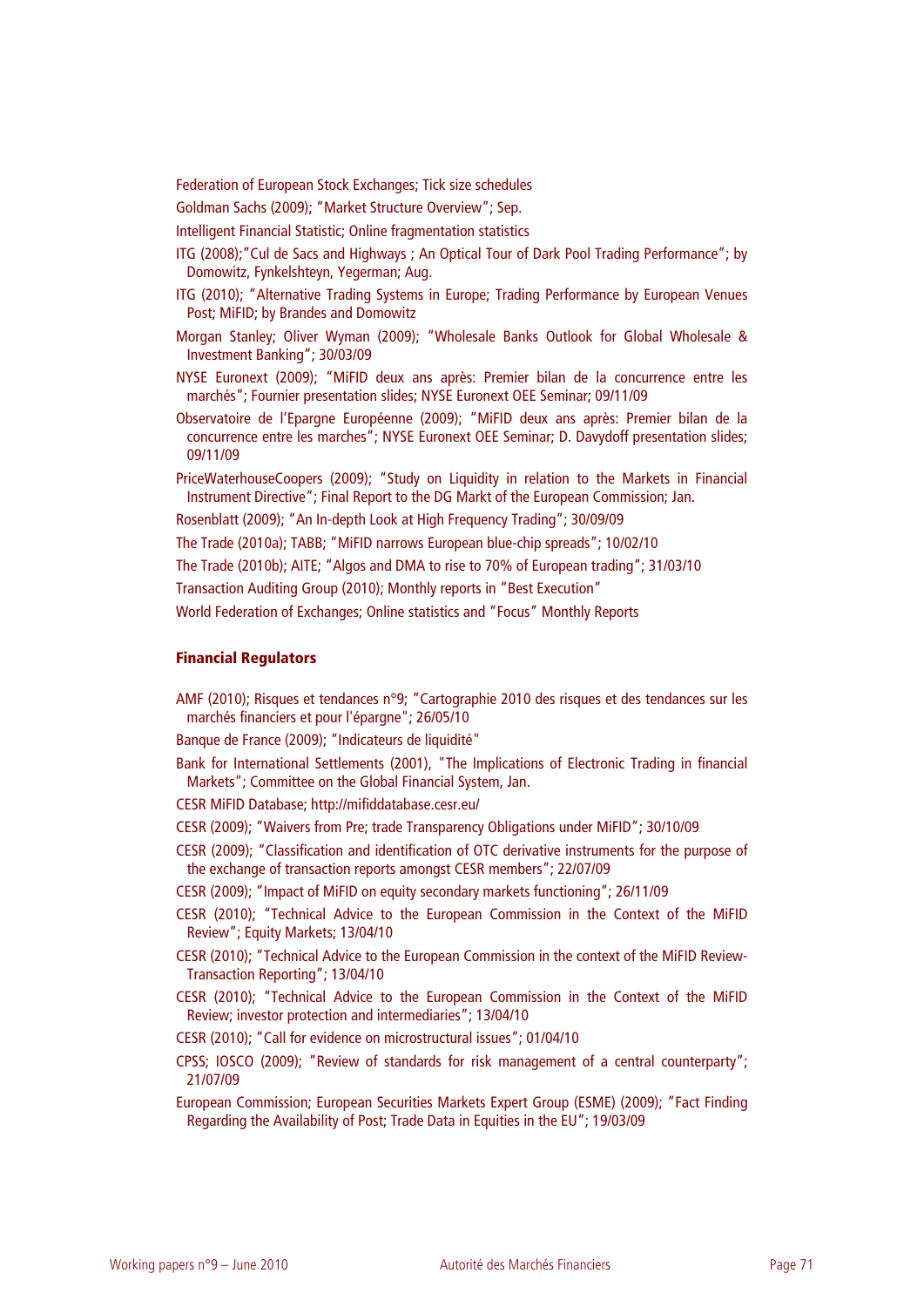Federation of European Stock Exchanges; Tick size schedules

Goldman Sachs (2009); "Market Structure Overview"; Sep.

Intelligent Financial Statistic; Online fragmentation statistics

ITG (2008);"Cul de Sacs and Highways ; An Optical Tour of Dark Pool Trading Performance"; by Domowitz, Fynkelshteyn, Yegerman; Aug.

ITG (2010); "Alternative Trading Systems in Europe; Trading Performance by European Venues Post; MiFID; by Brandes and Domowitz

Morgan Stanley; Oliver Wyman (2009); "Wholesale Banks Outlook for Global Wholesale & Investment Banking"; 30/03/09

NYSE Euronext (2009); "MiFID deux ans après: Premier bilan de la concurrence entre les marchés"; Fournier presentation slides; NYSE Euronext OEE Seminar; 09/11/09

Observatoire de l'Epargne Européenne (2009); "MiFID deux ans après: Premier bilan de la concurrence entre les marches"; NYSE Euronext OEE Seminar; D. Davydoff presentation slides; 09/11/09

PriceWaterhouseCoopers (2009); "Study on Liquidity in relation to the Markets in Financial Instrument Directive"; Final Report to the DG Markt of the European Commission; Jan.

Rosenblatt (2009); "An In-depth Look at High Frequency Trading"; 30/09/09

The Trade (2010a); TABB; "MiFID narrows European blue-chip spreads"; 10/02/10

The Trade (2010b); AITE; "Algos and DMA to rise to 70% of European trading"; 31/03/10

Transaction Auditing Group (2010); Monthly reports in "Best Execution"

World Federation of Exchanges; Online statistics and "Focus" Monthly Reports

**Financial Regulators**

AMF (2010); Risques et tendances n°9; "Cartographie 2010 des risques et des tendances sur les marchés financiers et pour l'épargne"; 26/05/10

Banque de France (2009); "Indicateurs de liquidité"

Bank for International Settlements (2001), "The Implications of Electronic Trading in financial Markets"; Committee on the Global Financial System, Jan.

CESR MiFID Database; http://mifiddatabase.cesr.eu/

CESR (2009); "Waivers from Pre; trade Transparency Obligations under MiFID"; 30/10/09

CESR (2009); "Classification and identification of OTC derivative instruments for the purpose of the exchange of transaction reports amongst CESR members"; 22/07/09

CESR (2009); "Impact of MiFID on equity secondary markets functioning"; 26/11/09

CESR (2010); "Technical Advice to the European Commission in the Context of the MiFID Review"; Equity Markets; 13/04/10

CESR (2010); "Technical Advice to the European Commission in the context of the MiFID Review-Transaction Reporting"; 13/04/10

CESR (2010); "Technical Advice to the European Commission in the Context of the MiFID Review; investor protection and intermediaries"; 13/04/10

CESR (2010); "Call for evidence on microstructural issues"; 01/04/10

CPSS; IOSCO (2009); "Review of standards for risk management of a central counterparty"; 21/07/09

European Commission; European Securities Markets Expert Group (ESME) (2009); "Fact Finding Regarding the Availability of Post; Trade Data in Equities in the EU"; 19/03/09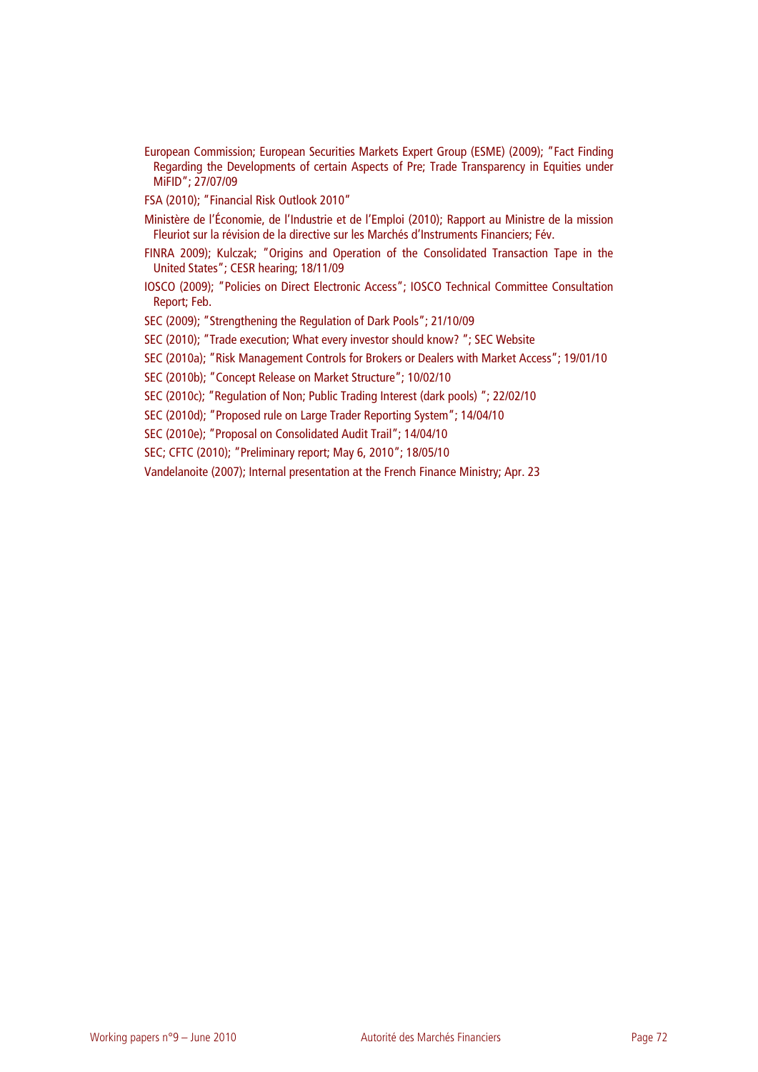European Commission; European Securities Markets Expert Group (ESME) (2009); "Fact Finding Regarding the Developments of certain Aspects of Pre; Trade Transparency in Equities under MiFID"; 27/07/09

FSA (2010); "Financial Risk Outlook 2010"

Ministère de l'Économie, de l'Industrie et de l'Emploi (2010); Rapport au Ministre de la mission Fleuriot sur la révision de la directive sur les Marchés d'Instruments Financiers; Fév.

FINRA 2009); Kulczak; "Origins and Operation of the Consolidated Transaction Tape in the United States"; CESR hearing; 18/11/09

IOSCO (2009); "Policies on Direct Electronic Access"; IOSCO Technical Committee Consultation Report; Feb.

SEC (2009); "Strengthening the Regulation of Dark Pools"; 21/10/09

SEC (2010); "Trade execution; What every investor should know? "; SEC Website

SEC (2010a); "Risk Management Controls for Brokers or Dealers with Market Access"; 19/01/10

SEC (2010b); "Concept Release on Market Structure"; 10/02/10

SEC (2010c); "Regulation of Non; Public Trading Interest (dark pools) "; 22/02/10

SEC (2010d); "Proposed rule on Large Trader Reporting System"; 14/04/10

SEC (2010e); "Proposal on Consolidated Audit Trail"; 14/04/10

SEC; CFTC (2010); "Preliminary report; May 6, 2010"; 18/05/10

Vandelanoite (2007); Internal presentation at the French Finance Ministry; Apr. 23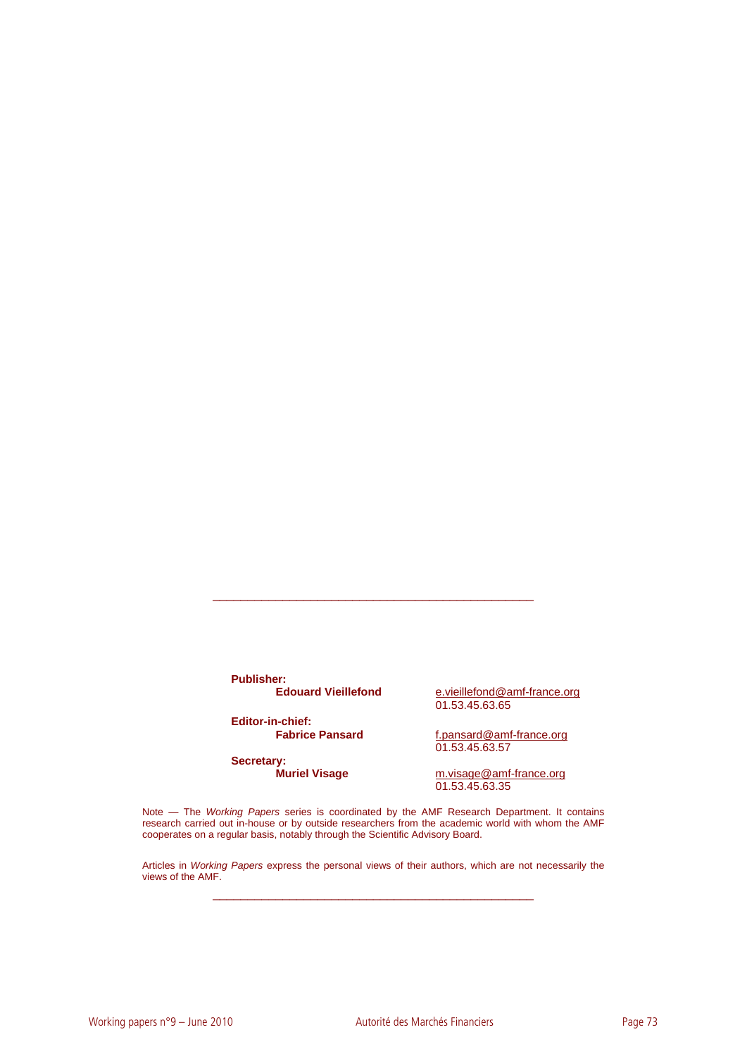---

**Publisher:**

**Edouard Vieillefond** e.vieillefond@amf-france.org
01.53.45.63.65

**Editor-in-chief:**

**Fabrice Pansard** f.pansard@amf-france.org
01.53.45.63.57

**Secretary:**

**Muriel Visage** m.visage@amf-france.org
01.53.45.63.35

Note — The *Working Papers* series is coordinated by the AMF Research Department. It contains research carried out in-house or by outside researchers from the academic world with whom the AMF cooperates on a regular basis, notably through the Scientific Advisory Board.

Articles in *Working Papers* express the personal views of their authors, which are not necessarily the views of the AMF.

---